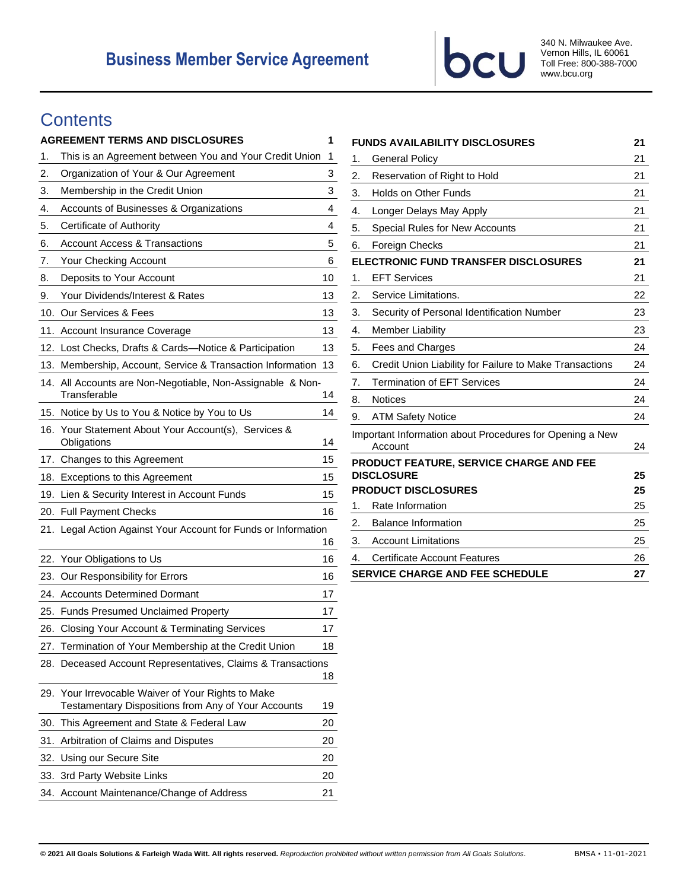# Business Member Service Agreement

bcu

340 N. Milwaukee Ave.
Vernon Hills, IL 60061
Toll Free: 800-388-7000
www.bcu.org

## Contents

| AGREEMENT TERMS AND DISCLOSURES | 1 |
|---|---|
| 1. This is an Agreement between You and Your Credit Union | 1 |
| 2. Organization of Your & Our Agreement | 3 |
| 3. Membership in the Credit Union | 3 |
| 4. Accounts of Businesses & Organizations | 4 |
| 5. Certificate of Authority | 4 |
| 6. Account Access & Transactions | 5 |
| 7. Your Checking Account | 6 |
| 8. Deposits to Your Account | 10 |
| 9. Your Dividends/Interest & Rates | 13 |
| 10. Our Services & Fees | 13 |
| 11. Account Insurance Coverage | 13 |
| 12. Lost Checks, Drafts & Cards—Notice & Participation | 13 |
| 13. Membership, Account, Service & Transaction Information | 13 |
| 14. All Accounts are Non-Negotiable, Non-Assignable & Non-Transferable | 14 |
| 15. Notice by Us to You & Notice by You to Us | 14 |
| 16. Your Statement About Your Account(s), Services & Obligations | 14 |
| 17. Changes to this Agreement | 15 |
| 18. Exceptions to this Agreement | 15 |
| 19. Lien & Security Interest in Account Funds | 15 |
| 20. Full Payment Checks | 16 |
| 21. Legal Action Against Your Account for Funds or Information | 16 |
| 22. Your Obligations to Us | 16 |
| 23. Our Responsibility for Errors | 16 |
| 24. Accounts Determined Dormant | 17 |
| 25. Funds Presumed Unclaimed Property | 17 |
| 26. Closing Your Account & Terminating Services | 17 |
| 27. Termination of Your Membership at the Credit Union | 18 |
| 28. Deceased Account Representatives, Claims & Transactions | 18 |
| 29. Your Irrevocable Waiver of Your Rights to Make Testamentary Dispositions from Any of Your Accounts | 19 |
| 30. This Agreement and State & Federal Law | 20 |
| 31. Arbitration of Claims and Disputes | 20 |
| 32. Using our Secure Site | 20 |
| 33. 3rd Party Website Links | 20 |
| 34. Account Maintenance/Change of Address | 21 |

| FUNDS AVAILABILITY DISCLOSURES | 21 |
|---|---|
| 1. General Policy | 21 |
| 2. Reservation of Right to Hold | 21 |
| 3. Holds on Other Funds | 21 |
| 4. Longer Delays May Apply | 21 |
| 5. Special Rules for New Accounts | 21 |
| 6. Foreign Checks | 21 |
| **ELECTRONIC FUND TRANSFER DISCLOSURES** | **21** |
| 1. EFT Services | 21 |
| 2. Service Limitations. | 22 |
| 3. Security of Personal Identification Number | 23 |
| 4. Member Liability | 23 |
| 5. Fees and Charges | 24 |
| 6. Credit Union Liability for Failure to Make Transactions | 24 |
| 7. Termination of EFT Services | 24 |
| 8. Notices | 24 |
| 9. ATM Safety Notice | 24 |
| Important Information about Procedures for Opening a New Account | 24 |
| **PRODUCT FEATURE, SERVICE CHARGE AND FEE DISCLOSURE** | **25** |
| **PRODUCT DISCLOSURES** | **25** |
| 1. Rate Information | 25 |
| 2. Balance Information | 25 |
| 3. Account Limitations | 25 |
| 4. Certificate Account Features | 26 |
| **SERVICE CHARGE AND FEE SCHEDULE** | **27** |

**© 2021 All Goals Solutions & Farleigh Wada Witt. All rights reserved.** *Reproduction prohibited without written permission from All Goals Solutions.* BMSA • 11-01-2021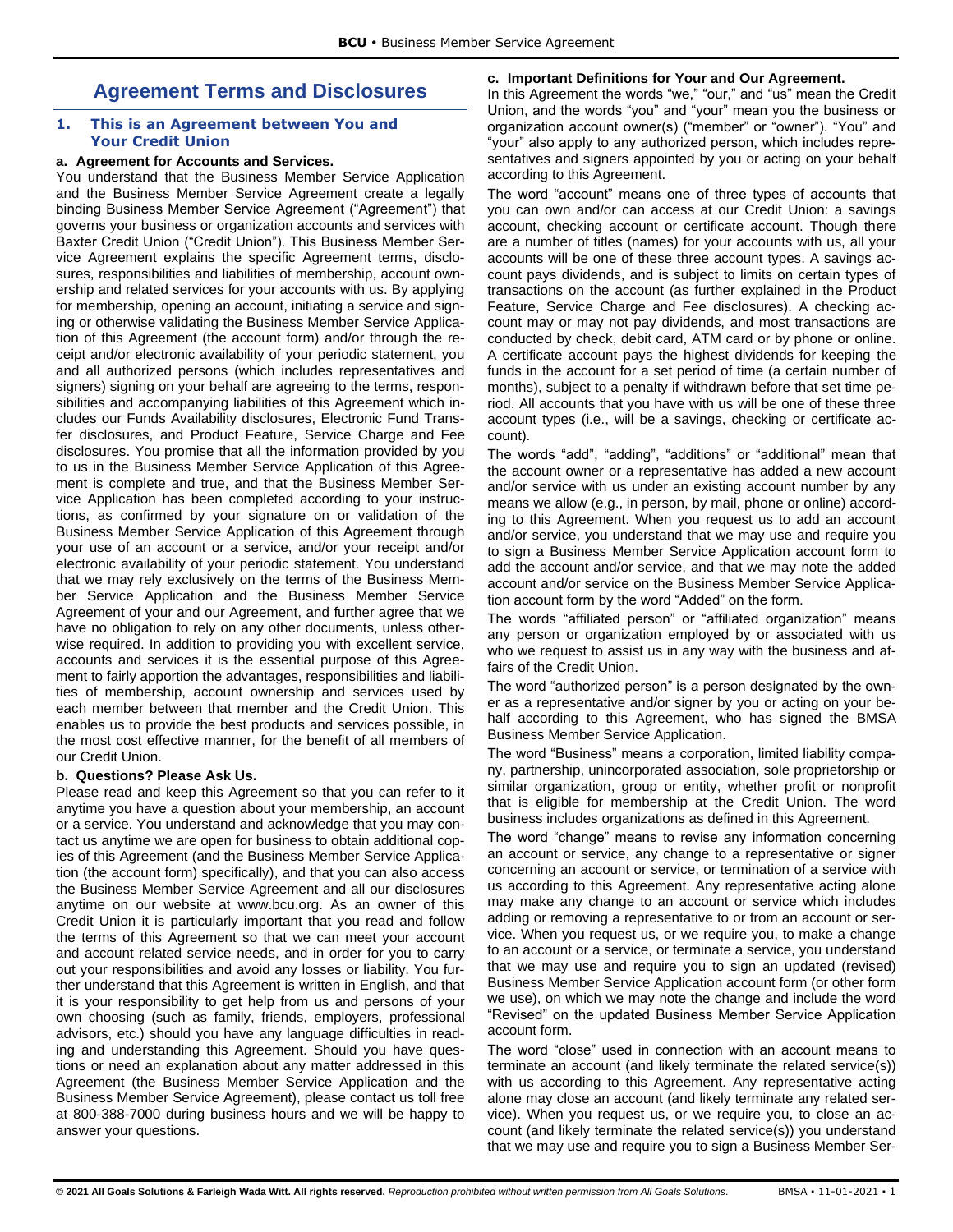# Agreement Terms and Disclosures

## 1. This is an Agreement between You and Your Credit Union

### a. Agreement for Accounts and Services.

You understand that the Business Member Service Application and the Business Member Service Agreement create a legally binding Business Member Service Agreement ("Agreement") that governs your business or organization accounts and services with Baxter Credit Union ("Credit Union"). This Business Member Service Agreement explains the specific Agreement terms, disclosures, responsibilities and liabilities of membership, account ownership and related services for your accounts with us. By applying for membership, opening an account, initiating a service and signing or otherwise validating the Business Member Service Application of this Agreement (the account form) and/or through the receipt and/or electronic availability of your periodic statement, you and all authorized persons (which includes representatives and signers) signing on your behalf are agreeing to the terms, responsibilities and accompanying liabilities of this Agreement which includes our Funds Availability disclosures, Electronic Fund Transfer disclosures, and Product Feature, Service Charge and Fee disclosures. You promise that all the information provided by you to us in the Business Member Service Application of this Agreement is complete and true, and that the Business Member Service Application has been completed according to your instructions, as confirmed by your signature on or validation of the Business Member Service Application of this Agreement through your use of an account or a service, and/or your receipt and/or electronic availability of your periodic statement. You understand that we may rely exclusively on the terms of the Business Member Service Application and the Business Member Service Agreement of your and our Agreement, and further agree that we have no obligation to rely on any other documents, unless otherwise required. In addition to providing you with excellent service, accounts and services it is the essential purpose of this Agreement to fairly apportion the advantages, responsibilities and liabilities of membership, account ownership and services used by each member between that member and the Credit Union. This enables us to provide the best products and services possible, in the most cost effective manner, for the benefit of all members of our Credit Union.

### b. Questions? Please Ask Us.

Please read and keep this Agreement so that you can refer to it anytime you have a question about your membership, an account or a service. You understand and acknowledge that you may contact us anytime we are open for business to obtain additional copies of this Agreement (and the Business Member Service Application (the account form) specifically), and that you can also access the Business Member Service Agreement and all our disclosures anytime on our website at www.bcu.org. As an owner of this Credit Union it is particularly important that you read and follow the terms of this Agreement so that we can meet your account and account related service needs, and in order for you to carry out your responsibilities and avoid any losses or liability. You further understand that this Agreement is written in English, and that it is your responsibility to get help from us and persons of your own choosing (such as family, friends, employers, professional advisors, etc.) should you have any language difficulties in reading and understanding this Agreement. Should you have questions or need an explanation about any matter addressed in this Agreement (the Business Member Service Application and the Business Member Service Agreement), please contact us toll free at 800-388-7000 during business hours and we will be happy to answer your questions.

### c. Important Definitions for Your and Our Agreement.

In this Agreement the words "we," "our," and "us" mean the Credit Union, and the words "you" and "your" mean you the business or organization account owner(s) ("member" or "owner"). "You" and "your" also apply to any authorized person, which includes representatives and signers appointed by you or acting on your behalf according to this Agreement.

The word "account" means one of three types of accounts that you can own and/or can access at our Credit Union: a savings account, checking account or certificate account. Though there are a number of titles (names) for your accounts with us, all your accounts will be one of these three account types. A savings account pays dividends, and is subject to limits on certain types of transactions on the account (as further explained in the Product Feature, Service Charge and Fee disclosures). A checking account may or may not pay dividends, and most transactions are conducted by check, debit card, ATM card or by phone or online. A certificate account pays the highest dividends for keeping the funds in the account for a set period of time (a certain number of months), subject to a penalty if withdrawn before that set time period. All accounts that you have with us will be one of these three account types (i.e., will be a savings, checking or certificate account).

The words "add", "adding", "additions" or "additional" mean that the account owner or a representative has added a new account and/or service with us under an existing account number by any means we allow (e.g., in person, by mail, phone or online) according to this Agreement. When you request us to add an account and/or service, you understand that we may use and require you to sign a Business Member Service Application account form to add the account and/or service, and that we may note the added account and/or service on the Business Member Service Application account form by the word "Added" on the form.

The words "affiliated person" or "affiliated organization" means any person or organization employed by or associated with us who we request to assist us in any way with the business and affairs of the Credit Union.

The word "authorized person" is a person designated by the owner as a representative and/or signer by you or acting on your behalf according to this Agreement, who has signed the BMSA Business Member Service Application.

The word "Business" means a corporation, limited liability company, partnership, unincorporated association, sole proprietorship or similar organization, group or entity, whether profit or nonprofit that is eligible for membership at the Credit Union. The word business includes organizations as defined in this Agreement.

The word "change" means to revise any information concerning an account or service, any change to a representative or signer concerning an account or service, or termination of a service with us according to this Agreement. Any representative acting alone may make any change to an account or service which includes adding or removing a representative to or from an account or service. When you request us, or we require you, to make a change to an account or a service, or terminate a service, you understand that we may use and require you to sign an updated (revised) Business Member Service Application account form (or other form we use), on which we may note the change and include the word "Revised" on the updated Business Member Service Application account form.

The word "close" used in connection with an account means to terminate an account (and likely terminate the related service(s)) with us according to this Agreement. Any representative acting alone may close an account (and likely terminate any related service). When you request us, or we require you, to close an account (and likely terminate the related service(s)) you understand that we may use and require you to sign a Business Member Ser-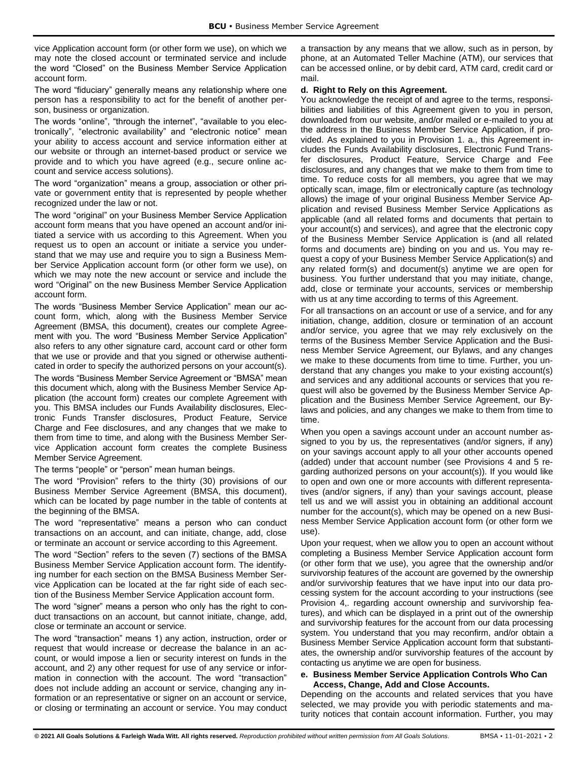vice Application account form (or other form we use), on which we may note the closed account or terminated service and include the word "Closed" on the Business Member Service Application account form.

The word "fiduciary" generally means any relationship where one person has a responsibility to act for the benefit of another person, business or organization.

The words "online", "through the internet", "available to you electronically", "electronic availability" and "electronic notice" mean your ability to access account and service information either at our website or through an internet-based product or service we provide and to which you have agreed (e.g., secure online account and service access solutions).

The word "organization" means a group, association or other private or government entity that is represented by people whether recognized under the law or not.

The word "original" on your Business Member Service Application account form means that you have opened an account and/or initiated a service with us according to this Agreement. When you request us to open an account or initiate a service you understand that we may use and require you to sign a Business Member Service Application account form (or other form we use), on which we may note the new account or service and include the word "Original" on the new Business Member Service Application account form.

The words "Business Member Service Application" mean our account form, which, along with the Business Member Service Agreement (BMSA, this document), creates our complete Agreement with you. The word "Business Member Service Application" also refers to any other signature card, account card or other form that we use or provide and that you signed or otherwise authenticated in order to specify the authorized persons on your account(s).

The words "Business Member Service Agreement or "BMSA" mean this document which, along with the Business Member Service Application (the account form) creates our complete Agreement with you. This BMSA includes our Funds Availability disclosures, Electronic Funds Transfer disclosures, Product Feature, Service Charge and Fee disclosures, and any changes that we make to them from time to time, and along with the Business Member Service Application account form creates the complete Business Member Service Agreement.

The terms "people" or "person" mean human beings.

The word "Provision" refers to the thirty (30) provisions of our Business Member Service Agreement (BMSA, this document), which can be located by page number in the table of contents at the beginning of the BMSA.

The word "representative" means a person who can conduct transactions on an account, and can initiate, change, add, close or terminate an account or service according to this Agreement.

The word "Section" refers to the seven (7) sections of the BMSA Business Member Service Application account form. The identifying number for each section on the BMSA Business Member Service Application can be located at the far right side of each section of the Business Member Service Application account form.

The word "signer" means a person who only has the right to conduct transactions on an account, but cannot initiate, change, add, close or terminate an account or service.

The word "transaction" means 1) any action, instruction, order or request that would increase or decrease the balance in an account, or would impose a lien or security interest on funds in the account, and 2) any other request for use of any service or information in connection with the account. The word "transaction" does not include adding an account or service, changing any information or an representative or signer on an account or service, or closing or terminating an account or service. You may conduct a transaction by any means that we allow, such as in person, by phone, at an Automated Teller Machine (ATM), our services that can be accessed online, or by debit card, ATM card, credit card or mail.

**d. Right to Rely on this Agreement.**

You acknowledge the receipt of and agree to the terms, responsibilities and liabilities of this Agreement given to you in person, downloaded from our website, and/or mailed or e-mailed to you at the address in the Business Member Service Application, if provided. As explained to you in Provision 1. a., this Agreement includes the Funds Availability disclosures, Electronic Fund Transfer disclosures, Product Feature, Service Charge and Fee disclosures, and any changes that we make to them from time to time. To reduce costs for all members, you agree that we may optically scan, image, film or electronically capture (as technology allows) the image of your original Business Member Service Application and revised Business Member Service Applications as applicable (and all related forms and documents that pertain to your account(s) and services), and agree that the electronic copy of the Business Member Service Application is (and all related forms and documents are) binding on you and us. You may request a copy of your Business Member Service Application(s) and any related form(s) and document(s) anytime we are open for business. You further understand that you may initiate, change, add, close or terminate your accounts, services or membership with us at any time according to terms of this Agreement.

For all transactions on an account or use of a service, and for any initiation, change, addition, closure or termination of an account and/or service, you agree that we may rely exclusively on the terms of the Business Member Service Application and the Business Member Service Agreement, our Bylaws, and any changes we make to these documents from time to time. Further, you understand that any changes you make to your existing account(s) and services and any additional accounts or services that you request will also be governed by the Business Member Service Application and the Business Member Service Agreement, our Bylaws and policies, and any changes we make to them from time to time.

When you open a savings account under an account number assigned to you by us, the representatives (and/or signers, if any) on your savings account apply to all your other accounts opened (added) under that account number (see Provisions 4 and 5 regarding authorized persons on your account(s)). If you would like to open and own one or more accounts with different representatives (and/or signers, if any) than your savings account, please tell us and we will assist you in obtaining an additional account number for the account(s), which may be opened on a new Business Member Service Application account form (or other form we use).

Upon your request, when we allow you to open an account without completing a Business Member Service Application account form (or other form that we use), you agree that the ownership and/or survivorship features of the account are governed by the ownership and/or survivorship features that we have input into our data processing system for the account according to your instructions (see Provision 4,. regarding account ownership and survivorship features), and which can be displayed in a print out of the ownership and survivorship features for the account from our data processing system. You understand that you may reconfirm, and/or obtain a Business Member Service Application account form that substantiates, the ownership and/or survivorship features of the account by contacting us anytime we are open for business.

**e. Business Member Service Application Controls Who Can Access, Change, Add and Close Accounts.**

Depending on the accounts and related services that you have selected, we may provide you with periodic statements and maturity notices that contain account information. Further, you may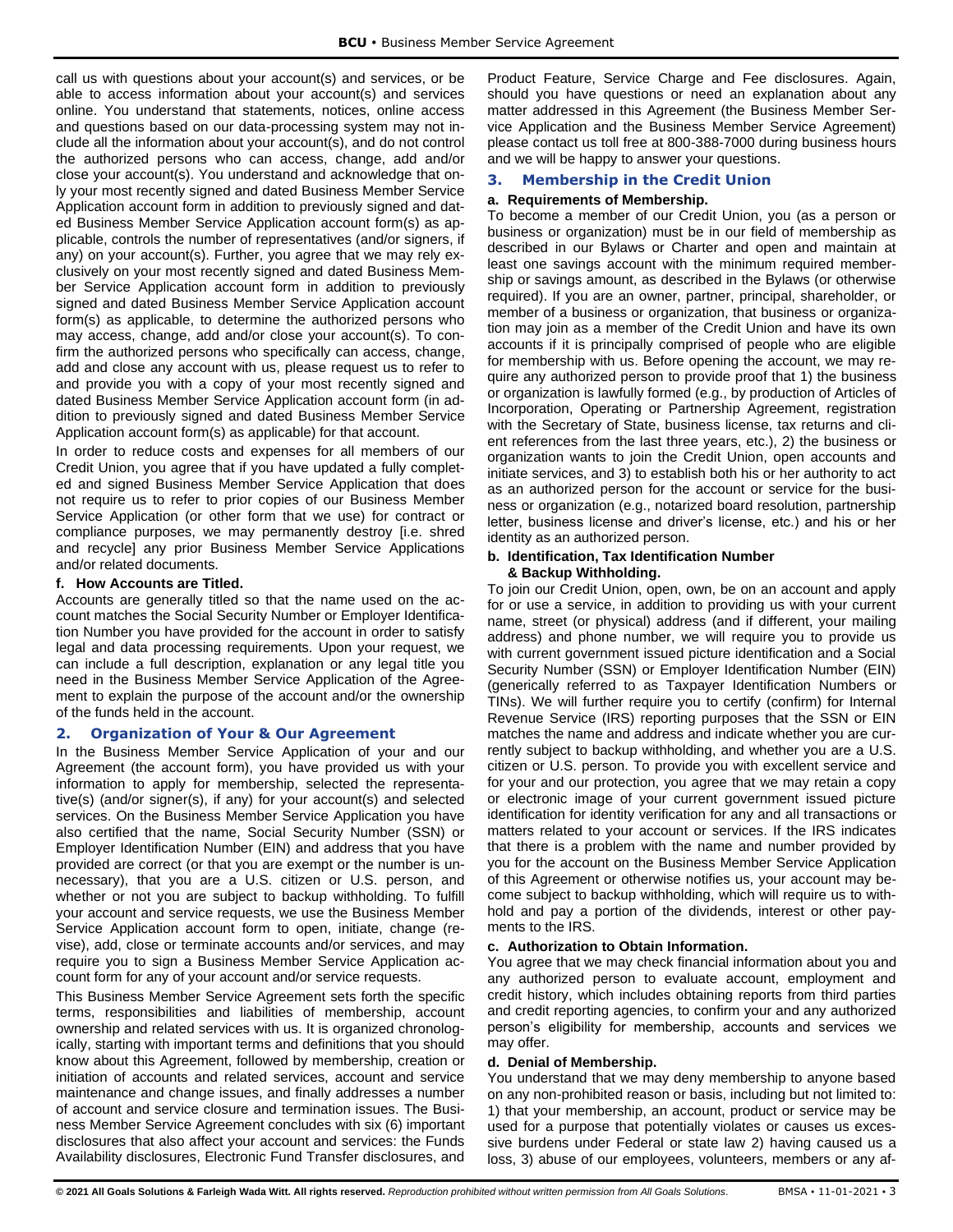call us with questions about your account(s) and services, or be able to access information about your account(s) and services online. You understand that statements, notices, online access and questions based on our data-processing system may not include all the information about your account(s), and do not control the authorized persons who can access, change, add and/or close your account(s). You understand and acknowledge that only your most recently signed and dated Business Member Service Application account form in addition to previously signed and dated Business Member Service Application account form(s) as applicable, controls the number of representatives (and/or signers, if any) on your account(s). Further, you agree that we may rely exclusively on your most recently signed and dated Business Member Service Application account form in addition to previously signed and dated Business Member Service Application account form(s) as applicable, to determine the authorized persons who may access, change, add and/or close your account(s). To confirm the authorized persons who specifically can access, change, add and close any account with us, please request us to refer to and provide you with a copy of your most recently signed and dated Business Member Service Application account form (in addition to previously signed and dated Business Member Service Application account form(s) as applicable) for that account.

In order to reduce costs and expenses for all members of our Credit Union, you agree that if you have updated a fully completed and signed Business Member Service Application that does not require us to refer to prior copies of our Business Member Service Application (or other form that we use) for contract or compliance purposes, we may permanently destroy [i.e. shred and recycle] any prior Business Member Service Applications and/or related documents.

#### f. How Accounts are Titled.

Accounts are generally titled so that the name used on the account matches the Social Security Number or Employer Identification Number you have provided for the account in order to satisfy legal and data processing requirements. Upon your request, we can include a full description, explanation or any legal title you need in the Business Member Service Application of the Agreement to explain the purpose of the account and/or the ownership of the funds held in the account.

## 2. Organization of Your & Our Agreement

In the Business Member Service Application of your and our Agreement (the account form), you have provided us with your information to apply for membership, selected the representative(s) (and/or signer(s), if any) for your account(s) and selected services. On the Business Member Service Application you have also certified that the name, Social Security Number (SSN) or Employer Identification Number (EIN) and address that you have provided are correct (or that you are exempt or the number is unnecessary), that you are a U.S. citizen or U.S. person, and whether or not you are subject to backup withholding. To fulfill your account and service requests, we use the Business Member Service Application account form to open, initiate, change (revise), add, close or terminate accounts and/or services, and may require you to sign a Business Member Service Application account form for any of your account and/or service requests.

This Business Member Service Agreement sets forth the specific terms, responsibilities and liabilities of membership, account ownership and related services with us. It is organized chronologically, starting with important terms and definitions that you should know about this Agreement, followed by membership, creation or initiation of accounts and related services, account and service maintenance and change issues, and finally addresses a number of account and service closure and termination issues. The Business Member Service Agreement concludes with six (6) important disclosures that also affect your account and services: the Funds Availability disclosures, Electronic Fund Transfer disclosures, and Product Feature, Service Charge and Fee disclosures. Again, should you have questions or need an explanation about any matter addressed in this Agreement (the Business Member Service Application and the Business Member Service Agreement) please contact us toll free at 800-388-7000 during business hours and we will be happy to answer your questions.

## 3. Membership in the Credit Union

#### a. Requirements of Membership.

To become a member of our Credit Union, you (as a person or business or organization) must be in our field of membership as described in our Bylaws or Charter and open and maintain at least one savings account with the minimum required membership or savings amount, as described in the Bylaws (or otherwise required). If you are an owner, partner, principal, shareholder, or member of a business or organization, that business or organization may join as a member of the Credit Union and have its own accounts if it is principally comprised of people who are eligible for membership with us. Before opening the account, we may require any authorized person to provide proof that 1) the business or organization is lawfully formed (e.g., by production of Articles of Incorporation, Operating or Partnership Agreement, registration with the Secretary of State, business license, tax returns and client references from the last three years, etc.), 2) the business or organization wants to join the Credit Union, open accounts and initiate services, and 3) to establish both his or her authority to act as an authorized person for the account or service for the business or organization (e.g., notarized board resolution, partnership letter, business license and driver's license, etc.) and his or her identity as an authorized person.

#### b. Identification, Tax Identification Number & Backup Withholding.

To join our Credit Union, open, own, be on an account and apply for or use a service, in addition to providing us with your current name, street (or physical) address (and if different, your mailing address) and phone number, we will require you to provide us with current government issued picture identification and a Social Security Number (SSN) or Employer Identification Number (EIN) (generically referred to as Taxpayer Identification Numbers or TINs). We will further require you to certify (confirm) for Internal Revenue Service (IRS) reporting purposes that the SSN or EIN matches the name and address and indicate whether you are currently subject to backup withholding, and whether you are a U.S. citizen or U.S. person. To provide you with excellent service and for your and our protection, you agree that we may retain a copy or electronic image of your current government issued picture identification for identity verification for any and all transactions or matters related to your account or services. If the IRS indicates that there is a problem with the name and number provided by you for the account on the Business Member Service Application of this Agreement or otherwise notifies us, your account may become subject to backup withholding, which will require us to withhold and pay a portion of the dividends, interest or other payments to the IRS.

#### c. Authorization to Obtain Information.

You agree that we may check financial information about you and any authorized person to evaluate account, employment and credit history, which includes obtaining reports from third parties and credit reporting agencies, to confirm your and any authorized person's eligibility for membership, accounts and services we may offer.

#### d. Denial of Membership.

You understand that we may deny membership to anyone based on any non-prohibited reason or basis, including but not limited to: 1) that your membership, an account, product or service may be used for a purpose that potentially violates or causes us excessive burdens under Federal or state law 2) having caused us a loss, 3) abuse of our employees, volunteers, members or any af-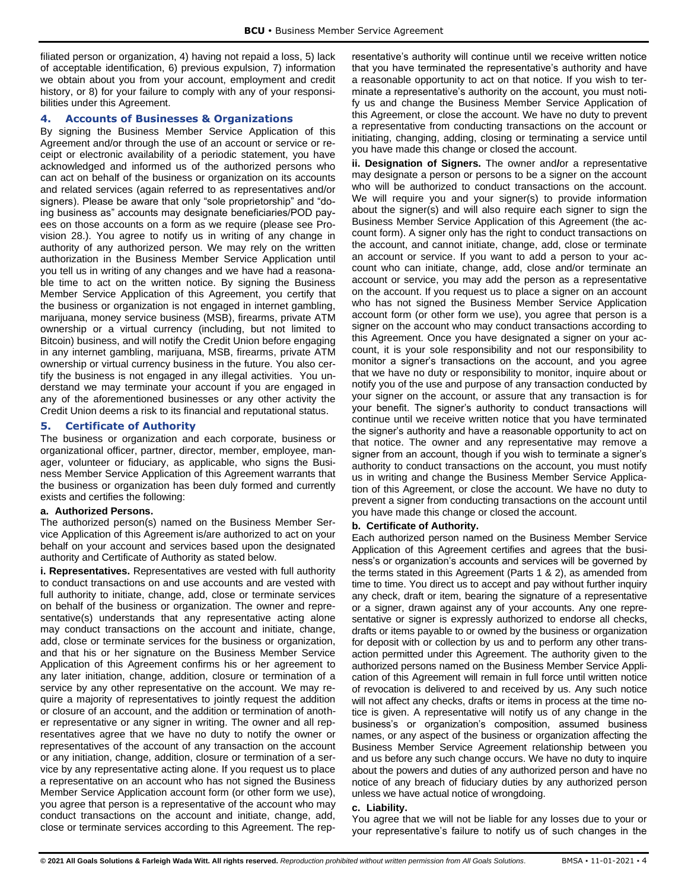filiated person or organization, 4) having not repaid a loss, 5) lack of acceptable identification, 6) previous expulsion, 7) information we obtain about you from your account, employment and credit history, or 8) for your failure to comply with any of your responsibilities under this Agreement.

## 4. Accounts of Businesses & Organizations

By signing the Business Member Service Application of this Agreement and/or through the use of an account or service or receipt or electronic availability of a periodic statement, you have acknowledged and informed us of the authorized persons who can act on behalf of the business or organization on its accounts and related services (again referred to as representatives and/or signers). Please be aware that only "sole proprietorship" and "doing business as" accounts may designate beneficiaries/POD payees on those accounts on a form as we require (please see Provision 28.). You agree to notify us in writing of any change in authority of any authorized person. We may rely on the written authorization in the Business Member Service Application until you tell us in writing of any changes and we have had a reasonable time to act on the written notice. By signing the Business Member Service Application of this Agreement, you certify that the business or organization is not engaged in internet gambling, marijuana, money service business (MSB), firearms, private ATM ownership or a virtual currency (including, but not limited to Bitcoin) business, and will notify the Credit Union before engaging in any internet gambling, marijuana, MSB, firearms, private ATM ownership or virtual currency business in the future. You also certify the business is not engaged in any illegal activities. You understand we may terminate your account if you are engaged in any of the aforementioned businesses or any other activity the Credit Union deems a risk to its financial and reputational status.

## 5. Certificate of Authority

The business or organization and each corporate, business or organizational officer, partner, director, member, employee, manager, volunteer or fiduciary, as applicable, who signs the Business Member Service Application of this Agreement warrants that the business or organization has been duly formed and currently exists and certifies the following:

### a. Authorized Persons.

The authorized person(s) named on the Business Member Service Application of this Agreement is/are authorized to act on your behalf on your account and services based upon the designated authority and Certificate of Authority as stated below.

**i. Representatives.** Representatives are vested with full authority to conduct transactions on and use accounts and are vested with full authority to initiate, change, add, close or terminate services on behalf of the business or organization. The owner and representative(s) understands that any representative acting alone may conduct transactions on the account and initiate, change, add, close or terminate services for the business or organization, and that his or her signature on the Business Member Service Application of this Agreement confirms his or her agreement to any later initiation, change, addition, closure or termination of a service by any other representative on the account. We may require a majority of representatives to jointly request the addition or closure of an account, and the addition or termination of another representative or any signer in writing. The owner and all representatives agree that we have no duty to notify the owner or representatives of the account of any transaction on the account or any initiation, change, addition, closure or termination of a service by any representative acting alone. If you request us to place a representative on an account who has not signed the Business Member Service Application account form (or other form we use), you agree that person is a representative of the account who may conduct transactions on the account and initiate, change, add, close or terminate services according to this Agreement. The representative's authority will continue until we receive written notice that you have terminated the representative's authority and have a reasonable opportunity to act on that notice. If you wish to terminate a representative's authority on the account, you must notify us and change the Business Member Service Application of this Agreement, or close the account. We have no duty to prevent a representative from conducting transactions on the account or initiating, changing, adding, closing or terminating a service until you have made this change or closed the account.

**ii. Designation of Signers.** The owner and/or a representative may designate a person or persons to be a signer on the account who will be authorized to conduct transactions on the account. We will require you and your signer(s) to provide information about the signer(s) and will also require each signer to sign the Business Member Service Application of this Agreement (the account form). A signer only has the right to conduct transactions on the account, and cannot initiate, change, add, close or terminate an account or service. If you want to add a person to your account who can initiate, change, add, close and/or terminate an account or service, you may add the person as a representative on the account. If you request us to place a signer on an account who has not signed the Business Member Service Application account form (or other form we use), you agree that person is a signer on the account who may conduct transactions according to this Agreement. Once you have designated a signer on your account, it is your sole responsibility and not our responsibility to monitor a signer's transactions on the account, and you agree that we have no duty or responsibility to monitor, inquire about or notify you of the use and purpose of any transaction conducted by your signer on the account, or assure that any transaction is for your benefit. The signer's authority to conduct transactions will continue until we receive written notice that you have terminated the signer's authority and have a reasonable opportunity to act on that notice. The owner and any representative may remove a signer from an account, though if you wish to terminate a signer's authority to conduct transactions on the account, you must notify us in writing and change the Business Member Service Application of this Agreement, or close the account. We have no duty to prevent a signer from conducting transactions on the account until you have made this change or closed the account.

### b. Certificate of Authority.

Each authorized person named on the Business Member Service Application of this Agreement certifies and agrees that the business's or organization's accounts and services will be governed by the terms stated in this Agreement (Parts 1 & 2), as amended from time to time. You direct us to accept and pay without further inquiry any check, draft or item, bearing the signature of a representative or a signer, drawn against any of your accounts. Any one representative or signer is expressly authorized to endorse all checks, drafts or items payable to or owned by the business or organization for deposit with or collection by us and to perform any other transaction permitted under this Agreement. The authority given to the authorized persons named on the Business Member Service Application of this Agreement will remain in full force until written notice of revocation is delivered to and received by us. Any such notice will not affect any checks, drafts or items in process at the time notice is given. A representative will notify us of any change in the business's or organization's composition, assumed business names, or any aspect of the business or organization affecting the Business Member Service Agreement relationship between you and us before any such change occurs. We have no duty to inquire about the powers and duties of any authorized person and have no notice of any breach of fiduciary duties by any authorized person unless we have actual notice of wrongdoing.

### c. Liability.

You agree that we will not be liable for any losses due to your or your representative's failure to notify us of such changes in the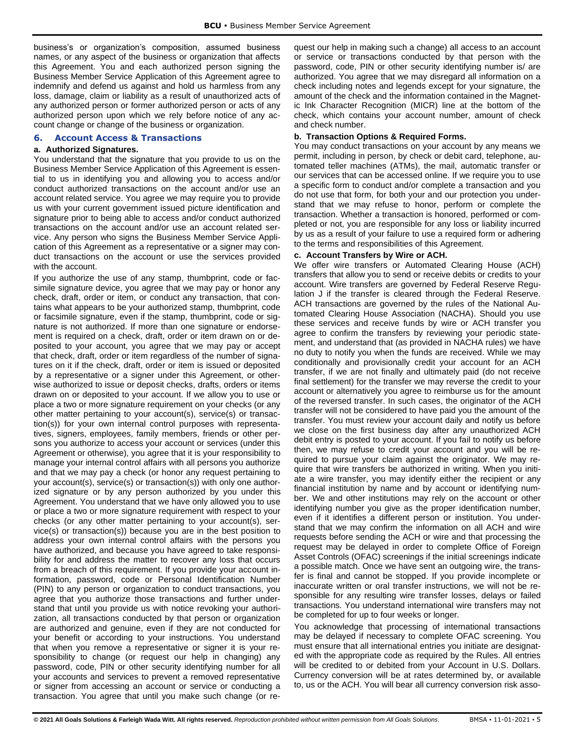business's or organization's composition, assumed business names, or any aspect of the business or organization that affects this Agreement. You and each authorized person signing the Business Member Service Application of this Agreement agree to indemnify and defend us against and hold us harmless from any loss, damage, claim or liability as a result of unauthorized acts of any authorized person or former authorized person or acts of any authorized person upon which we rely before notice of any account change or change of the business or organization.

## 6. Account Access & Transactions

### a. Authorized Signatures.

You understand that the signature that you provide to us on the Business Member Service Application of this Agreement is essential to us in identifying you and allowing you to access and/or conduct authorized transactions on the account and/or use an account related service. You agree we may require you to provide us with your current government issued picture identification and signature prior to being able to access and/or conduct authorized transactions on the account and/or use an account related service. Any person who signs the Business Member Service Application of this Agreement as a representative or a signer may conduct transactions on the account or use the services provided with the account.

If you authorize the use of any stamp, thumbprint, code or facsimile signature device, you agree that we may pay or honor any check, draft, order or item, or conduct any transaction, that contains what appears to be your authorized stamp, thumbprint, code or facsimile signature, even if the stamp, thumbprint, code or signature is not authorized. If more than one signature or endorsement is required on a check, draft, order or item drawn on or deposited to your account, you agree that we may pay or accept that check, draft, order or item regardless of the number of signatures on it if the check, draft, order or item is issued or deposited by a representative or a signer under this Agreement, or otherwise authorized to issue or deposit checks, drafts, orders or items drawn on or deposited to your account. If we allow you to use or place a two or more signature requirement on your checks (or any other matter pertaining to your account(s), service(s) or transaction(s)) for your own internal control purposes with representatives, signers, employees, family members, friends or other persons you authorize to access your account or services (under this Agreement or otherwise), you agree that it is your responsibility to manage your internal control affairs with all persons you authorize and that we may pay a check (or honor any request pertaining to your account(s), service(s) or transaction(s)) with only one authorized signature or by any person authorized by you under this Agreement. You understand that we have only allowed you to use or place a two or more signature requirement with respect to your checks (or any other matter pertaining to your account(s), service(s) or transaction(s)) because you are in the best position to address your own internal control affairs with the persons you have authorized, and because you have agreed to take responsibility for and address the matter to recover any loss that occurs from a breach of this requirement. If you provide your account information, password, code or Personal Identification Number (PIN) to any person or organization to conduct transactions, you agree that you authorize those transactions and further understand that until you provide us with notice revoking your authorization, all transactions conducted by that person or organization are authorized and genuine, even if they are not conducted for your benefit or according to your instructions. You understand that when you remove a representative or signer it is your responsibility to change (or request our help in changing) any password, code, PIN or other security identifying number for all your accounts and services to prevent a removed representative or signer from accessing an account or service or conducting a transaction. You agree that until you make such change (or request our help in making such a change) all access to an account or service or transactions conducted by that person with the password, code, PIN or other security identifying number is/ are authorized. You agree that we may disregard all information on a check including notes and legends except for your signature, the amount of the check and the information contained in the Magnetic Ink Character Recognition (MICR) line at the bottom of the check, which contains your account number, amount of check and check number.

### b. Transaction Options & Required Forms.

You may conduct transactions on your account by any means we permit, including in person, by check or debit card, telephone, automated teller machines (ATMs), the mail, automatic transfer or our services that can be accessed online. If we require you to use a specific form to conduct and/or complete a transaction and you do not use that form, for both your and our protection you understand that we may refuse to honor, perform or complete the transaction. Whether a transaction is honored, performed or completed or not, you are responsible for any loss or liability incurred by us as a result of your failure to use a required form or adhering to the terms and responsibilities of this Agreement.

### c. Account Transfers by Wire or ACH.

We offer wire transfers or Automated Clearing House (ACH) transfers that allow you to send or receive debits or credits to your account. Wire transfers are governed by Federal Reserve Regulation J if the transfer is cleared through the Federal Reserve. ACH transactions are governed by the rules of the National Automated Clearing House Association (NACHA). Should you use these services and receive funds by wire or ACH transfer you agree to confirm the transfers by reviewing your periodic statement, and understand that (as provided in NACHA rules) we have no duty to notify you when the funds are received. While we may conditionally and provisionally credit your account for an ACH transfer, if we are not finally and ultimately paid (do not receive final settlement) for the transfer we may reverse the credit to your account or alternatively you agree to reimburse us for the amount of the reversed transfer. In such cases, the originator of the ACH transfer will not be considered to have paid you the amount of the transfer. You must review your account daily and notify us before we close on the first business day after any unauthorized ACH debit entry is posted to your account. If you fail to notify us before then, we may refuse to credit your account and you will be required to pursue your claim against the originator. We may require that wire transfers be authorized in writing. When you initiate a wire transfer, you may identify either the recipient or any financial institution by name and by account or identifying number. We and other institutions may rely on the account or other identifying number you give as the proper identification number, even if it identifies a different person or institution. You understand that we may confirm the information on all ACH and wire requests before sending the ACH or wire and that processing the request may be delayed in order to complete Office of Foreign Asset Controls (OFAC) screenings if the initial screenings indicate a possible match. Once we have sent an outgoing wire, the transfer is final and cannot be stopped. If you provide incomplete or inaccurate written or oral transfer instructions, we will not be responsible for any resulting wire transfer losses, delays or failed transactions. You understand international wire transfers may not be completed for up to four weeks or longer.

You acknowledge that processing of international transactions may be delayed if necessary to complete OFAC screening. You must ensure that all international entries you initiate are designated with the appropriate code as required by the Rules. All entries will be credited to or debited from your Account in U.S. Dollars. Currency conversion will be at rates determined by, or available to, us or the ACH. You will bear all currency conversion risk asso-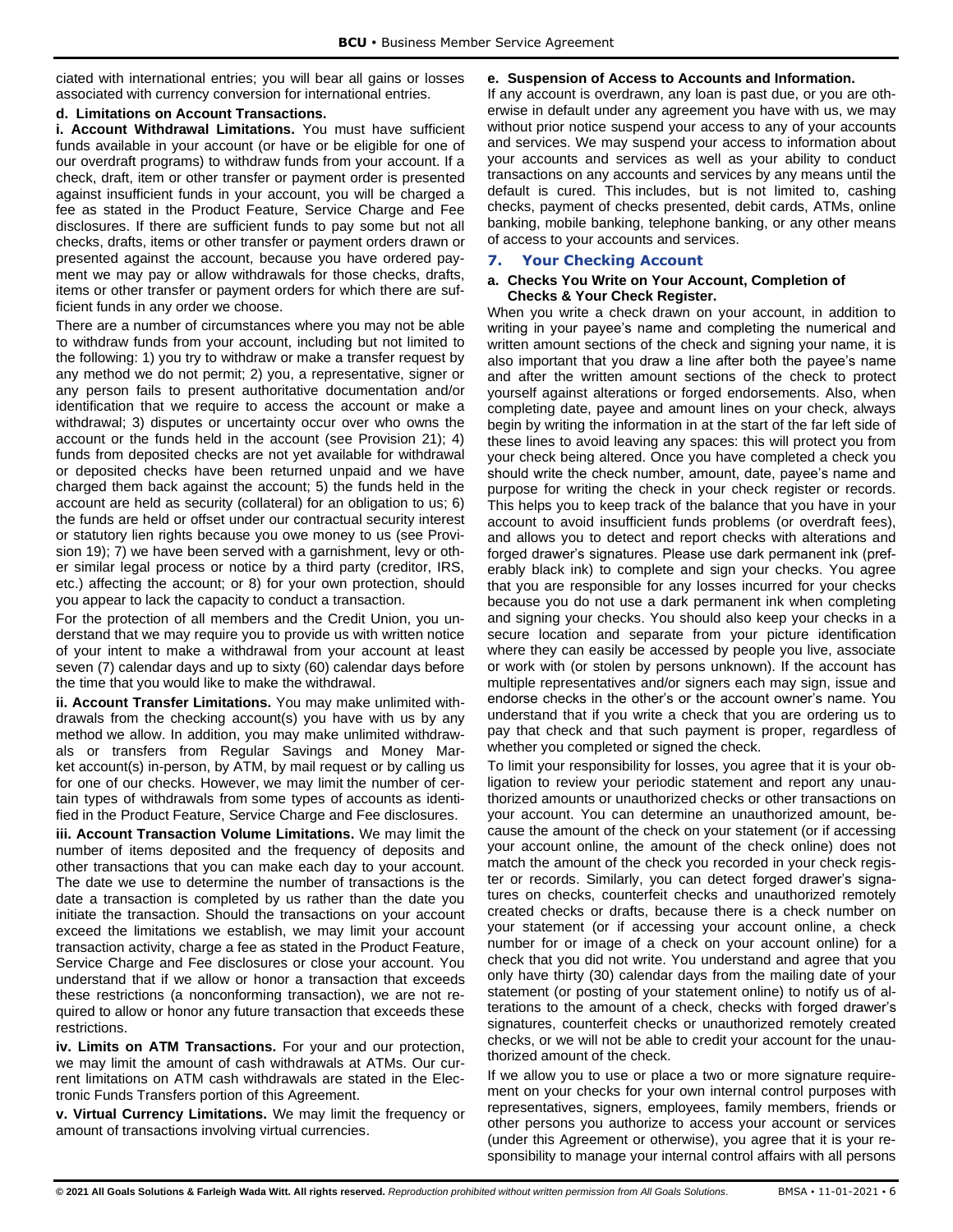ciated with international entries; you will bear all gains or losses associated with currency conversion for international entries.

**d. Limitations on Account Transactions.**

**i. Account Withdrawal Limitations.** You must have sufficient funds available in your account (or have or be eligible for one of our overdraft programs) to withdraw funds from your account. If a check, draft, item or other transfer or payment order is presented against insufficient funds in your account, you will be charged a fee as stated in the Product Feature, Service Charge and Fee disclosures. If there are sufficient funds to pay some but not all checks, drafts, items or other transfer or payment orders drawn or presented against the account, because you have ordered payment we may pay or allow withdrawals for those checks, drafts, items or other transfer or payment orders for which there are sufficient funds in any order we choose.

There are a number of circumstances where you may not be able to withdraw funds from your account, including but not limited to the following: 1) you try to withdraw or make a transfer request by any method we do not permit; 2) you, a representative, signer or any person fails to present authoritative documentation and/or identification that we require to access the account or make a withdrawal; 3) disputes or uncertainty occur over who owns the account or the funds held in the account (see Provision 21); 4) funds from deposited checks are not yet available for withdrawal or deposited checks have been returned unpaid and we have charged them back against the account; 5) the funds held in the account are held as security (collateral) for an obligation to us; 6) the funds are held or offset under our contractual security interest or statutory lien rights because you owe money to us (see Provision 19); 7) we have been served with a garnishment, levy or other similar legal process or notice by a third party (creditor, IRS, etc.) affecting the account; or 8) for your own protection, should you appear to lack the capacity to conduct a transaction.

For the protection of all members and the Credit Union, you understand that we may require you to provide us with written notice of your intent to make a withdrawal from your account at least seven (7) calendar days and up to sixty (60) calendar days before the time that you would like to make the withdrawal.

**ii. Account Transfer Limitations.** You may make unlimited withdrawals from the checking account(s) you have with us by any method we allow. In addition, you may make unlimited withdrawals or transfers from Regular Savings and Money Market account(s) in-person, by ATM, by mail request or by calling us for one of our checks. However, we may limit the number of certain types of withdrawals from some types of accounts as identified in the Product Feature, Service Charge and Fee disclosures.

**iii. Account Transaction Volume Limitations.** We may limit the number of items deposited and the frequency of deposits and other transactions that you can make each day to your account. The date we use to determine the number of transactions is the date a transaction is completed by us rather than the date you initiate the transaction. Should the transactions on your account exceed the limitations we establish, we may limit your account transaction activity, charge a fee as stated in the Product Feature, Service Charge and Fee disclosures or close your account. You understand that if we allow or honor a transaction that exceeds these restrictions (a nonconforming transaction), we are not required to allow or honor any future transaction that exceeds these restrictions.

**iv. Limits on ATM Transactions.** For your and our protection, we may limit the amount of cash withdrawals at ATMs. Our current limitations on ATM cash withdrawals are stated in the Electronic Funds Transfers portion of this Agreement.

**v. Virtual Currency Limitations.** We may limit the frequency or amount of transactions involving virtual currencies.

**e. Suspension of Access to Accounts and Information.**

If any account is overdrawn, any loan is past due, or you are otherwise in default under any agreement you have with us, we may without prior notice suspend your access to any of your accounts and services. We may suspend your access to information about your accounts and services as well as your ability to conduct transactions on any accounts and services by any means until the default is cured. This includes, but is not limited to, cashing checks, payment of checks presented, debit cards, ATMs, online banking, mobile banking, telephone banking, or any other means of access to your accounts and services.

## 7. Your Checking Account

**a. Checks You Write on Your Account, Completion of Checks & Your Check Register.**

When you write a check drawn on your account, in addition to writing in your payee's name and completing the numerical and written amount sections of the check and signing your name, it is also important that you draw a line after both the payee's name and after the written amount sections of the check to protect yourself against alterations or forged endorsements. Also, when completing date, payee and amount lines on your check, always begin by writing the information in at the start of the far left side of these lines to avoid leaving any spaces: this will protect you from your check being altered. Once you have completed a check you should write the check number, amount, date, payee's name and purpose for writing the check in your check register or records. This helps you to keep track of the balance that you have in your account to avoid insufficient funds problems (or overdraft fees), and allows you to detect and report checks with alterations and forged drawer's signatures. Please use dark permanent ink (preferably black ink) to complete and sign your checks. You agree that you are responsible for any losses incurred for your checks because you do not use a dark permanent ink when completing and signing your checks. You should also keep your checks in a secure location and separate from your picture identification where they can easily be accessed by people you live, associate or work with (or stolen by persons unknown). If the account has multiple representatives and/or signers each may sign, issue and endorse checks in the other's or the account owner's name. You understand that if you write a check that you are ordering us to pay that check and that such payment is proper, regardless of whether you completed or signed the check.

To limit your responsibility for losses, you agree that it is your obligation to review your periodic statement and report any unauthorized amounts or unauthorized checks or other transactions on your account. You can determine an unauthorized amount, because the amount of the check on your statement (or if accessing your account online, the amount of the check online) does not match the amount of the check you recorded in your check register or records. Similarly, you can detect forged drawer's signatures on checks, counterfeit checks and unauthorized remotely created checks or drafts, because there is a check number on your statement (or if accessing your account online, a check number for or image of a check on your account online) for a check that you did not write. You understand and agree that you only have thirty (30) calendar days from the mailing date of your statement (or posting of your statement online) to notify us of alterations to the amount of a check, checks with forged drawer's signatures, counterfeit checks or unauthorized remotely created checks, or we will not be able to credit your account for the unauthorized amount of the check.

If we allow you to use or place a two or more signature requirement on your checks for your own internal control purposes with representatives, signers, employees, family members, friends or other persons you authorize to access your account or services (under this Agreement or otherwise), you agree that it is your responsibility to manage your internal control affairs with all persons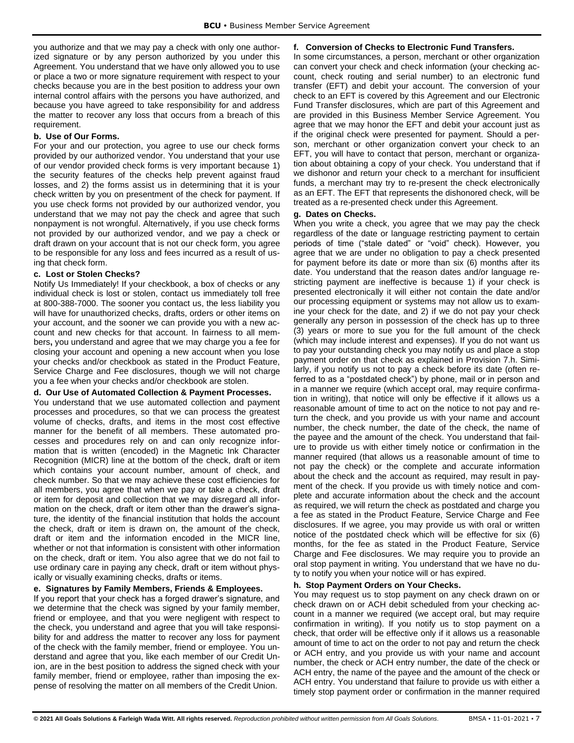you authorize and that we may pay a check with only one authorized signature or by any person authorized by you under this Agreement. You understand that we have only allowed you to use or place a two or more signature requirement with respect to your checks because you are in the best position to address your own internal control affairs with the persons you have authorized, and because you have agreed to take responsibility for and address the matter to recover any loss that occurs from a breach of this requirement.

#### b. Use of Our Forms.

For your and our protection, you agree to use our check forms provided by our authorized vendor. You understand that your use of our vendor provided check forms is very important because 1) the security features of the checks help prevent against fraud losses, and 2) the forms assist us in determining that it is your check written by you on presentment of the check for payment. If you use check forms not provided by our authorized vendor, you understand that we may not pay the check and agree that such nonpayment is not wrongful. Alternatively, if you use check forms not provided by our authorized vendor, and we pay a check or draft drawn on your account that is not our check form, you agree to be responsible for any loss and fees incurred as a result of using that check form.

#### c. Lost or Stolen Checks?

Notify Us Immediately! If your checkbook, a box of checks or any individual check is lost or stolen, contact us immediately toll free at 800-388-7000. The sooner you contact us, the less liability you will have for unauthorized checks, drafts, orders or other items on your account, and the sooner we can provide you with a new account and new checks for that account. In fairness to all members**,** you understand and agree that we may charge you a fee for closing your account and opening a new account when you lose your checks and/or checkbook as stated in the Product Feature, Service Charge and Fee disclosures, though we will not charge you a fee when your checks and/or checkbook are stolen.

#### d. Our Use of Automated Collection & Payment Processes.

You understand that we use automated collection and payment processes and procedures, so that we can process the greatest volume of checks, drafts, and items in the most cost effective manner for the benefit of all members. These automated processes and procedures rely on and can only recognize information that is written (encoded) in the Magnetic Ink Character Recognition (MICR) line at the bottom of the check, draft or item which contains your account number, amount of check, and check number. So that we may achieve these cost efficiencies for all members, you agree that when we pay or take a check, draft or item for deposit and collection that we may disregard all information on the check, draft or item other than the drawer's signature, the identity of the financial institution that holds the account the check, draft or item is drawn on, the amount of the check, draft or item and the information encoded in the MICR line, whether or not that information is consistent with other information on the check, draft or item. You also agree that we do not fail to use ordinary care in paying any check, draft or item without physically or visually examining checks, drafts or items.

#### e. Signatures by Family Members, Friends & Employees.

If you report that your check has a forged drawer's signature, and we determine that the check was signed by your family member, friend or employee, and that you were negligent with respect to the check, you understand and agree that you will take responsibility for and address the matter to recover any loss for payment of the check with the family member, friend or employee. You understand and agree that you, like each member of our Credit Union, are in the best position to address the signed check with your family member, friend or employee, rather than imposing the expense of resolving the matter on all members of the Credit Union.

#### f. Conversion of Checks to Electronic Fund Transfers.

In some circumstances, a person, merchant or other organization can convert your check and check information (your checking account, check routing and serial number) to an electronic fund transfer (EFT) and debit your account. The conversion of your check to an EFT is covered by this Agreement and our Electronic Fund Transfer disclosures, which are part of this Agreement and are provided in this Business Member Service Agreement. You agree that we may honor the EFT and debit your account just as if the original check were presented for payment. Should a person, merchant or other organization convert your check to an EFT, you will have to contact that person, merchant or organization about obtaining a copy of your check. You understand that if we dishonor and return your check to a merchant for insufficient funds, a merchant may try to re-present the check electronically as an EFT. The EFT that represents the dishonored check, will be treated as a re-presented check under this Agreement.

#### g. Dates on Checks.

When you write a check, you agree that we may pay the check regardless of the date or language restricting payment to certain periods of time ("stale dated" or "void" check). However, you agree that we are under no obligation to pay a check presented for payment before its date or more than six (6) months after its date. You understand that the reason dates and/or language restricting payment are ineffective is because 1) if your check is presented electronically it will either not contain the date and/or our processing equipment or systems may not allow us to examine your check for the date, and 2) if we do not pay your check generally any person in possession of the check has up to three (3) years or more to sue you for the full amount of the check (which may include interest and expenses). If you do not want us to pay your outstanding check you may notify us and place a stop payment order on that check as explained in Provision 7.h. Similarly, if you notify us not to pay a check before its date (often referred to as a "postdated check") by phone, mail or in person and in a manner we require (which accept oral, may require confirmation in writing), that notice will only be effective if it allows us a reasonable amount of time to act on the notice to not pay and return the check, and you provide us with your name and account number, the check number, the date of the check, the name of the payee and the amount of the check. You understand that failure to provide us with either timely notice or confirmation in the manner required (that allows us a reasonable amount of time to not pay the check) or the complete and accurate information about the check and the account as required, may result in payment of the check. If you provide us with timely notice and complete and accurate information about the check and the account as required, we will return the check as postdated and charge you a fee as stated in the Product Feature, Service Charge and Fee disclosures. If we agree, you may provide us with oral or written notice of the postdated check which will be effective for six (6) months, for the fee as stated in the Product Feature, Service Charge and Fee disclosures. We may require you to provide an oral stop payment in writing. You understand that we have no duty to notify you when your notice will or has expired.

#### h. Stop Payment Orders on Your Checks.

You may request us to stop payment on any check drawn on or check drawn on or ACH debit scheduled from your checking account in a manner we required (we accept oral, but may require confirmation in writing). If you notify us to stop payment on a check, that order will be effective only if it allows us a reasonable amount of time to act on the order to not pay and return the check or ACH entry, and you provide us with your name and account number, the check or ACH entry number, the date of the check or ACH entry, the name of the payee and the amount of the check or ACH entry. You understand that failure to provide us with either a timely stop payment order or confirmation in the manner required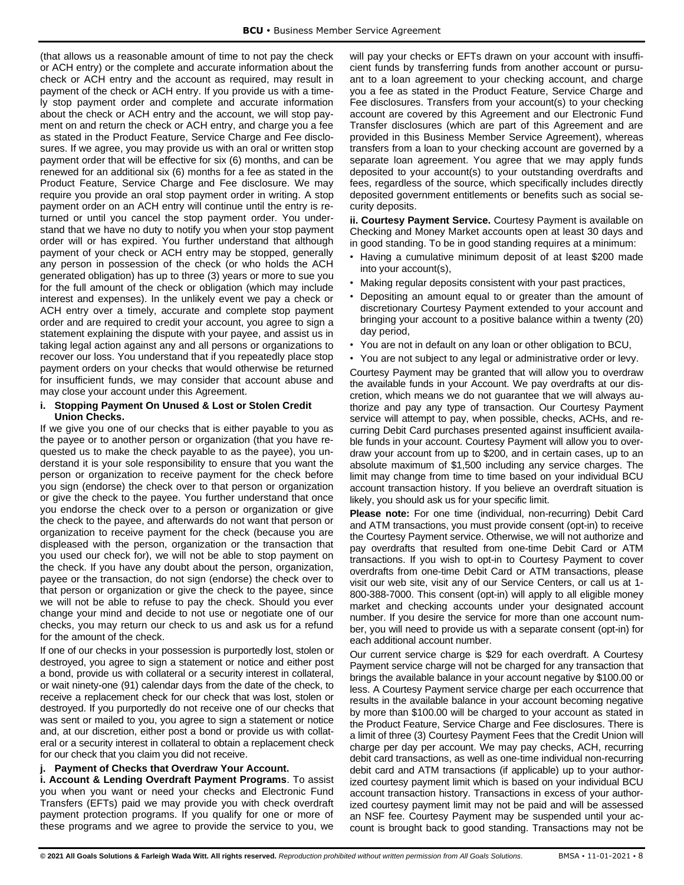(that allows us a reasonable amount of time to not pay the check or ACH entry) or the complete and accurate information about the check or ACH entry and the account as required, may result in payment of the check or ACH entry. If you provide us with a timely stop payment order and complete and accurate information about the check or ACH entry and the account, we will stop payment on and return the check or ACH entry, and charge you a fee as stated in the Product Feature, Service Charge and Fee disclosures. If we agree, you may provide us with an oral or written stop payment order that will be effective for six (6) months, and can be renewed for an additional six (6) months for a fee as stated in the Product Feature, Service Charge and Fee disclosure. We may require you provide an oral stop payment order in writing. A stop payment order on an ACH entry will continue until the entry is returned or until you cancel the stop payment order. You understand that we have no duty to notify you when your stop payment order will or has expired. You further understand that although payment of your check or ACH entry may be stopped, generally any person in possession of the check (or who holds the ACH generated obligation) has up to three (3) years or more to sue you for the full amount of the check or obligation (which may include interest and expenses). In the unlikely event we pay a check or ACH entry over a timely, accurate and complete stop payment order and are required to credit your account, you agree to sign a statement explaining the dispute with your payee, and assist us in taking legal action against any and all persons or organizations to recover our loss. You understand that if you repeatedly place stop payment orders on your checks that would otherwise be returned for insufficient funds, we may consider that account abuse and may close your account under this Agreement.

**i. Stopping Payment On Unused & Lost or Stolen Credit Union Checks.**

If we give you one of our checks that is either payable to you as the payee or to another person or organization (that you have requested us to make the check payable to as the payee), you understand it is your sole responsibility to ensure that you want the person or organization to receive payment for the check before you sign (endorse) the check over to that person or organization or give the check to the payee. You further understand that once you endorse the check over to a person or organization or give the check to the payee, and afterwards do not want that person or organization to receive payment for the check (because you are displeased with the person, organization or the transaction that you used our check for), we will not be able to stop payment on the check. If you have any doubt about the person, organization, payee or the transaction, do not sign (endorse) the check over to that person or organization or give the check to the payee, since we will not be able to refuse to pay the check. Should you ever change your mind and decide to not use or negotiate one of our checks, you may return our check to us and ask us for a refund for the amount of the check.

If one of our checks in your possession is purportedly lost, stolen or destroyed, you agree to sign a statement or notice and either post a bond, provide us with collateral or a security interest in collateral, or wait ninety-one (91) calendar days from the date of the check, to receive a replacement check for our check that was lost, stolen or destroyed. If you purportedly do not receive one of our checks that was sent or mailed to you, you agree to sign a statement or notice and, at our discretion, either post a bond or provide us with collateral or a security interest in collateral to obtain a replacement check for our check that you claim you did not receive.

**j. Payment of Checks that Overdraw Your Account.**

**i. Account & Lending Overdraft Payment Programs**. To assist you when you want or need your checks and Electronic Fund Transfers (EFTs) paid we may provide you with check overdraft payment protection programs. If you qualify for one or more of these programs and we agree to provide the service to you, we will pay your checks or EFTs drawn on your account with insufficient funds by transferring funds from another account or pursuant to a loan agreement to your checking account, and charge you a fee as stated in the Product Feature, Service Charge and Fee disclosures. Transfers from your account(s) to your checking account are covered by this Agreement and our Electronic Fund Transfer disclosures (which are part of this Agreement and are provided in this Business Member Service Agreement), whereas transfers from a loan to your checking account are governed by a separate loan agreement. You agree that we may apply funds deposited to your account(s) to your outstanding overdrafts and fees, regardless of the source, which specifically includes directly deposited government entitlements or benefits such as social security deposits.

**ii. Courtesy Payment Service.** Courtesy Payment is available on Checking and Money Market accounts open at least 30 days and in good standing. To be in good standing requires at a minimum:

- Having a cumulative minimum deposit of at least $200 made into your account(s),
- Making regular deposits consistent with your past practices,
- Depositing an amount equal to or greater than the amount of discretionary Courtesy Payment extended to your account and bringing your account to a positive balance within a twenty (20) day period,
- You are not in default on any loan or other obligation to BCU,
- You are not subject to any legal or administrative order or levy.

Courtesy Payment may be granted that will allow you to overdraw the available funds in your Account. We pay overdrafts at our discretion, which means we do not guarantee that we will always authorize and pay any type of transaction. Our Courtesy Payment service will attempt to pay, when possible, checks, ACHs, and recurring Debit Card purchases presented against insufficient available funds in your account. Courtesy Payment will allow you to overdraw your account from up to $200, and in certain cases, up to an absolute maximum of $1,500 including any service charges. The limit may change from time to time based on your individual BCU account transaction history. If you believe an overdraft situation is likely, you should ask us for your specific limit.

**Please note:** For one time (individual, non-recurring) Debit Card and ATM transactions, you must provide consent (opt-in) to receive the Courtesy Payment service. Otherwise, we will not authorize and pay overdrafts that resulted from one-time Debit Card or ATM transactions. If you wish to opt-in to Courtesy Payment to cover overdrafts from one-time Debit Card or ATM transactions, please visit our web site, visit any of our Service Centers, or call us at 1-800-388-7000. This consent (opt-in) will apply to all eligible money market and checking accounts under your designated account number. If you desire the service for more than one account number, you will need to provide us with a separate consent (opt-in) for each additional account number.

Our current service charge is $29 for each overdraft. A Courtesy Payment service charge will not be charged for any transaction that brings the available balance in your account negative by $100.00 or less. A Courtesy Payment service charge per each occurrence that results in the available balance in your account becoming negative by more than $100.00 will be charged to your account as stated in the Product Feature, Service Charge and Fee disclosures. There is a limit of three (3) Courtesy Payment Fees that the Credit Union will charge per day per account. We may pay checks, ACH, recurring debit card transactions, as well as one-time individual non-recurring debit card and ATM transactions (if applicable) up to your authorized courtesy payment limit which is based on your individual BCU account transaction history. Transactions in excess of your authorized courtesy payment limit may not be paid and will be assessed an NSF fee. Courtesy Payment may be suspended until your account is brought back to good standing. Transactions may not be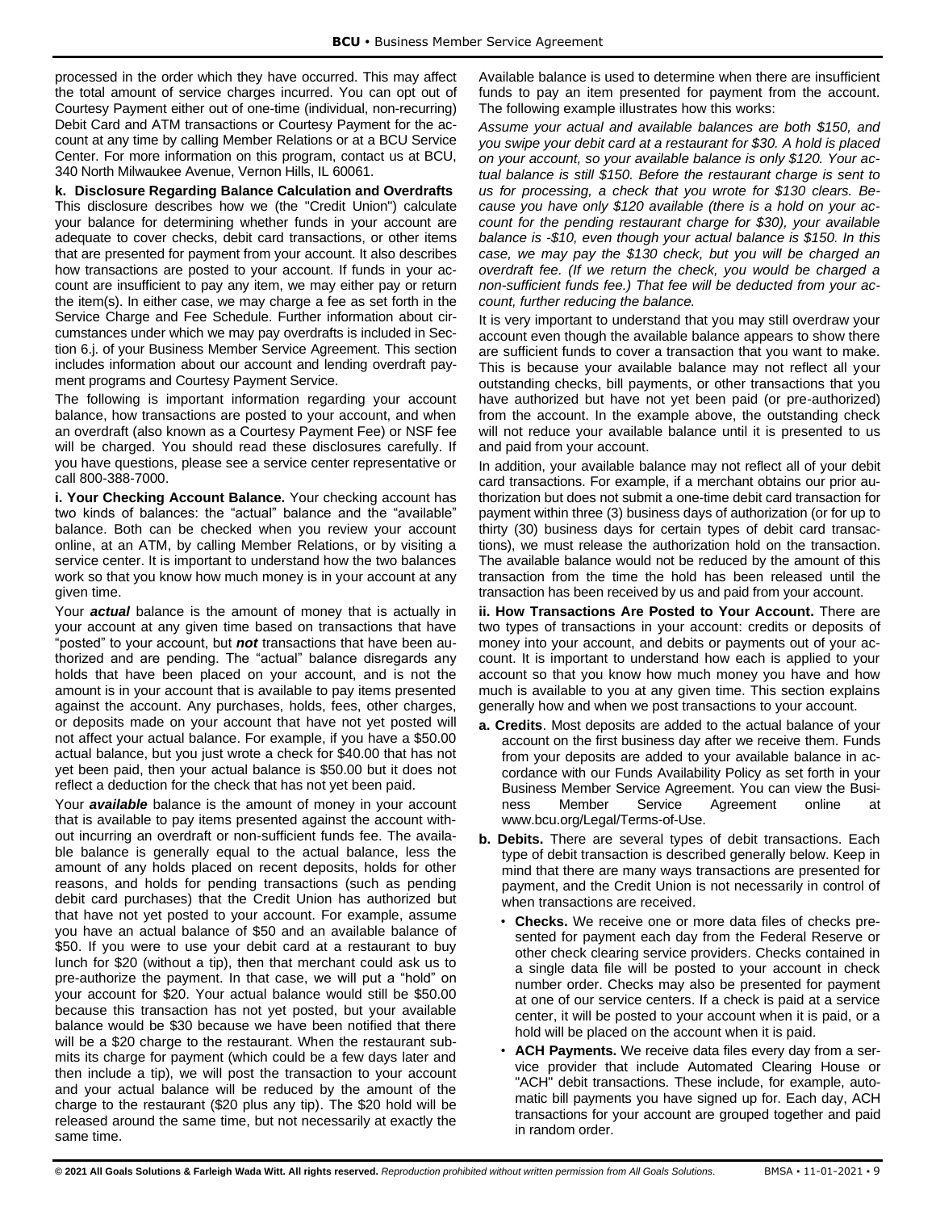processed in the order which they have occurred. This may affect the total amount of service charges incurred. You can opt out of Courtesy Payment either out of one-time (individual, non-recurring) Debit Card and ATM transactions or Courtesy Payment for the account at any time by calling Member Relations or at a BCU Service Center. For more information on this program, contact us at BCU, 340 North Milwaukee Avenue, Vernon Hills, IL 60061.

**k. Disclosure Regarding Balance Calculation and Overdrafts** This disclosure describes how we (the "Credit Union") calculate your balance for determining whether funds in your account are adequate to cover checks, debit card transactions, or other items that are presented for payment from your account. It also describes how transactions are posted to your account. If funds in your account are insufficient to pay any item, we may either pay or return the item(s). In either case, we may charge a fee as set forth in the Service Charge and Fee Schedule. Further information about circumstances under which we may pay overdrafts is included in Section 6.j. of your Business Member Service Agreement. This section includes information about our account and lending overdraft payment programs and Courtesy Payment Service.

The following is important information regarding your account balance, how transactions are posted to your account, and when an overdraft (also known as a Courtesy Payment Fee) or NSF fee will be charged. You should read these disclosures carefully. If you have questions, please see a service center representative or call 800-388-7000.

**i. Your Checking Account Balance.** Your checking account has two kinds of balances: the "actual" balance and the "available" balance. Both can be checked when you review your account online, at an ATM, by calling Member Relations, or by visiting a service center. It is important to understand how the two balances work so that you know how much money is in your account at any given time.

Your ***actual*** balance is the amount of money that is actually in your account at any given time based on transactions that have "posted" to your account, but ***not*** transactions that have been authorized and are pending. The "actual" balance disregards any holds that have been placed on your account, and is not the amount is in your account that is available to pay items presented against the account. Any purchases, holds, fees, other charges, or deposits made on your account that have not yet posted will not affect your actual balance. For example, if you have a $50.00 actual balance, but you just wrote a check for $40.00 that has not yet been paid, then your actual balance is $50.00 but it does not reflect a deduction for the check that has not yet been paid.

Your ***available*** balance is the amount of money in your account that is available to pay items presented against the account without incurring an overdraft or non-sufficient funds fee. The available balance is generally equal to the actual balance, less the amount of any holds placed on recent deposits, holds for other reasons, and holds for pending transactions (such as pending debit card purchases) that the Credit Union has authorized but that have not yet posted to your account. For example, assume you have an actual balance of $50 and an available balance of $50. If you were to use your debit card at a restaurant to buy lunch for $20 (without a tip), then that merchant could ask us to pre-authorize the payment. In that case, we will put a "hold" on your account for $20. Your actual balance would still be $50.00 because this transaction has not yet posted, but your available balance would be $30 because we have been notified that there will be a $20 charge to the restaurant. When the restaurant submits its charge for payment (which could be a few days later and then include a tip), we will post the transaction to your account and your actual balance will be reduced by the amount of the charge to the restaurant ($20 plus any tip). The $20 hold will be released around the same time, but not necessarily at exactly the same time.

Available balance is used to determine when there are insufficient funds to pay an item presented for payment from the account. The following example illustrates how this works:

*Assume your actual and available balances are both $150, and you swipe your debit card at a restaurant for $30. A hold is placed on your account, so your available balance is only $120. Your actual balance is still $150. Before the restaurant charge is sent to us for processing, a check that you wrote for $130 clears. Because you have only $120 available (there is a hold on your account for the pending restaurant charge for $30), your available balance is -$10, even though your actual balance is $150. In this case, we may pay the $130 check, but you will be charged an overdraft fee. (If we return the check, you would be charged a non-sufficient funds fee.) That fee will be deducted from your account, further reducing the balance.*

It is very important to understand that you may still overdraw your account even though the available balance appears to show there are sufficient funds to cover a transaction that you want to make. This is because your available balance may not reflect all your outstanding checks, bill payments, or other transactions that you have authorized but have not yet been paid (or pre-authorized) from the account. In the example above, the outstanding check will not reduce your available balance until it is presented to us and paid from your account.

In addition, your available balance may not reflect all of your debit card transactions. For example, if a merchant obtains our prior authorization but does not submit a one-time debit card transaction for payment within three (3) business days of authorization (or for up to thirty (30) business days for certain types of debit card transactions), we must release the authorization hold on the transaction. The available balance would not be reduced by the amount of this transaction from the time the hold has been released until the transaction has been received by us and paid from your account.

**ii. How Transactions Are Posted to Your Account.** There are two types of transactions in your account: credits or deposits of money into your account, and debits or payments out of your account. It is important to understand how each is applied to your account so that you know how much money you have and how much is available to you at any given time. This section explains generally how and when we post transactions to your account.

**a. Credits**. Most deposits are added to the actual balance of your account on the first business day after we receive them. Funds from your deposits are added to your available balance in accordance with our Funds Availability Policy as set forth in your Business Member Service Agreement. You can view the Business Member Service Agreement online at www.bcu.org/Legal/Terms-of-Use.

**b. Debits.** There are several types of debit transactions. Each type of debit transaction is described generally below. Keep in mind that there are many ways transactions are presented for payment, and the Credit Union is not necessarily in control of when transactions are received.

- **Checks.** We receive one or more data files of checks presented for payment each day from the Federal Reserve or other check clearing service providers. Checks contained in a single data file will be posted to your account in check number order. Checks may also be presented for payment at one of our service centers. If a check is paid at a service center, it will be posted to your account when it is paid, or a hold will be placed on the account when it is paid.
- **ACH Payments.** We receive data files every day from a service provider that include Automated Clearing House or "ACH" debit transactions. These include, for example, automatic bill payments you have signed up for. Each day, ACH transactions for your account are grouped together and paid in random order.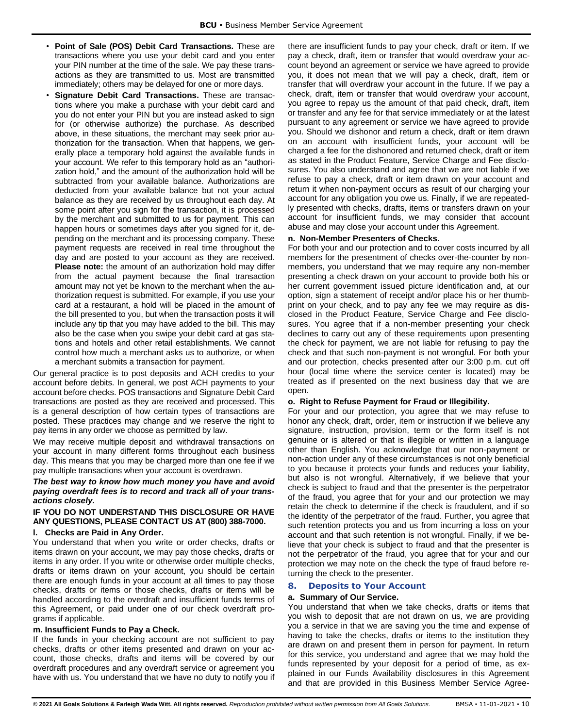- **Point of Sale (POS) Debit Card Transactions.** These are transactions where you use your debit card and you enter your PIN number at the time of the sale. We pay these transactions as they are transmitted to us. Most are transmitted immediately; others may be delayed for one or more days.
- **Signature Debit Card Transactions.** These are transactions where you make a purchase with your debit card and you do not enter your PIN but you are instead asked to sign for (or otherwise authorize) the purchase. As described above, in these situations, the merchant may seek prior authorization for the transaction. When that happens, we generally place a temporary hold against the available funds in your account. We refer to this temporary hold as an "authorization hold," and the amount of the authorization hold will be subtracted from your available balance. Authorizations are deducted from your available balance but not your actual balance as they are received by us throughout each day. At some point after you sign for the transaction, it is processed by the merchant and submitted to us for payment. This can happen hours or sometimes days after you signed for it, depending on the merchant and its processing company. These payment requests are received in real time throughout the day and are posted to your account as they are received. **Please note:** the amount of an authorization hold may differ from the actual payment because the final transaction amount may not yet be known to the merchant when the authorization request is submitted. For example, if you use your card at a restaurant, a hold will be placed in the amount of the bill presented to you, but when the transaction posts it will include any tip that you may have added to the bill. This may also be the case when you swipe your debit card at gas stations and hotels and other retail establishments. We cannot control how much a merchant asks us to authorize, or when a merchant submits a transaction for payment.

Our general practice is to post deposits and ACH credits to your account before debits. In general, we post ACH payments to your account before checks. POS transactions and Signature Debit Card transactions are posted as they are received and processed. This is a general description of how certain types of transactions are posted. These practices may change and we reserve the right to pay items in any order we choose as permitted by law.

We may receive multiple deposit and withdrawal transactions on your account in many different forms throughout each business day. This means that you may be charged more than one fee if we pay multiple transactions when your account is overdrawn.

***The best way to know how much money you have and avoid paying overdraft fees is to record and track all of your transactions closely.***

**IF YOU DO NOT UNDERSTAND THIS DISCLOSURE OR HAVE ANY QUESTIONS, PLEASE CONTACT US AT (800) 388-7000.**

**l. Checks are Paid in Any Order.**

You understand that when you write or order checks, drafts or items drawn on your account, we may pay those checks, drafts or items in any order. If you write or otherwise order multiple checks, drafts or items drawn on your account, you should be certain there are enough funds in your account at all times to pay those checks, drafts or items or those checks, drafts or items will be handled according to the overdraft and insufficient funds terms of this Agreement, or paid under one of our check overdraft programs if applicable.

**m. Insufficient Funds to Pay a Check.**

If the funds in your checking account are not sufficient to pay checks, drafts or other items presented and drawn on your account, those checks, drafts and items will be covered by our overdraft procedures and any overdraft service or agreement you have with us. You understand that we have no duty to notify you if there are insufficient funds to pay your check, draft or item. If we pay a check, draft, item or transfer that would overdraw your account beyond an agreement or service we have agreed to provide you, it does not mean that we will pay a check, draft, item or transfer that will overdraw your account in the future. If we pay a check, draft, item or transfer that would overdraw your account, you agree to repay us the amount of that paid check, draft, item or transfer and any fee for that service immediately or at the latest pursuant to any agreement or service we have agreed to provide you. Should we dishonor and return a check, draft or item drawn on an account with insufficient funds, your account will be charged a fee for the dishonored and returned check, draft or item as stated in the Product Feature, Service Charge and Fee disclosures. You also understand and agree that we are not liable if we refuse to pay a check, draft or item drawn on your account and return it when non-payment occurs as result of our charging your account for any obligation you owe us. Finally, if we are repeatedly presented with checks, drafts, items or transfers drawn on your account for insufficient funds, we may consider that account abuse and may close your account under this Agreement.

**n. Non-Member Presenters of Checks.**

For both your and our protection and to cover costs incurred by all members for the presentment of checks over-the-counter by non-members, you understand that we may require any non-member presenting a check drawn on your account to provide both his or her current government issued picture identification and, at our option, sign a statement of receipt and/or place his or her thumbprint on your check, and to pay any fee we may require as disclosed in the Product Feature, Service Charge and Fee disclosures. You agree that if a non-member presenting your check declines to carry out any of these requirements upon presenting the check for payment, we are not liable for refusing to pay the check and that such non-payment is not wrongful. For both your and our protection, checks presented after our 3:00 p.m. cut off hour (local time where the service center is located) may be treated as if presented on the next business day that we are open.

**o. Right to Refuse Payment for Fraud or Illegibility.**

For your and our protection, you agree that we may refuse to honor any check, draft, order, item or instruction if we believe any signature, instruction, provision, term or the form itself is not genuine or is altered or that is illegible or written in a language other than English. You acknowledge that our non-payment or non-action under any of these circumstances is not only beneficial to you because it protects your funds and reduces your liability, but also is not wrongful. Alternatively, if we believe that your check is subject to fraud and that the presenter is the perpetrator of the fraud, you agree that for your and our protection we may retain the check to determine if the check is fraudulent, and if so the identity of the perpetrator of the fraud. Further, you agree that such retention protects you and us from incurring a loss on your account and that such retention is not wrongful. Finally, if we believe that your check is subject to fraud and that the presenter is not the perpetrator of the fraud, you agree that for your and our protection we may note on the check the type of fraud before returning the check to the presenter.

## 8. Deposits to Your Account

**a. Summary of Our Service.**

You understand that when we take checks, drafts or items that you wish to deposit that are not drawn on us, we are providing you a service in that we are saving you the time and expense of having to take the checks, drafts or items to the institution they are drawn on and present them in person for payment. In return for this service, you understand and agree that we may hold the funds represented by your deposit for a period of time, as explained in our Funds Availability disclosures in this Agreement and that are provided in this Business Member Service Agree-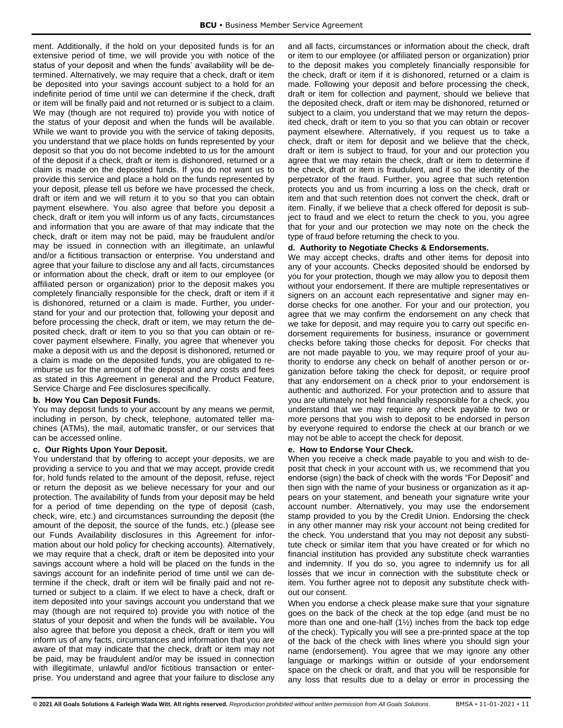ment. Additionally, if the hold on your deposited funds is for an extensive period of time, we will provide you with notice of the status of your deposit and when the funds' availability will be determined. Alternatively, we may require that a check, draft or item be deposited into your savings account subject to a hold for an indefinite period of time until we can determine if the check, draft or item will be finally paid and not returned or is subject to a claim. We may (though are not required to) provide you with notice of the status of your deposit and when the funds will be available. While we want to provide you with the service of taking deposits, you understand that we place holds on funds represented by your deposit so that you do not become indebted to us for the amount of the deposit if a check, draft or item is dishonored, returned or a claim is made on the deposited funds. If you do not want us to provide this service and place a hold on the funds represented by your deposit, please tell us before we have processed the check, draft or item and we will return it to you so that you can obtain payment elsewhere. You also agree that before you deposit a check, draft or item you will inform us of any facts, circumstances and information that you are aware of that may indicate that the check, draft or item may not be paid, may be fraudulent and/or may be issued in connection with an illegitimate, an unlawful and/or a fictitious transaction or enterprise. You understand and agree that your failure to disclose any and all facts, circumstances or information about the check, draft or item to our employee (or affiliated person or organization) prior to the deposit makes you completely financially responsible for the check, draft or item if it is dishonored, returned or a claim is made. Further, you understand for your and our protection that, following your deposit and before processing the check, draft or item, we may return the deposited check, draft or item to you so that you can obtain or recover payment elsewhere. Finally, you agree that whenever you make a deposit with us and the deposit is dishonored, returned or a claim is made on the deposited funds, you are obligated to reimburse us for the amount of the deposit and any costs and fees as stated in this Agreement in general and the Product Feature, Service Charge and Fee disclosures specifically.

**b. How You Can Deposit Funds.**

You may deposit funds to your account by any means we permit, including in person, by check, telephone, automated teller machines (ATMs), the mail, automatic transfer, or our services that can be accessed online.

**c. Our Rights Upon Your Deposit.**

You understand that by offering to accept your deposits, we are providing a service to you and that we may accept, provide credit for, hold funds related to the amount of the deposit, refuse, reject or return the deposit as we believe necessary for your and our protection. The availability of funds from your deposit may be held for a period of time depending on the type of deposit (cash, check, wire, etc.) and circumstances surrounding the deposit (the amount of the deposit, the source of the funds, etc.) (please see our Funds Availability disclosures in this Agreement for information about our hold policy for checking accounts). Alternatively, we may require that a check, draft or item be deposited into your savings account where a hold will be placed on the funds in the savings account for an indefinite period of time until we can determine if the check, draft or item will be finally paid and not returned or subject to a claim. If we elect to have a check, draft or item deposited into your savings account you understand that we may (though are not required to) provide you with notice of the status of your deposit and when the funds will be available**.** You also agree that before you deposit a check, draft or item you will inform us of any facts, circumstances and information that you are aware of that may indicate that the check, draft or item may not be paid, may be fraudulent and/or may be issued in connection with illegitimate, unlawful and/or fictitious transaction or enterprise. You understand and agree that your failure to disclose any and all facts, circumstances or information about the check, draft or item to our employee (or affiliated person or organization) prior to the deposit makes you completely financially responsible for the check, draft or item if it is dishonored, returned or a claim is made. Following your deposit and before processing the check, draft or item for collection and payment, should we believe that the deposited check, draft or item may be dishonored, returned or subject to a claim, you understand that we may return the deposited check, draft or item to you so that you can obtain or recover payment elsewhere. Alternatively, if you request us to take a check, draft or item for deposit and we believe that the check, draft or item is subject to fraud, for your and our protection you agree that we may retain the check, draft or item to determine if the check, draft or item is fraudulent, and if so the identity of the perpetrator of the fraud. Further, you agree that such retention protects you and us from incurring a loss on the check, draft or item and that such retention does not convert the check, draft or item. Finally, if we believe that a check offered for deposit is subject to fraud and we elect to return the check to you, you agree that for your and our protection we may note on the check the type of fraud before returning the check to you.

**d. Authority to Negotiate Checks & Endorsements.**

We may accept checks, drafts and other items for deposit into any of your accounts. Checks deposited should be endorsed by you for your protection, though we may allow you to deposit them without your endorsement. If there are multiple representatives or signers on an account each representative and signer may endorse checks for one another. For your and our protection, you agree that we may confirm the endorsement on any check that we take for deposit, and may require you to carry out specific endorsement requirements for business, insurance or government checks before taking those checks for deposit. For checks that are not made payable to you, we may require proof of your authority to endorse any check on behalf of another person or organization before taking the check for deposit, or require proof that any endorsement on a check prior to your endorsement is authentic and authorized. For your protection and to assure that you are ultimately not held financially responsible for a check, you understand that we may require any check payable to two or more persons that you wish to deposit to be endorsed in person by everyone required to endorse the check at our branch or we may not be able to accept the check for deposit.

**e. How to Endorse Your Check.**

When you receive a check made payable to you and wish to deposit that check in your account with us, we recommend that you endorse (sign) the back of check with the words "For Deposit" and then sign with the name of your business or organization as it appears on your statement, and beneath your signature write your account number. Alternatively, you may use the endorsement stamp provided to you by the Credit Union. Endorsing the check in any other manner may risk your account not being credited for the check. You understand that you may not deposit any substitute check or similar item that you have created or for which no financial institution has provided any substitute check warranties and indemnity. If you do so, you agree to indemnify us for all losses that we incur in connection with the substitute check or item. You further agree not to deposit any substitute check without our consent.

When you endorse a check please make sure that your signature goes on the back of the check at the top edge (and must be no more than one and one-half (1½) inches from the back top edge of the check). Typically you will see a pre-printed space at the top of the back of the check with lines where you should sign your name (endorsement). You agree that we may ignore any other language or markings within or outside of your endorsement space on the check or draft, and that you will be responsible for any loss that results due to a delay or error in processing the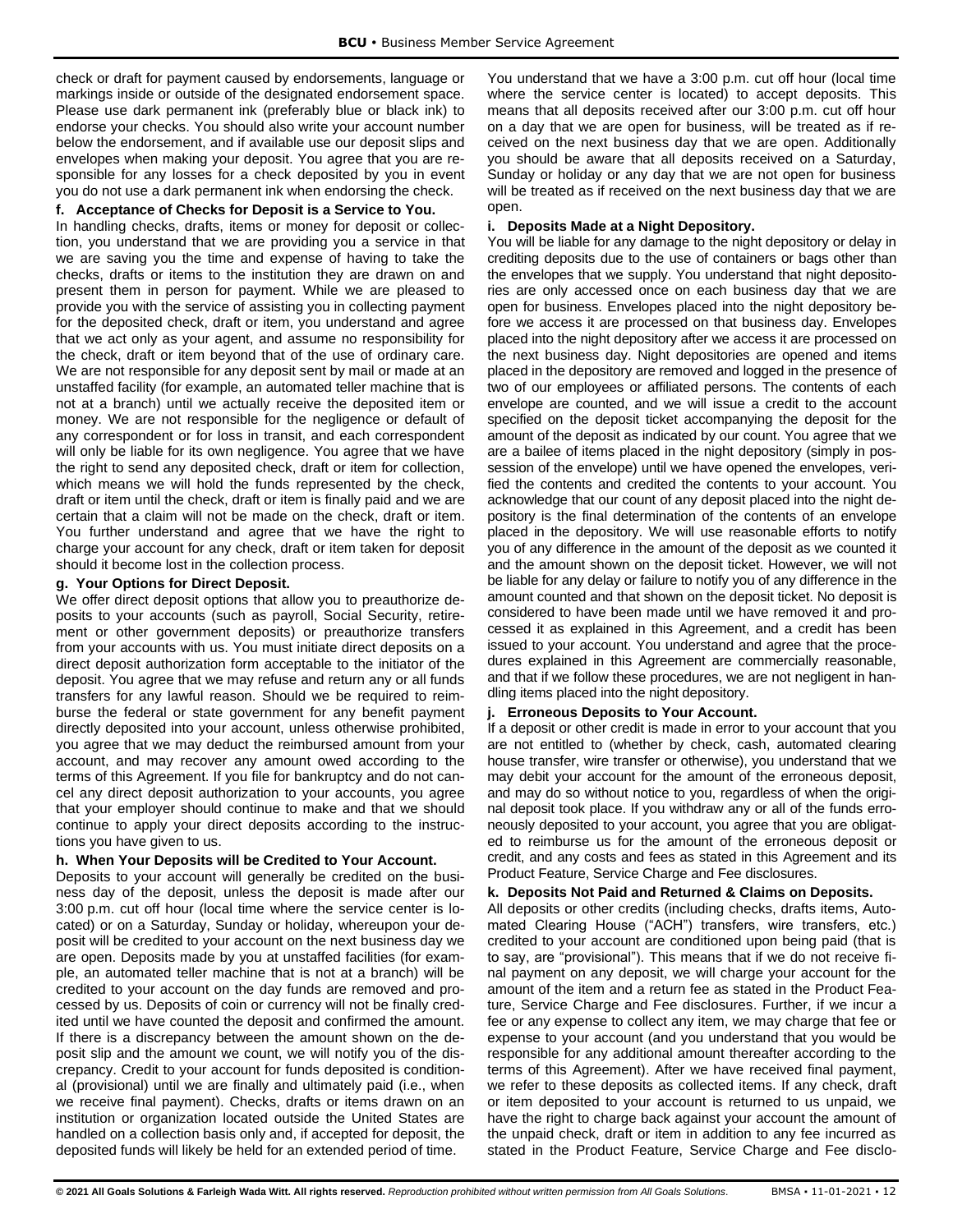check or draft for payment caused by endorsements, language or markings inside or outside of the designated endorsement space. Please use dark permanent ink (preferably blue or black ink) to endorse your checks. You should also write your account number below the endorsement, and if available use our deposit slips and envelopes when making your deposit. You agree that you are responsible for any losses for a check deposited by you in event you do not use a dark permanent ink when endorsing the check.

**f. Acceptance of Checks for Deposit is a Service to You.**

In handling checks, drafts, items or money for deposit or collection, you understand that we are providing you a service in that we are saving you the time and expense of having to take the checks, drafts or items to the institution they are drawn on and present them in person for payment. While we are pleased to provide you with the service of assisting you in collecting payment for the deposited check, draft or item, you understand and agree that we act only as your agent, and assume no responsibility for the check, draft or item beyond that of the use of ordinary care. We are not responsible for any deposit sent by mail or made at an unstaffed facility (for example, an automated teller machine that is not at a branch) until we actually receive the deposited item or money. We are not responsible for the negligence or default of any correspondent or for loss in transit, and each correspondent will only be liable for its own negligence. You agree that we have the right to send any deposited check, draft or item for collection, which means we will hold the funds represented by the check, draft or item until the check, draft or item is finally paid and we are certain that a claim will not be made on the check, draft or item. You further understand and agree that we have the right to charge your account for any check, draft or item taken for deposit should it become lost in the collection process.

**g. Your Options for Direct Deposit.**

We offer direct deposit options that allow you to preauthorize deposits to your accounts (such as payroll, Social Security, retirement or other government deposits) or preauthorize transfers from your accounts with us. You must initiate direct deposits on a direct deposit authorization form acceptable to the initiator of the deposit. You agree that we may refuse and return any or all funds transfers for any lawful reason. Should we be required to reimburse the federal or state government for any benefit payment directly deposited into your account, unless otherwise prohibited, you agree that we may deduct the reimbursed amount from your account, and may recover any amount owed according to the terms of this Agreement. If you file for bankruptcy and do not cancel any direct deposit authorization to your accounts, you agree that your employer should continue to make and that we should continue to apply your direct deposits according to the instructions you have given to us.

**h. When Your Deposits will be Credited to Your Account.**

Deposits to your account will generally be credited on the business day of the deposit, unless the deposit is made after our 3:00 p.m. cut off hour (local time where the service center is located) or on a Saturday, Sunday or holiday, whereupon your deposit will be credited to your account on the next business day we are open. Deposits made by you at unstaffed facilities (for example, an automated teller machine that is not at a branch) will be credited to your account on the day funds are removed and processed by us. Deposits of coin or currency will not be finally credited until we have counted the deposit and confirmed the amount. If there is a discrepancy between the amount shown on the deposit slip and the amount we count, we will notify you of the discrepancy. Credit to your account for funds deposited is conditional (provisional) until we are finally and ultimately paid (i.e., when we receive final payment). Checks, drafts or items drawn on an institution or organization located outside the United States are handled on a collection basis only and, if accepted for deposit, the deposited funds will likely be held for an extended period of time.

You understand that we have a 3:00 p.m. cut off hour (local time where the service center is located) to accept deposits. This means that all deposits received after our 3:00 p.m. cut off hour on a day that we are open for business, will be treated as if received on the next business day that we are open. Additionally you should be aware that all deposits received on a Saturday, Sunday or holiday or any day that we are not open for business will be treated as if received on the next business day that we are open.

**i. Deposits Made at a Night Depository.**

You will be liable for any damage to the night depository or delay in crediting deposits due to the use of containers or bags other than the envelopes that we supply. You understand that night depositories are only accessed once on each business day that we are open for business. Envelopes placed into the night depository before we access it are processed on that business day. Envelopes placed into the night depository after we access it are processed on the next business day. Night depositories are opened and items placed in the depository are removed and logged in the presence of two of our employees or affiliated persons. The contents of each envelope are counted, and we will issue a credit to the account specified on the deposit ticket accompanying the deposit for the amount of the deposit as indicated by our count. You agree that we are a bailee of items placed in the night depository (simply in possession of the envelope) until we have opened the envelopes, verified the contents and credited the contents to your account. You acknowledge that our count of any deposit placed into the night depository is the final determination of the contents of an envelope placed in the depository. We will use reasonable efforts to notify you of any difference in the amount of the deposit as we counted it and the amount shown on the deposit ticket. However, we will not be liable for any delay or failure to notify you of any difference in the amount counted and that shown on the deposit ticket. No deposit is considered to have been made until we have removed it and processed it as explained in this Agreement, and a credit has been issued to your account. You understand and agree that the procedures explained in this Agreement are commercially reasonable, and that if we follow these procedures, we are not negligent in handling items placed into the night depository.

**j. Erroneous Deposits to Your Account.**

If a deposit or other credit is made in error to your account that you are not entitled to (whether by check, cash, automated clearing house transfer, wire transfer or otherwise), you understand that we may debit your account for the amount of the erroneous deposit, and may do so without notice to you, regardless of when the original deposit took place. If you withdraw any or all of the funds erroneously deposited to your account, you agree that you are obligated to reimburse us for the amount of the erroneous deposit or credit, and any costs and fees as stated in this Agreement and its Product Feature, Service Charge and Fee disclosures.

**k. Deposits Not Paid and Returned & Claims on Deposits.**

All deposits or other credits (including checks, drafts items, Automated Clearing House ("ACH") transfers, wire transfers, etc.) credited to your account are conditioned upon being paid (that is to say, are "provisional"). This means that if we do not receive final payment on any deposit, we will charge your account for the amount of the item and a return fee as stated in the Product Feature, Service Charge and Fee disclosures. Further, if we incur a fee or any expense to collect any item, we may charge that fee or expense to your account (and you understand that you would be responsible for any additional amount thereafter according to the terms of this Agreement). After we have received final payment, we refer to these deposits as collected items. If any check, draft or item deposited to your account is returned to us unpaid, we have the right to charge back against your account the amount of the unpaid check, draft or item in addition to any fee incurred as stated in the Product Feature, Service Charge and Fee disclo-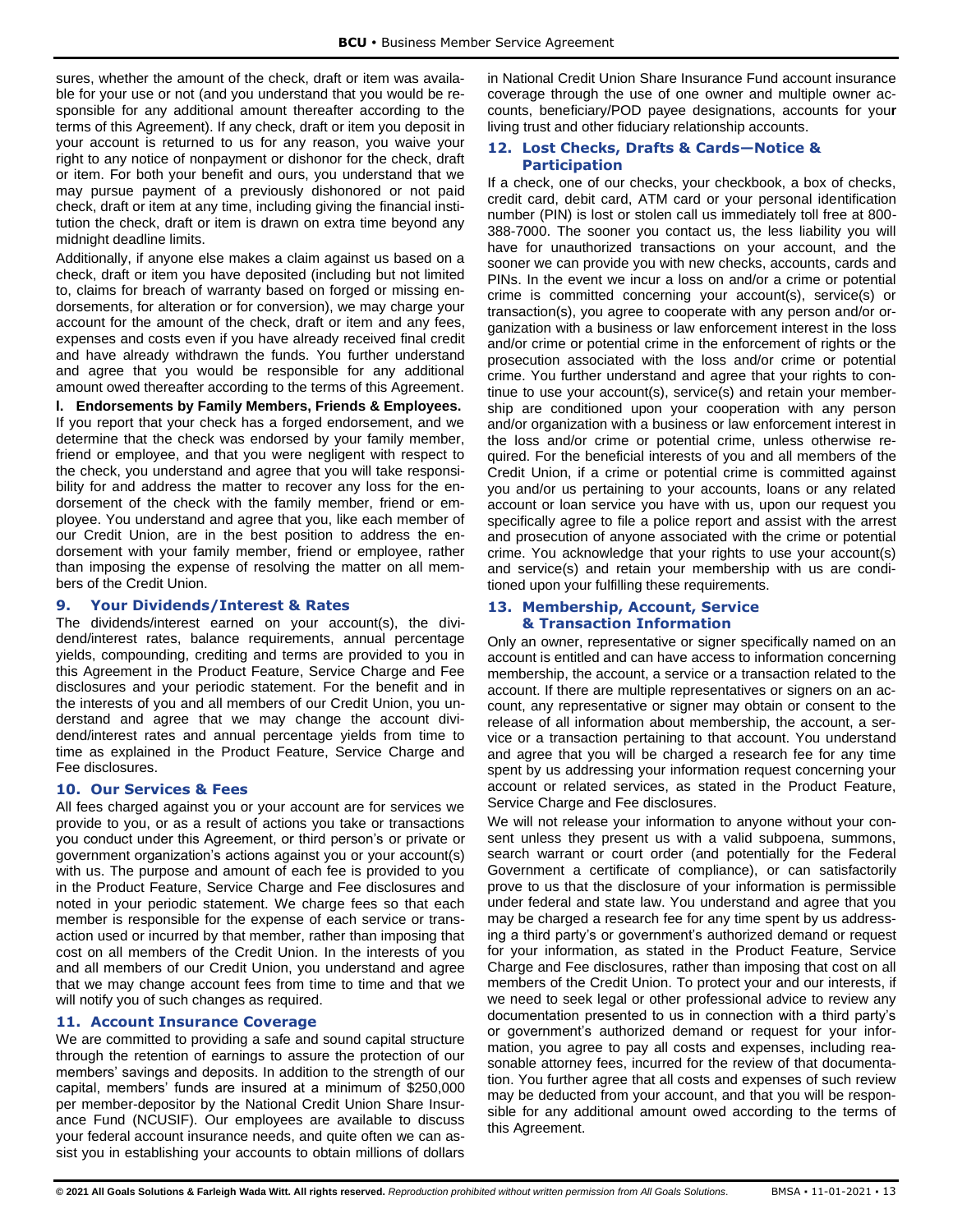sures, whether the amount of the check, draft or item was available for your use or not (and you understand that you would be responsible for any additional amount thereafter according to the terms of this Agreement). If any check, draft or item you deposit in your account is returned to us for any reason, you waive your right to any notice of nonpayment or dishonor for the check, draft or item. For both your benefit and ours, you understand that we may pursue payment of a previously dishonored or not paid check, draft or item at any time, including giving the financial institution the check, draft or item is drawn on extra time beyond any midnight deadline limits.

Additionally, if anyone else makes a claim against us based on a check, draft or item you have deposited (including but not limited to, claims for breach of warranty based on forged or missing endorsements, for alteration or for conversion), we may charge your account for the amount of the check, draft or item and any fees, expenses and costs even if you have already received final credit and have already withdrawn the funds. You further understand and agree that you would be responsible for any additional amount owed thereafter according to the terms of this Agreement.

**l. Endorsements by Family Members, Friends & Employees.** If you report that your check has a forged endorsement, and we determine that the check was endorsed by your family member, friend or employee, and that you were negligent with respect to the check, you understand and agree that you will take responsibility for and address the matter to recover any loss for the endorsement of the check with the family member, friend or employee. You understand and agree that you, like each member of our Credit Union, are in the best position to address the endorsement with your family member, friend or employee, rather than imposing the expense of resolving the matter on all members of the Credit Union.

## 9. Your Dividends/Interest & Rates

The dividends/interest earned on your account(s), the dividend/interest rates, balance requirements, annual percentage yields, compounding, crediting and terms are provided to you in this Agreement in the Product Feature, Service Charge and Fee disclosures and your periodic statement. For the benefit and in the interests of you and all members of our Credit Union, you understand and agree that we may change the account dividend/interest rates and annual percentage yields from time to time as explained in the Product Feature, Service Charge and Fee disclosures.

## 10. Our Services & Fees

All fees charged against you or your account are for services we provide to you, or as a result of actions you take or transactions you conduct under this Agreement, or third person's or private or government organization's actions against you or your account(s) with us. The purpose and amount of each fee is provided to you in the Product Feature, Service Charge and Fee disclosures and noted in your periodic statement. We charge fees so that each member is responsible for the expense of each service or transaction used or incurred by that member, rather than imposing that cost on all members of the Credit Union. In the interests of you and all members of our Credit Union, you understand and agree that we may change account fees from time to time and that we will notify you of such changes as required.

## 11. Account Insurance Coverage

We are committed to providing a safe and sound capital structure through the retention of earnings to assure the protection of our members' savings and deposits. In addition to the strength of our capital, members' funds are insured at a minimum of $250,000 per member-depositor by the National Credit Union Share Insurance Fund (NCUSIF). Our employees are available to discuss your federal account insurance needs, and quite often we can assist you in establishing your accounts to obtain millions of dollars in National Credit Union Share Insurance Fund account insurance coverage through the use of one owner and multiple owner accounts, beneficiary/POD payee designations, accounts for your living trust and other fiduciary relationship accounts.

## 12. Lost Checks, Drafts & Cards—Notice & Participation

If a check, one of our checks, your checkbook, a box of checks, credit card, debit card, ATM card or your personal identification number (PIN) is lost or stolen call us immediately toll free at 800-388-7000. The sooner you contact us, the less liability you will have for unauthorized transactions on your account, and the sooner we can provide you with new checks, accounts, cards and PINs. In the event we incur a loss on and/or a crime or potential crime is committed concerning your account(s), service(s) or transaction(s), you agree to cooperate with any person and/or organization with a business or law enforcement interest in the loss and/or crime or potential crime in the enforcement of rights or the prosecution associated with the loss and/or crime or potential crime. You further understand and agree that your rights to continue to use your account(s), service(s) and retain your membership are conditioned upon your cooperation with any person and/or organization with a business or law enforcement interest in the loss and/or crime or potential crime, unless otherwise required. For the beneficial interests of you and all members of the Credit Union, if a crime or potential crime is committed against you and/or us pertaining to your accounts, loans or any related account or loan service you have with us, upon our request you specifically agree to file a police report and assist with the arrest and prosecution of anyone associated with the crime or potential crime. You acknowledge that your rights to use your account(s) and service(s) and retain your membership with us are conditioned upon your fulfilling these requirements.

## 13. Membership, Account, Service & Transaction Information

Only an owner, representative or signer specifically named on an account is entitled and can have access to information concerning membership, the account, a service or a transaction related to the account. If there are multiple representatives or signers on an account, any representative or signer may obtain or consent to the release of all information about membership, the account, a service or a transaction pertaining to that account. You understand and agree that you will be charged a research fee for any time spent by us addressing your information request concerning your account or related services, as stated in the Product Feature, Service Charge and Fee disclosures.

We will not release your information to anyone without your consent unless they present us with a valid subpoena, summons, search warrant or court order (and potentially for the Federal Government a certificate of compliance), or can satisfactorily prove to us that the disclosure of your information is permissible under federal and state law. You understand and agree that you may be charged a research fee for any time spent by us addressing a third party's or government's authorized demand or request for your information, as stated in the Product Feature, Service Charge and Fee disclosures, rather than imposing that cost on all members of the Credit Union. To protect your and our interests, if we need to seek legal or other professional advice to review any documentation presented to us in connection with a third party's or government's authorized demand or request for your information, you agree to pay all costs and expenses, including reasonable attorney fees, incurred for the review of that documentation. You further agree that all costs and expenses of such review may be deducted from your account, and that you will be responsible for any additional amount owed according to the terms of this Agreement.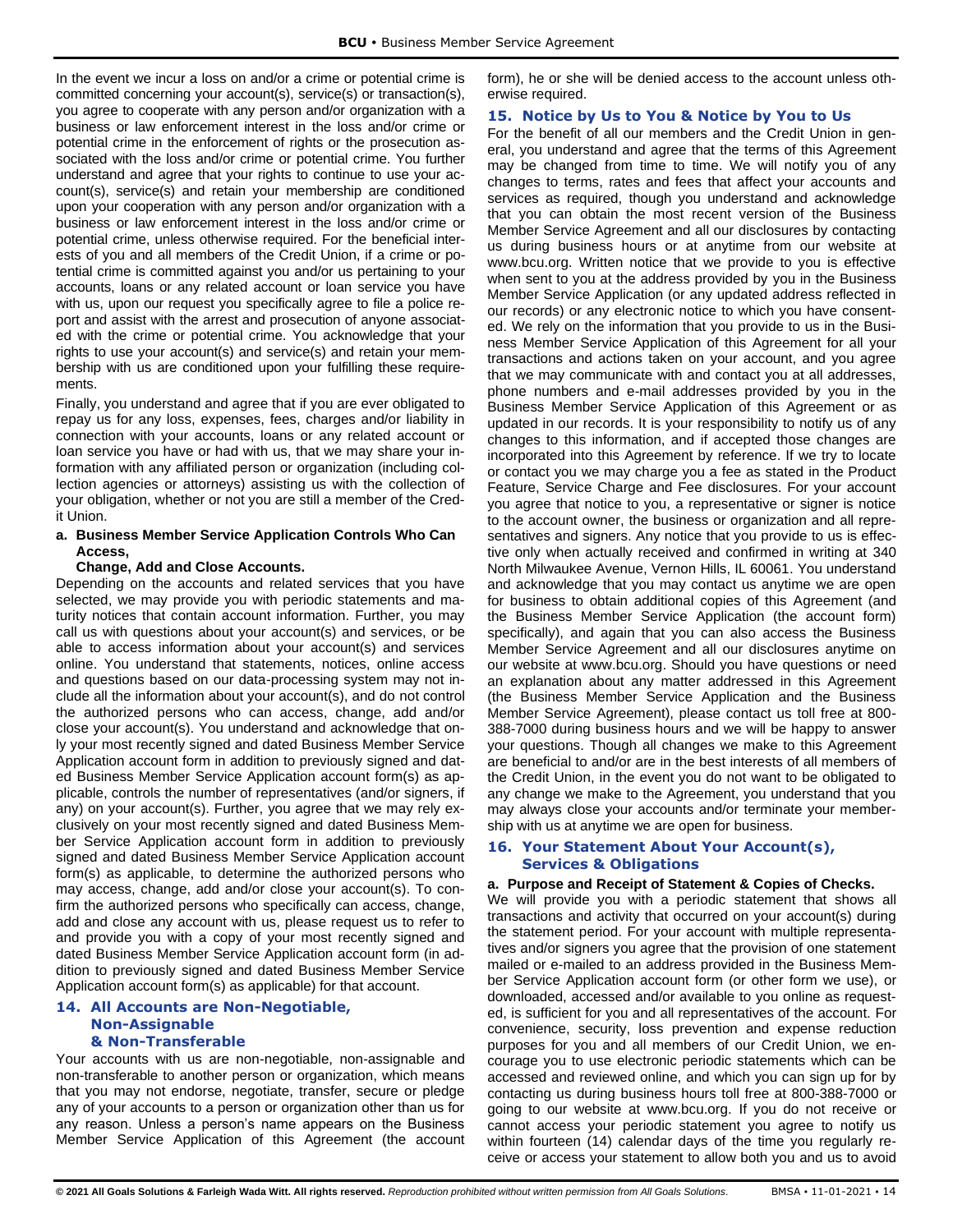In the event we incur a loss on and/or a crime or potential crime is committed concerning your account(s), service(s) or transaction(s), you agree to cooperate with any person and/or organization with a business or law enforcement interest in the loss and/or crime or potential crime in the enforcement of rights or the prosecution associated with the loss and/or crime or potential crime. You further understand and agree that your rights to continue to use your account(s), service(s) and retain your membership are conditioned upon your cooperation with any person and/or organization with a business or law enforcement interest in the loss and/or crime or potential crime, unless otherwise required. For the beneficial interests of you and all members of the Credit Union, if a crime or potential crime is committed against you and/or us pertaining to your accounts, loans or any related account or loan service you have with us, upon our request you specifically agree to file a police report and assist with the arrest and prosecution of anyone associated with the crime or potential crime. You acknowledge that your rights to use your account(s) and service(s) and retain your membership with us are conditioned upon your fulfilling these requirements.

Finally, you understand and agree that if you are ever obligated to repay us for any loss, expenses, fees, charges and/or liability in connection with your accounts, loans or any related account or loan service you have or had with us, that we may share your information with any affiliated person or organization (including collection agencies or attorneys) assisting us with the collection of your obligation, whether or not you are still a member of the Credit Union.

**a. Business Member Service Application Controls Who Can Access, Change, Add and Close Accounts.**

Depending on the accounts and related services that you have selected, we may provide you with periodic statements and maturity notices that contain account information. Further, you may call us with questions about your account(s) and services, or be able to access information about your account(s) and services online. You understand that statements, notices, online access and questions based on our data-processing system may not include all the information about your account(s), and do not control the authorized persons who can access, change, add and/or close your account(s). You understand and acknowledge that only your most recently signed and dated Business Member Service Application account form in addition to previously signed and dated Business Member Service Application account form(s) as applicable, controls the number of representatives (and/or signers, if any) on your account(s). Further, you agree that we may rely exclusively on your most recently signed and dated Business Member Service Application account form in addition to previously signed and dated Business Member Service Application account form(s) as applicable, to determine the authorized persons who may access, change, add and/or close your account(s). To confirm the authorized persons who specifically can access, change, add and close any account with us, please request us to refer to and provide you with a copy of your most recently signed and dated Business Member Service Application account form (in addition to previously signed and dated Business Member Service Application account form(s) as applicable) for that account.

## 14. All Accounts are Non-Negotiable, Non-Assignable & Non-Transferable

Your accounts with us are non-negotiable, non-assignable and non-transferable to another person or organization, which means that you may not endorse, negotiate, transfer, secure or pledge any of your accounts to a person or organization other than us for any reason. Unless a person's name appears on the Business Member Service Application of this Agreement (the account form), he or she will be denied access to the account unless otherwise required.

## 15. Notice by Us to You & Notice by You to Us

For the benefit of all our members and the Credit Union in general, you understand and agree that the terms of this Agreement may be changed from time to time. We will notify you of any changes to terms, rates and fees that affect your accounts and services as required, though you understand and acknowledge that you can obtain the most recent version of the Business Member Service Agreement and all our disclosures by contacting us during business hours or at anytime from our website at www.bcu.org. Written notice that we provide to you is effective when sent to you at the address provided by you in the Business Member Service Application (or any updated address reflected in our records) or any electronic notice to which you have consented. We rely on the information that you provide to us in the Business Member Service Application of this Agreement for all your transactions and actions taken on your account, and you agree that we may communicate with and contact you at all addresses, phone numbers and e-mail addresses provided by you in the Business Member Service Application of this Agreement or as updated in our records. It is your responsibility to notify us of any changes to this information, and if accepted those changes are incorporated into this Agreement by reference. If we try to locate or contact you we may charge you a fee as stated in the Product Feature, Service Charge and Fee disclosures. For your account you agree that notice to you, a representative or signer is notice to the account owner, the business or organization and all representatives and signers. Any notice that you provide to us is effective only when actually received and confirmed in writing at 340 North Milwaukee Avenue, Vernon Hills, IL 60061. You understand and acknowledge that you may contact us anytime we are open for business to obtain additional copies of this Agreement (and the Business Member Service Application (the account form) specifically), and again that you can also access the Business Member Service Agreement and all our disclosures anytime on our website at www.bcu.org. Should you have questions or need an explanation about any matter addressed in this Agreement (the Business Member Service Application and the Business Member Service Agreement), please contact us toll free at 800-388-7000 during business hours and we will be happy to answer your questions. Though all changes we make to this Agreement are beneficial to and/or are in the best interests of all members of the Credit Union, in the event you do not want to be obligated to any change we make to the Agreement, you understand that you may always close your accounts and/or terminate your membership with us at anytime we are open for business.

## 16. Your Statement About Your Account(s), Services & Obligations

**a. Purpose and Receipt of Statement & Copies of Checks.**

We will provide you with a periodic statement that shows all transactions and activity that occurred on your account(s) during the statement period. For your account with multiple representatives and/or signers you agree that the provision of one statement mailed or e-mailed to an address provided in the Business Member Service Application account form (or other form we use), or downloaded, accessed and/or available to you online as requested, is sufficient for you and all representatives of the account. For convenience, security, loss prevention and expense reduction purposes for you and all members of our Credit Union, we encourage you to use electronic periodic statements which can be accessed and reviewed online, and which you can sign up for by contacting us during business hours toll free at 800-388-7000 or going to our website at www.bcu.org. If you do not receive or cannot access your periodic statement you agree to notify us within fourteen (14) calendar days of the time you regularly receive or access your statement to allow both you and us to avoid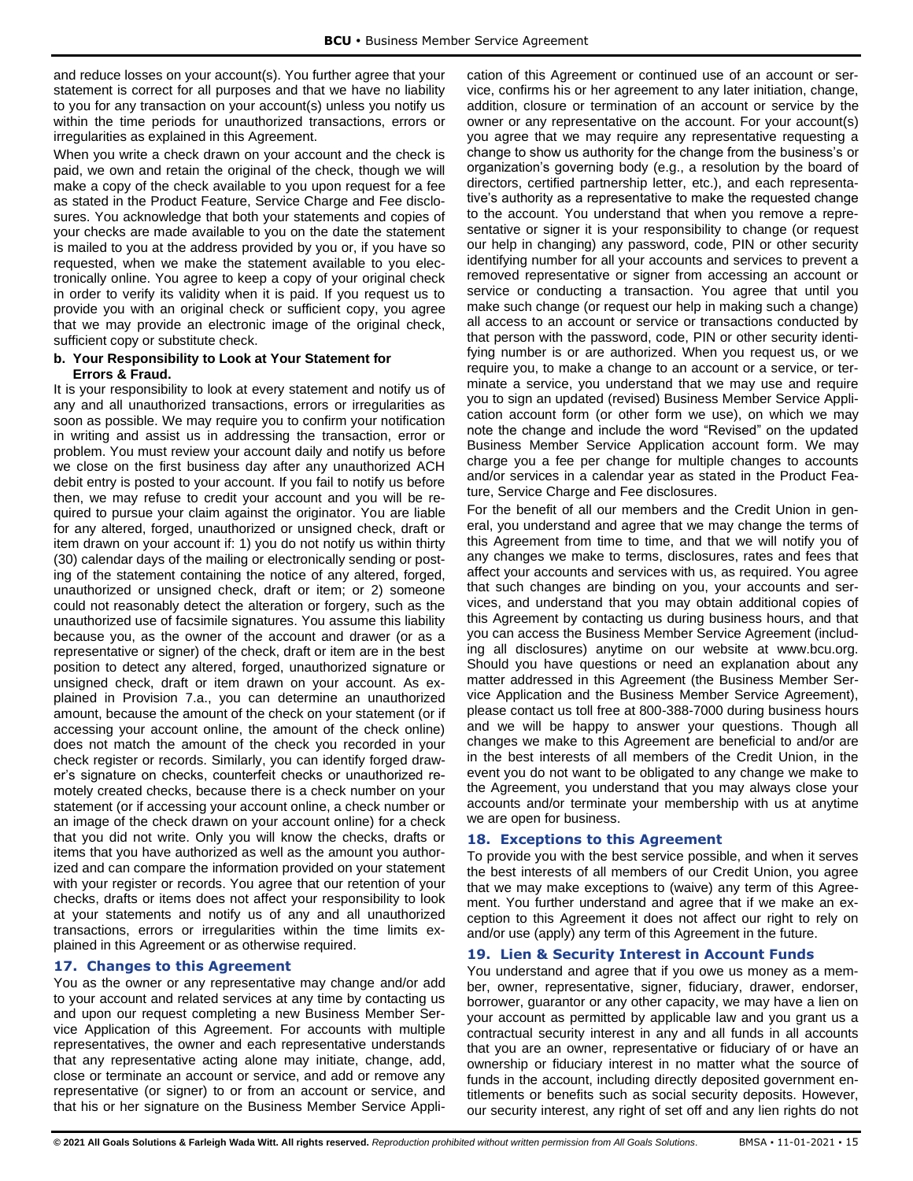and reduce losses on your account(s). You further agree that your statement is correct for all purposes and that we have no liability to you for any transaction on your account(s) unless you notify us within the time periods for unauthorized transactions, errors or irregularities as explained in this Agreement.

When you write a check drawn on your account and the check is paid, we own and retain the original of the check, though we will make a copy of the check available to you upon request for a fee as stated in the Product Feature, Service Charge and Fee disclosures. You acknowledge that both your statements and copies of your checks are made available to you on the date the statement is mailed to you at the address provided by you or, if you have so requested, when we make the statement available to you electronically online. You agree to keep a copy of your original check in order to verify its validity when it is paid. If you request us to provide you with an original check or sufficient copy, you agree that we may provide an electronic image of the original check, sufficient copy or substitute check.

**b. Your Responsibility to Look at Your Statement for Errors & Fraud.**

It is your responsibility to look at every statement and notify us of any and all unauthorized transactions, errors or irregularities as soon as possible. We may require you to confirm your notification in writing and assist us in addressing the transaction, error or problem. You must review your account daily and notify us before we close on the first business day after any unauthorized ACH debit entry is posted to your account. If you fail to notify us before then, we may refuse to credit your account and you will be required to pursue your claim against the originator. You are liable for any altered, forged, unauthorized or unsigned check, draft or item drawn on your account if: 1) you do not notify us within thirty (30) calendar days of the mailing or electronically sending or posting of the statement containing the notice of any altered, forged, unauthorized or unsigned check, draft or item; or 2) someone could not reasonably detect the alteration or forgery, such as the unauthorized use of facsimile signatures. You assume this liability because you, as the owner of the account and drawer (or as a representative or signer) of the check, draft or item are in the best position to detect any altered, forged, unauthorized signature or unsigned check, draft or item drawn on your account. As explained in Provision 7.a., you can determine an unauthorized amount, because the amount of the check on your statement (or if accessing your account online, the amount of the check online) does not match the amount of the check you recorded in your check register or records. Similarly, you can identify forged drawer's signature on checks, counterfeit checks or unauthorized remotely created checks, because there is a check number on your statement (or if accessing your account online, a check number or an image of the check drawn on your account online) for a check that you did not write. Only you will know the checks, drafts or items that you have authorized as well as the amount you authorized and can compare the information provided on your statement with your register or records. You agree that our retention of your checks, drafts or items does not affect your responsibility to look at your statements and notify us of any and all unauthorized transactions, errors or irregularities within the time limits explained in this Agreement or as otherwise required.

## 17. Changes to this Agreement

You as the owner or any representative may change and/or add to your account and related services at any time by contacting us and upon our request completing a new Business Member Service Application of this Agreement. For accounts with multiple representatives, the owner and each representative understands that any representative acting alone may initiate, change, add, close or terminate an account or service, and add or remove any representative (or signer) to or from an account or service, and that his or her signature on the Business Member Service Application of this Agreement or continued use of an account or service, confirms his or her agreement to any later initiation, change, addition, closure or termination of an account or service by the owner or any representative on the account. For your account(s) you agree that we may require any representative requesting a change to show us authority for the change from the business's or organization's governing body (e.g., a resolution by the board of directors, certified partnership letter, etc.), and each representative's authority as a representative to make the requested change to the account. You understand that when you remove a representative or signer it is your responsibility to change (or request our help in changing) any password, code, PIN or other security identifying number for all your accounts and services to prevent a removed representative or signer from accessing an account or service or conducting a transaction. You agree that until you make such change (or request our help in making such a change) all access to an account or service or transactions conducted by that person with the password, code, PIN or other security identifying number is or are authorized. When you request us, or we require you, to make a change to an account or a service, or terminate a service, you understand that we may use and require you to sign an updated (revised) Business Member Service Application account form (or other form we use), on which we may note the change and include the word "Revised" on the updated Business Member Service Application account form. We may charge you a fee per change for multiple changes to accounts and/or services in a calendar year as stated in the Product Feature, Service Charge and Fee disclosures.

For the benefit of all our members and the Credit Union in general, you understand and agree that we may change the terms of this Agreement from time to time, and that we will notify you of any changes we make to terms, disclosures, rates and fees that affect your accounts and services with us, as required. You agree that such changes are binding on you, your accounts and services, and understand that you may obtain additional copies of this Agreement by contacting us during business hours, and that you can access the Business Member Service Agreement (including all disclosures) anytime on our website at www.bcu.org. Should you have questions or need an explanation about any matter addressed in this Agreement (the Business Member Service Application and the Business Member Service Agreement), please contact us toll free at 800-388-7000 during business hours and we will be happy to answer your questions. Though all changes we make to this Agreement are beneficial to and/or are in the best interests of all members of the Credit Union, in the event you do not want to be obligated to any change we make to the Agreement, you understand that you may always close your accounts and/or terminate your membership with us at anytime we are open for business.

## 18. Exceptions to this Agreement

To provide you with the best service possible, and when it serves the best interests of all members of our Credit Union, you agree that we may make exceptions to (waive) any term of this Agreement. You further understand and agree that if we make an exception to this Agreement it does not affect our right to rely on and/or use (apply) any term of this Agreement in the future.

## 19. Lien & Security Interest in Account Funds

You understand and agree that if you owe us money as a member, owner, representative, signer, fiduciary, drawer, endorser, borrower, guarantor or any other capacity, we may have a lien on your account as permitted by applicable law and you grant us a contractual security interest in any and all funds in all accounts that you are an owner, representative or fiduciary of or have an ownership or fiduciary interest in no matter what the source of funds in the account, including directly deposited government entitlements or benefits such as social security deposits. However, our security interest, any right of set off and any lien rights do not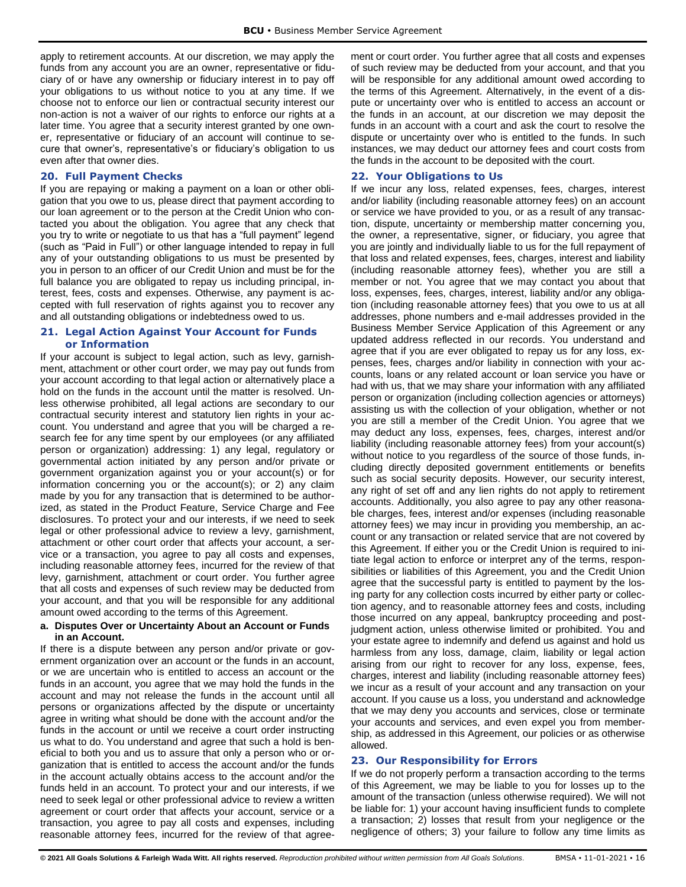apply to retirement accounts. At our discretion, we may apply the funds from any account you are an owner, representative or fiduciary of or have any ownership or fiduciary interest in to pay off your obligations to us without notice to you at any time. If we choose not to enforce our lien or contractual security interest our non-action is not a waiver of our rights to enforce our rights at a later time. You agree that a security interest granted by one owner, representative or fiduciary of an account will continue to secure that owner's, representative's or fiduciary's obligation to us even after that owner dies.

## 20. Full Payment Checks

If you are repaying or making a payment on a loan or other obligation that you owe to us, please direct that payment according to our loan agreement or to the person at the Credit Union who contacted you about the obligation. You agree that any check that you try to write or negotiate to us that has a "full payment" legend (such as "Paid in Full") or other language intended to repay in full any of your outstanding obligations to us must be presented by you in person to an officer of our Credit Union and must be for the full balance you are obligated to repay us including principal, interest, fees, costs and expenses. Otherwise, any payment is accepted with full reservation of rights against you to recover any and all outstanding obligations or indebtedness owed to us.

## 21. Legal Action Against Your Account for Funds or Information

If your account is subject to legal action, such as levy, garnishment, attachment or other court order, we may pay out funds from your account according to that legal action or alternatively place a hold on the funds in the account until the matter is resolved. Unless otherwise prohibited, all legal actions are secondary to our contractual security interest and statutory lien rights in your account. You understand and agree that you will be charged a research fee for any time spent by our employees (or any affiliated person or organization) addressing: 1) any legal, regulatory or governmental action initiated by any person and/or private or government organization against you or your account(s) or for information concerning you or the account(s); or 2) any claim made by you for any transaction that is determined to be authorized, as stated in the Product Feature, Service Charge and Fee disclosures. To protect your and our interests, if we need to seek legal or other professional advice to review a levy, garnishment, attachment or other court order that affects your account, a service or a transaction, you agree to pay all costs and expenses, including reasonable attorney fees, incurred for the review of that levy, garnishment, attachment or court order. You further agree that all costs and expenses of such review may be deducted from your account, and that you will be responsible for any additional amount owed according to the terms of this Agreement.

**a. Disputes Over or Uncertainty About an Account or Funds in an Account.**

If there is a dispute between any person and/or private or government organization over an account or the funds in an account, or we are uncertain who is entitled to access an account or the funds in an account, you agree that we may hold the funds in the account and may not release the funds in the account until all persons or organizations affected by the dispute or uncertainty agree in writing what should be done with the account and/or the funds in the account or until we receive a court order instructing us what to do. You understand and agree that such a hold is beneficial to both you and us to assure that only a person who or organization that is entitled to access the account and/or the funds in the account actually obtains access to the account and/or the funds held in an account. To protect your and our interests, if we need to seek legal or other professional advice to review a written agreement or court order that affects your account, service or a transaction, you agree to pay all costs and expenses, including reasonable attorney fees, incurred for the review of that agreement or court order. You further agree that all costs and expenses of such review may be deducted from your account, and that you will be responsible for any additional amount owed according to the terms of this Agreement. Alternatively, in the event of a dispute or uncertainty over who is entitled to access an account or the funds in an account, at our discretion we may deposit the funds in an account with a court and ask the court to resolve the dispute or uncertainty over who is entitled to the funds. In such instances, we may deduct our attorney fees and court costs from the funds in the account to be deposited with the court.

## 22. Your Obligations to Us

If we incur any loss, related expenses, fees, charges, interest and/or liability (including reasonable attorney fees) on an account or service we have provided to you, or as a result of any transaction, dispute, uncertainty or membership matter concerning you, the owner, a representative, signer, or fiduciary, you agree that you are jointly and individually liable to us for the full repayment of that loss and related expenses, fees, charges, interest and liability (including reasonable attorney fees), whether you are still a member or not. You agree that we may contact you about that loss, expenses, fees, charges, interest, liability and/or any obligation (including reasonable attorney fees) that you owe to us at all addresses, phone numbers and e-mail addresses provided in the Business Member Service Application of this Agreement or any updated address reflected in our records. You understand and agree that if you are ever obligated to repay us for any loss, expenses, fees, charges and/or liability in connection with your accounts, loans or any related account or loan service you have or had with us, that we may share your information with any affiliated person or organization (including collection agencies or attorneys) assisting us with the collection of your obligation, whether or not you are still a member of the Credit Union. You agree that we may deduct any loss, expenses, fees, charges, interest and/or liability (including reasonable attorney fees) from your account(s) without notice to you regardless of the source of those funds, including directly deposited government entitlements or benefits such as social security deposits. However, our security interest, any right of set off and any lien rights do not apply to retirement accounts. Additionally, you also agree to pay any other reasonable charges, fees, interest and/or expenses (including reasonable attorney fees) we may incur in providing you membership, an account or any transaction or related service that are not covered by this Agreement. If either you or the Credit Union is required to initiate legal action to enforce or interpret any of the terms, responsibilities or liabilities of this Agreement, you and the Credit Union agree that the successful party is entitled to payment by the losing party for any collection costs incurred by either party or collection agency, and to reasonable attorney fees and costs, including those incurred on any appeal, bankruptcy proceeding and post-judgment action, unless otherwise limited or prohibited. You and your estate agree to indemnify and defend us against and hold us harmless from any loss, damage, claim, liability or legal action arising from our right to recover for any loss, expense, fees, charges, interest and liability (including reasonable attorney fees) we incur as a result of your account and any transaction on your account. If you cause us a loss, you understand and acknowledge that we may deny you accounts and services, close or terminate your accounts and services, and even expel you from membership, as addressed in this Agreement, our policies or as otherwise allowed.

## 23. Our Responsibility for Errors

If we do not properly perform a transaction according to the terms of this Agreement, we may be liable to you for losses up to the amount of the transaction (unless otherwise required). We will not be liable for: 1) your account having insufficient funds to complete a transaction; 2) losses that result from your negligence or the negligence of others; 3) your failure to follow any time limits as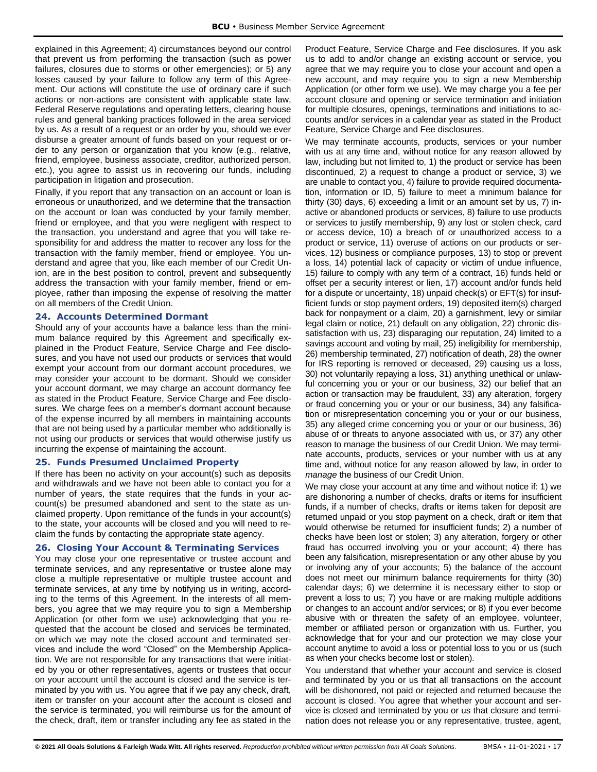explained in this Agreement; 4) circumstances beyond our control that prevent us from performing the transaction (such as power failures, closures due to storms or other emergencies); or 5) any losses caused by your failure to follow any term of this Agreement. Our actions will constitute the use of ordinary care if such actions or non-actions are consistent with applicable state law, Federal Reserve regulations and operating letters, clearing house rules and general banking practices followed in the area serviced by us. As a result of a request or an order by you, should we ever disburse a greater amount of funds based on your request or order to any person or organization that you know (e.g., relative, friend, employee, business associate, creditor, authorized person, etc.), you agree to assist us in recovering our funds, including participation in litigation and prosecution.

Finally, if you report that any transaction on an account or loan is erroneous or unauthorized, and we determine that the transaction on the account or loan was conducted by your family member, friend or employee, and that you were negligent with respect to the transaction, you understand and agree that you will take responsibility for and address the matter to recover any loss for the transaction with the family member, friend or employee. You understand and agree that you, like each member of our Credit Union, are in the best position to control, prevent and subsequently address the transaction with your family member, friend or employee, rather than imposing the expense of resolving the matter on all members of the Credit Union.

## 24. Accounts Determined Dormant

Should any of your accounts have a balance less than the minimum balance required by this Agreement and specifically explained in the Product Feature, Service Charge and Fee disclosures, and you have not used our products or services that would exempt your account from our dormant account procedures, we may consider your account to be dormant. Should we consider your account dormant, we may charge an account dormancy fee as stated in the Product Feature, Service Charge and Fee disclosures. We charge fees on a member's dormant account because of the expense incurred by all members in maintaining accounts that are not being used by a particular member who additionally is not using our products or services that would otherwise justify us incurring the expense of maintaining the account.

## 25. Funds Presumed Unclaimed Property

If there has been no activity on your account(s) such as deposits and withdrawals and we have not been able to contact you for a number of years, the state requires that the funds in your account(s) be presumed abandoned and sent to the state as unclaimed property. Upon remittance of the funds in your account(s) to the state, your accounts will be closed and you will need to reclaim the funds by contacting the appropriate state agency.

## 26. Closing Your Account & Terminating Services

You may close your one representative or trustee account and terminate services, and any representative or trustee alone may close a multiple representative or multiple trustee account and terminate services, at any time by notifying us in writing, according to the terms of this Agreement. In the interests of all members, you agree that we may require you to sign a Membership Application (or other form we use) acknowledging that you requested that the account be closed and services be terminated, on which we may note the closed account and terminated services and include the word "Closed" on the Membership Application. We are not responsible for any transactions that were initiated by you or other representatives, agents or trustees that occur on your account until the account is closed and the service is terminated by you with us. You agree that if we pay any check, draft, item or transfer on your account after the account is closed and the service is terminated, you will reimburse us for the amount of the check, draft, item or transfer including any fee as stated in the Product Feature, Service Charge and Fee disclosures. If you ask us to add to and/or change an existing account or service, you agree that we may require you to close your account and open a new account, and may require you to sign a new Membership Application (or other form we use). We may charge you a fee per account closure and opening or service termination and initiation for multiple closures, openings, terminations and initiations to accounts and/or services in a calendar year as stated in the Product Feature, Service Charge and Fee disclosures.

We may terminate accounts, products, services or your number with us at any time and, without notice for any reason allowed by law, including but not limited to, 1) the product or service has been discontinued, 2) a request to change a product or service, 3) we are unable to contact you, 4) failure to provide required documentation, information or ID, 5) failure to meet a minimum balance for thirty (30) days, 6) exceeding a limit or an amount set by us, 7) inactive or abandoned products or services, 8) failure to use products or services to justify membership, 9) any lost or stolen check, card or access device, 10) a breach of or unauthorized access to a product or service, 11) overuse of actions on our products or services, 12) business or compliance purposes, 13) to stop or prevent a loss, 14) potential lack of capacity or victim of undue influence, 15) failure to comply with any term of a contract, 16) funds held or offset per a security interest or lien, 17) account and/or funds held for a dispute or uncertainty, 18) unpaid check(s) or EFT(s) for insufficient funds or stop payment orders, 19) deposited item(s) charged back for nonpayment or a claim, 20) a garnishment, levy or similar legal claim or notice, 21) default on any obligation, 22) chronic dissatisfaction with us, 23) disparaging our reputation, 24) limited to a savings account and voting by mail, 25) ineligibility for membership, 26) membership terminated, 27) notification of death, 28) the owner for IRS reporting is removed or deceased, 29) causing us a loss, 30) not voluntarily repaying a loss, 31) anything unethical or unlawful concerning you or your or our business, 32) our belief that an action or transaction may be fraudulent, 33) any alteration, forgery or fraud concerning you or your or our business, 34) any falsification or misrepresentation concerning you or your or our business, 35) any alleged crime concerning you or your or our business, 36) abuse of or threats to anyone associated with us, or 37) any other reason to manage the business of our Credit Union. We may terminate accounts, products, services or your number with us at any time and, without notice for any reason allowed by law, in order to *manage* the business of our Credit Union.

We may close your account at any time and without notice if: 1) we are dishonoring a number of checks, drafts or items for insufficient funds, if a number of checks, drafts or items taken for deposit are returned unpaid or you stop payment on a check, draft or item that would otherwise be returned for insufficient funds; 2) a number of checks have been lost or stolen; 3) any alteration, forgery or other fraud has occurred involving you or your account; 4) there has been any falsification, misrepresentation or any other abuse by you or involving any of your accounts; 5) the balance of the account does not meet our minimum balance requirements for thirty (30) calendar days; 6) we determine it is necessary either to stop or prevent a loss to us; 7) you have or are making multiple additions or changes to an account and/or services; or 8) if you ever become abusive with or threaten the safety of an employee, volunteer, member or affiliated person or organization with us. Further, you acknowledge that for your and our protection we may close your account anytime to avoid a loss or potential loss to you or us (such as when your checks become lost or stolen).

You understand that whether your account and service is closed and terminated by you or us that all transactions on the account will be dishonored, not paid or rejected and returned because the account is closed. You agree that whether your account and service is closed and terminated by you or us that closure and termination does not release you or any representative, trustee, agent,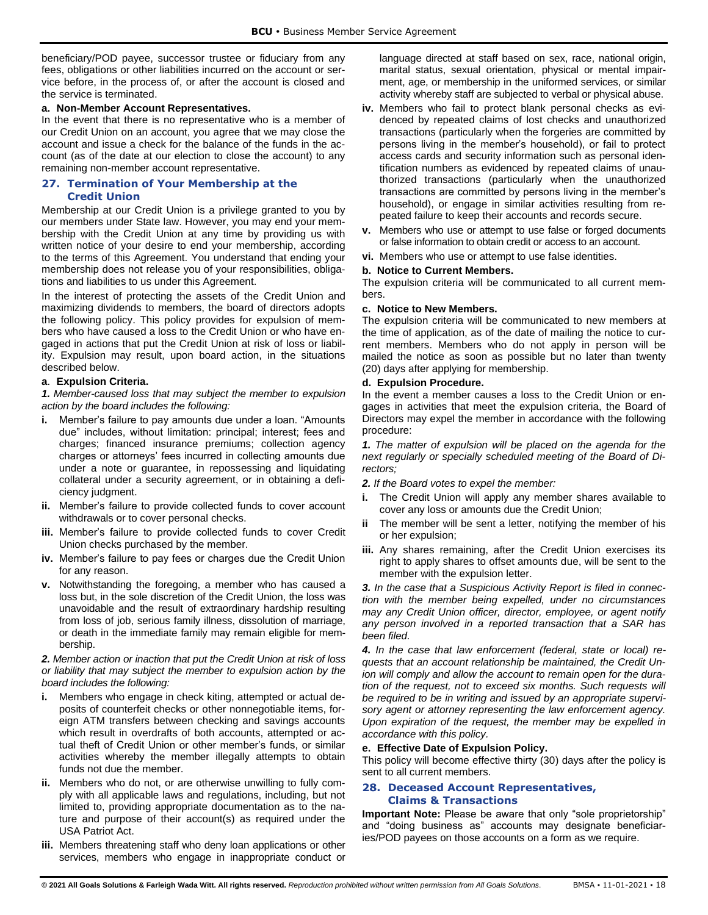beneficiary/POD payee, successor trustee or fiduciary from any fees, obligations or other liabilities incurred on the account or service before, in the process of, or after the account is closed and the service is terminated.

**a. Non-Member Account Representatives.**

In the event that there is no representative who is a member of our Credit Union on an account, you agree that we may close the account and issue a check for the balance of the funds in the account (as of the date at our election to close the account) to any remaining non-member account representative.

## 27. Termination of Your Membership at the Credit Union

Membership at our Credit Union is a privilege granted to you by our members under State law. However, you may end your membership with the Credit Union at any time by providing us with written notice of your desire to end your membership, according to the terms of this Agreement. You understand that ending your membership does not release you of your responsibilities, obligations and liabilities to us under this Agreement.

In the interest of protecting the assets of the Credit Union and maximizing dividends to members, the board of directors adopts the following policy. This policy provides for expulsion of members who have caused a loss to the Credit Union or who have engaged in actions that put the Credit Union at risk of loss or liability. Expulsion may result, upon board action, in the situations described below.

**a. Expulsion Criteria.**

***1.*** *Member-caused loss that may subject the member to expulsion action by the board includes the following:*

- **i.** Member's failure to pay amounts due under a loan. "Amounts due" includes, without limitation: principal; interest; fees and charges; financed insurance premiums; collection agency charges or attorneys' fees incurred in collecting amounts due under a note or guarantee, in repossessing and liquidating collateral under a security agreement, or in obtaining a deficiency judgment.
- **ii.** Member's failure to provide collected funds to cover account withdrawals or to cover personal checks.
- **iii.** Member's failure to provide collected funds to cover Credit Union checks purchased by the member.
- **iv.** Member's failure to pay fees or charges due the Credit Union for any reason.
- **v.** Notwithstanding the foregoing, a member who has caused a loss but, in the sole discretion of the Credit Union, the loss was unavoidable and the result of extraordinary hardship resulting from loss of job, serious family illness, dissolution of marriage, or death in the immediate family may remain eligible for membership.

***2.*** *Member action or inaction that put the Credit Union at risk of loss or liability that may subject the member to expulsion action by the board includes the following:*

- **i.** Members who engage in check kiting, attempted or actual deposits of counterfeit checks or other nonnegotiable items, foreign ATM transfers between checking and savings accounts which result in overdrafts of both accounts, attempted or actual theft of Credit Union or other member's funds, or similar activities whereby the member illegally attempts to obtain funds not due the member.
- **ii.** Members who do not, or are otherwise unwilling to fully comply with all applicable laws and regulations, including, but not limited to, providing appropriate documentation as to the nature and purpose of their account(s) as required under the USA Patriot Act.
- **iii.** Members threatening staff who deny loan applications or other services, members who engage in inappropriate conduct or language directed at staff based on sex, race, national origin, marital status, sexual orientation, physical or mental impairment, age, or membership in the uniformed services, or similar activity whereby staff are subjected to verbal or physical abuse.
- **iv.** Members who fail to protect blank personal checks as evidenced by repeated claims of lost checks and unauthorized transactions (particularly when the forgeries are committed by persons living in the member's household), or fail to protect access cards and security information such as personal identification numbers as evidenced by repeated claims of unauthorized transactions (particularly when the unauthorized transactions are committed by persons living in the member's household), or engage in similar activities resulting from repeated failure to keep their accounts and records secure.
- **v.** Members who use or attempt to use false or forged documents or false information to obtain credit or access to an account.
- **vi.** Members who use or attempt to use false identities.

**b. Notice to Current Members.**

The expulsion criteria will be communicated to all current members.

**c. Notice to New Members.**

The expulsion criteria will be communicated to new members at the time of application, as of the date of mailing the notice to current members. Members who do not apply in person will be mailed the notice as soon as possible but no later than twenty (20) days after applying for membership.

**d. Expulsion Procedure.**

In the event a member causes a loss to the Credit Union or engages in activities that meet the expulsion criteria, the Board of Directors may expel the member in accordance with the following procedure:

***1.*** *The matter of expulsion will be placed on the agenda for the next regularly or specially scheduled meeting of the Board of Directors;*

***2.*** *If the Board votes to expel the member:*

- **i.** The Credit Union will apply any member shares available to cover any loss or amounts due the Credit Union;
- **ii** The member will be sent a letter, notifying the member of his or her expulsion;
- **iii.** Any shares remaining, after the Credit Union exercises its right to apply shares to offset amounts due, will be sent to the member with the expulsion letter.

***3.*** *In the case that a Suspicious Activity Report is filed in connection with the member being expelled, under no circumstances may any Credit Union officer, director, employee, or agent notify any person involved in a reported transaction that a SAR has been filed.*

***4.*** *In the case that law enforcement (federal, state or local) requests that an account relationship be maintained, the Credit Union will comply and allow the account to remain open for the duration of the request, not to exceed six months. Such requests will be required to be in writing and issued by an appropriate supervisory agent or attorney representing the law enforcement agency. Upon expiration of the request, the member may be expelled in accordance with this policy.*

**e. Effective Date of Expulsion Policy.**

This policy will become effective thirty (30) days after the policy is sent to all current members.

## 28. Deceased Account Representatives, Claims & Transactions

**Important Note:** Please be aware that only "sole proprietorship" and "doing business as" accounts may designate beneficiaries/POD payees on those accounts on a form as we require.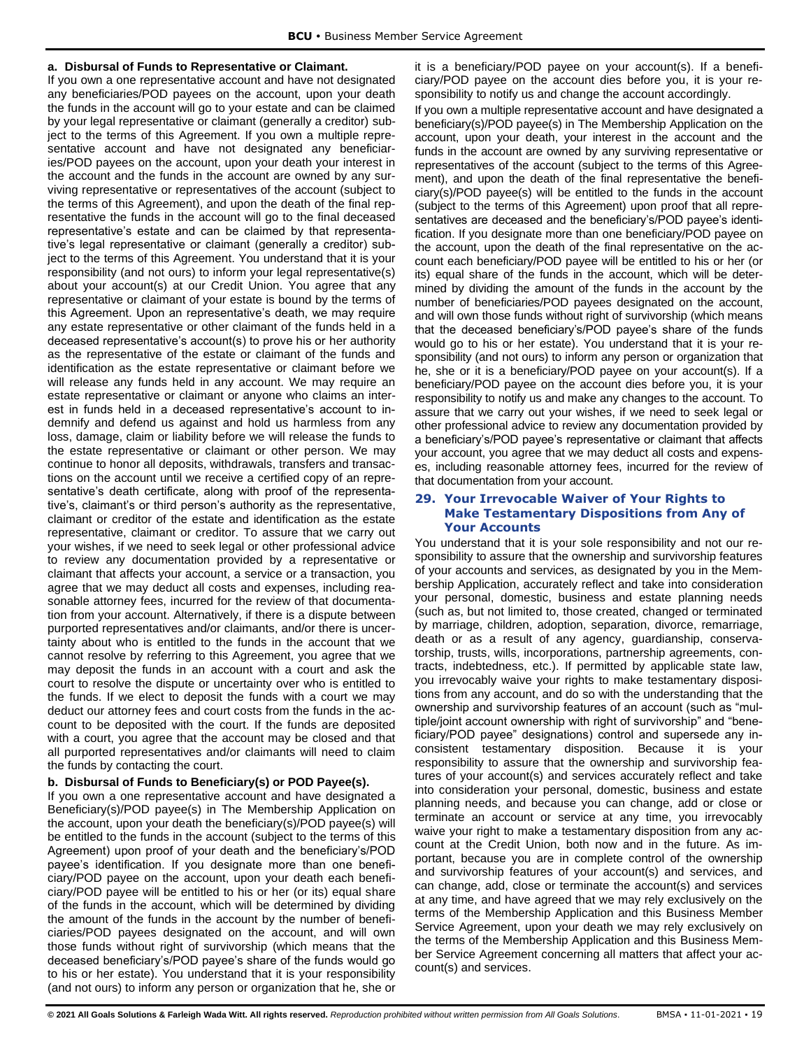**a. Disbursal of Funds to Representative or Claimant.**

If you own a one representative account and have not designated any beneficiaries/POD payees on the account, upon your death the funds in the account will go to your estate and can be claimed by your legal representative or claimant (generally a creditor) subject to the terms of this Agreement. If you own a multiple representative account and have not designated any beneficiaries/POD payees on the account, upon your death your interest in the account and the funds in the account are owned by any surviving representative or representatives of the account (subject to the terms of this Agreement), and upon the death of the final representative the funds in the account will go to the final deceased representative's estate and can be claimed by that representative's legal representative or claimant (generally a creditor) subject to the terms of this Agreement. You understand that it is your responsibility (and not ours) to inform your legal representative(s) about your account(s) at our Credit Union. You agree that any representative or claimant of your estate is bound by the terms of this Agreement. Upon an representative's death, we may require any estate representative or other claimant of the funds held in a deceased representative's account(s) to prove his or her authority as the representative of the estate or claimant of the funds and identification as the estate representative or claimant before we will release any funds held in any account. We may require an estate representative or claimant or anyone who claims an interest in funds held in a deceased representative's account to indemnify and defend us against and hold us harmless from any loss, damage, claim or liability before we will release the funds to the estate representative or claimant or other person. We may continue to honor all deposits, withdrawals, transfers and transactions on the account until we receive a certified copy of an representative's death certificate, along with proof of the representative's, claimant's or third person's authority as the representative, claimant or creditor of the estate and identification as the estate representative, claimant or creditor. To assure that we carry out your wishes, if we need to seek legal or other professional advice to review any documentation provided by a representative or claimant that affects your account, a service or a transaction, you agree that we may deduct all costs and expenses, including reasonable attorney fees, incurred for the review of that documentation from your account. Alternatively, if there is a dispute between purported representatives and/or claimants, and/or there is uncertainty about who is entitled to the funds in the account that we cannot resolve by referring to this Agreement, you agree that we may deposit the funds in an account with a court and ask the court to resolve the dispute or uncertainty over who is entitled to the funds. If we elect to deposit the funds with a court we may deduct our attorney fees and court costs from the funds in the account to be deposited with the court. If the funds are deposited with a court, you agree that the account may be closed and that all purported representatives and/or claimants will need to claim the funds by contacting the court.

**b. Disbursal of Funds to Beneficiary(s) or POD Payee(s).**

If you own a one representative account and have designated a Beneficiary(s)/POD payee(s) in The Membership Application on the account, upon your death the beneficiary(s)/POD payee(s) will be entitled to the funds in the account (subject to the terms of this Agreement) upon proof of your death and the beneficiary's/POD payee's identification. If you designate more than one beneficiary/POD payee on the account, upon your death each beneficiary/POD payee will be entitled to his or her (or its) equal share of the funds in the account, which will be determined by dividing the amount of the funds in the account by the number of beneficiaries/POD payees designated on the account, and will own those funds without right of survivorship (which means that the deceased beneficiary's/POD payee's share of the funds would go to his or her estate). You understand that it is your responsibility (and not ours) to inform any person or organization that he, she or it is a beneficiary/POD payee on your account(s). If a beneficiary/POD payee on the account dies before you, it is your responsibility to notify us and change the account accordingly.

If you own a multiple representative account and have designated a beneficiary(s)/POD payee(s) in The Membership Application on the account, upon your death, your interest in the account and the funds in the account are owned by any surviving representative or representatives of the account (subject to the terms of this Agreement), and upon the death of the final representative the beneficiary(s)/POD payee(s) will be entitled to the funds in the account (subject to the terms of this Agreement) upon proof that all representatives are deceased and the beneficiary's/POD payee's identification. If you designate more than one beneficiary/POD payee on the account, upon the death of the final representative on the account each beneficiary/POD payee will be entitled to his or her (or its) equal share of the funds in the account, which will be determined by dividing the amount of the funds in the account by the number of beneficiaries/POD payees designated on the account, and will own those funds without right of survivorship (which means that the deceased beneficiary's/POD payee's share of the funds would go to his or her estate). You understand that it is your responsibility (and not ours) to inform any person or organization that he, she or it is a beneficiary/POD payee on your account(s). If a beneficiary/POD payee on the account dies before you, it is your responsibility to notify us and make any changes to the account. To assure that we carry out your wishes, if we need to seek legal or other professional advice to review any documentation provided by a beneficiary's/POD payee's representative or claimant that affects your account, you agree that we may deduct all costs and expenses, including reasonable attorney fees, incurred for the review of that documentation from your account.

## 29. Your Irrevocable Waiver of Your Rights to Make Testamentary Dispositions from Any of Your Accounts

You understand that it is your sole responsibility and not our responsibility to assure that the ownership and survivorship features of your accounts and services, as designated by you in the Membership Application, accurately reflect and take into consideration your personal, domestic, business and estate planning needs (such as, but not limited to, those created, changed or terminated by marriage, children, adoption, separation, divorce, remarriage, death or as a result of any agency, guardianship, conservatorship, trusts, wills, incorporations, partnership agreements, contracts, indebtedness, etc.). If permitted by applicable state law, you irrevocably waive your rights to make testamentary dispositions from any account, and do so with the understanding that the ownership and survivorship features of an account (such as "multiple/joint account ownership with right of survivorship" and "beneficiary/POD payee" designations) control and supersede any inconsistent testamentary disposition. Because it is your responsibility to assure that the ownership and survivorship features of your account(s) and services accurately reflect and take into consideration your personal, domestic, business and estate planning needs, and because you can change, add or close or terminate an account or service at any time, you irrevocably waive your right to make a testamentary disposition from any account at the Credit Union, both now and in the future. As important, because you are in complete control of the ownership and survivorship features of your account(s) and services, and can change, add, close or terminate the account(s) and services at any time, and have agreed that we may rely exclusively on the terms of the Membership Application and this Business Member Service Agreement, upon your death we may rely exclusively on the terms of the Membership Application and this Business Member Service Agreement concerning all matters that affect your account(s) and services.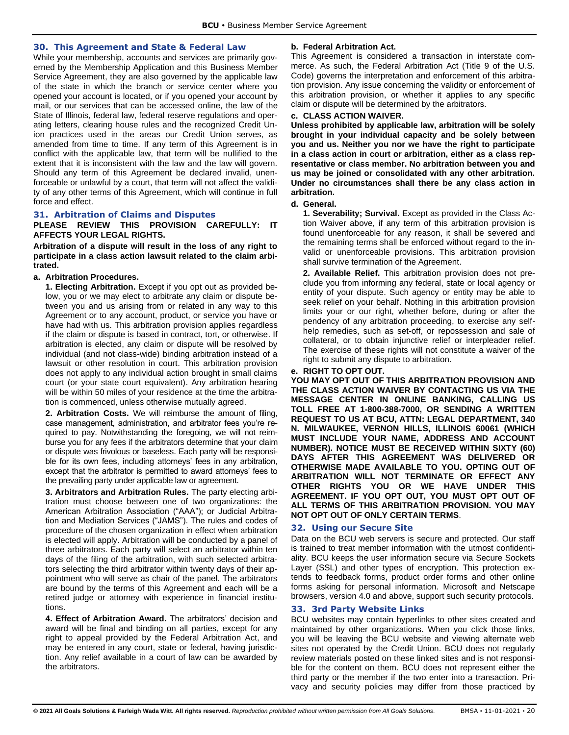## 30. This Agreement and State & Federal Law

While your membership, accounts and services are primarily governed by the Membership Application and this Business Member Service Agreement, they are also governed by the applicable law of the state in which the branch or service center where you opened your account is located, or if you opened your account by mail, or our services that can be accessed online, the law of the State of Illinois, federal law, federal reserve regulations and operating letters, clearing house rules and the recognized Credit Union practices used in the areas our Credit Union serves, as amended from time to time. If any term of this Agreement is in conflict with the applicable law, that term will be nullified to the extent that it is inconsistent with the law and the law will govern. Should any term of this Agreement be declared invalid, unenforceable or unlawful by a court, that term will not affect the validity of any other terms of this Agreement, which will continue in full force and effect.

## 31. Arbitration of Claims and Disputes

**PLEASE REVIEW THIS PROVISION CAREFULLY: IT AFFECTS YOUR LEGAL RIGHTS.**

**Arbitration of a dispute will result in the loss of any right to participate in a class action lawsuit related to the claim arbitrated.**

**a. Arbitration Procedures.**

**1. Electing Arbitration.** Except if you opt out as provided below, you or we may elect to arbitrate any claim or dispute between you and us arising from or related in any way to this Agreement or to any account, product, or service you have or have had with us. This arbitration provision applies regardless if the claim or dispute is based in contract, tort, or otherwise. If arbitration is elected, any claim or dispute will be resolved by individual (and not class-wide) binding arbitration instead of a lawsuit or other resolution in court. This arbitration provision does not apply to any individual action brought in small claims court (or your state court equivalent). Any arbitration hearing will be within 50 miles of your residence at the time the arbitration is commenced, unless otherwise mutually agreed.

**2. Arbitration Costs.** We will reimburse the amount of filing, case management, administration, and arbitrator fees you're required to pay. Notwithstanding the foregoing, we will not reimburse you for any fees if the arbitrators determine that your claim or dispute was frivolous or baseless. Each party will be responsible for its own fees, including attorneys' fees in any arbitration, except that the arbitrator is permitted to award attorneys' fees to the prevailing party under applicable law or agreement.

**3. Arbitrators and Arbitration Rules.** The party electing arbitration must choose between one of two organizations: the American Arbitration Association ("AAA"); or Judicial Arbitration and Mediation Services ("JAMS"). The rules and codes of procedure of the chosen organization in effect when arbitration is elected will apply. Arbitration will be conducted by a panel of three arbitrators. Each party will select an arbitrator within ten days of the filing of the arbitration, with such selected arbitrators selecting the third arbitrator within twenty days of their appointment who will serve as chair of the panel. The arbitrators are bound by the terms of this Agreement and each will be a retired judge or attorney with experience in financial institutions.

**4. Effect of Arbitration Award.** The arbitrators' decision and award will be final and binding on all parties, except for any right to appeal provided by the Federal Arbitration Act, and may be entered in any court, state or federal, having jurisdiction. Any relief available in a court of law can be awarded by the arbitrators.

**b. Federal Arbitration Act.**

This Agreement is considered a transaction in interstate commerce. As such, the Federal Arbitration Act (Title 9 of the U.S. Code) governs the interpretation and enforcement of this arbitration provision. Any issue concerning the validity or enforcement of this arbitration provision, or whether it applies to any specific claim or dispute will be determined by the arbitrators.

**c. CLASS ACTION WAIVER.**

**Unless prohibited by applicable law, arbitration will be solely brought in your individual capacity and be solely between you and us. Neither you nor we have the right to participate in a class action in court or arbitration, either as a class representative or class member. No arbitration between you and us may be joined or consolidated with any other arbitration. Under no circumstances shall there be any class action in arbitration.**

**d. General.**

**1. Severability; Survival.** Except as provided in the Class Action Waiver above, if any term of this arbitration provision is found unenforceable for any reason, it shall be severed and the remaining terms shall be enforced without regard to the invalid or unenforceable provisions. This arbitration provision shall survive termination of the Agreement.

**2. Available Relief.** This arbitration provision does not preclude you from informing any federal, state or local agency or entity of your dispute. Such agency or entity may be able to seek relief on your behalf. Nothing in this arbitration provision limits your or our right, whether before, during or after the pendency of any arbitration proceeding, to exercise any self-help remedies, such as set-off, or repossession and sale of collateral, or to obtain injunctive relief or interpleader relief. The exercise of these rights will not constitute a waiver of the right to submit any dispute to arbitration.

**e. RIGHT TO OPT OUT.**

**YOU MAY OPT OUT OF THIS ARBITRATION PROVISION AND THE CLASS ACTION WAIVER BY CONTACTING US VIA THE MESSAGE CENTER IN ONLINE BANKING, CALLING US TOLL FREE AT 1-800-388-7000, OR SENDING A WRITTEN REQUEST TO US AT BCU, ATTN: LEGAL DEPARTMENT, 340 N. MILWAUKEE, VERNON HILLS, ILLINOIS 60061 (WHICH MUST INCLUDE YOUR NAME, ADDRESS AND ACCOUNT NUMBER). NOTICE MUST BE RECEIVED WITHIN SIXTY (60) DAYS AFTER THIS AGREEMENT WAS DELIVERED OR OTHERWISE MADE AVAILABLE TO YOU. OPTING OUT OF ARBITRATION WILL NOT TERMINATE OR EFFECT ANY OTHER RIGHTS YOU OR WE HAVE UNDER THIS AGREEMENT. IF YOU OPT OUT, YOU MUST OPT OUT OF ALL TERMS OF THIS ARBITRATION PROVISION. YOU MAY NOT OPT OUT OF ONLY CERTAIN TERMS**.

## 32. Using our Secure Site

Data on the BCU web servers is secure and protected. Our staff is trained to treat member information with the utmost confidentiality. BCU keeps the user information secure via Secure Sockets Layer (SSL) and other types of encryption. This protection extends to feedback forms, product order forms and other online forms asking for personal information. Microsoft and Netscape browsers, version 4.0 and above, support such security protocols.

## 33. 3rd Party Website Links

BCU websites may contain hyperlinks to other sites created and maintained by other organizations. When you click those links, you will be leaving the BCU website and viewing alternate web sites not operated by the Credit Union. BCU does not regularly review materials posted on these linked sites and is not responsible for the content on them. BCU does not represent either the third party or the member if the two enter into a transaction. Privacy and security policies may differ from those practiced by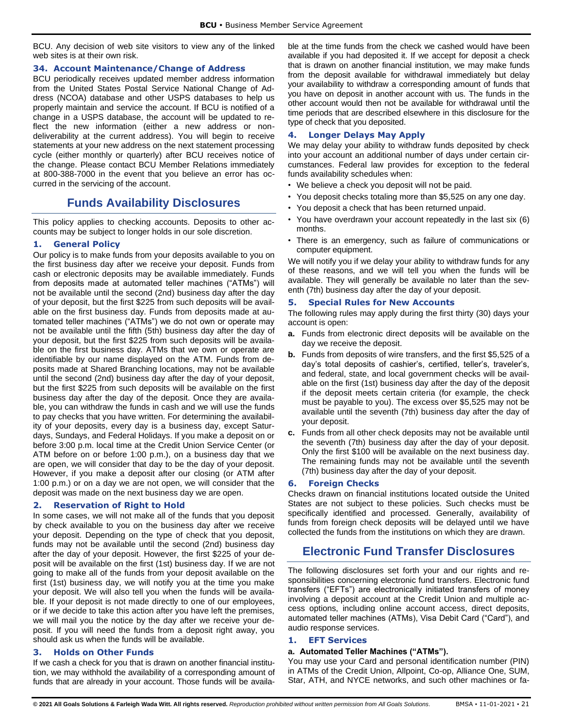BCU. Any decision of web site visitors to view any of the linked web sites is at their own risk.

### 34. Account Maintenance/Change of Address

BCU periodically receives updated member address information from the United States Postal Service National Change of Address (NCOA) database and other USPS databases to help us properly maintain and service the account. If BCU is notified of a change in a USPS database, the account will be updated to reflect the new information (either a new address or non-deliverability at the current address). You will begin to receive statements at your new address on the next statement processing cycle (either monthly or quarterly) after BCU receives notice of the change. Please contact BCU Member Relations immediately at 800-388-7000 in the event that you believe an error has occurred in the servicing of the account.

## Funds Availability Disclosures

This policy applies to checking accounts. Deposits to other accounts may be subject to longer holds in our sole discretion.

### 1. General Policy

Our policy is to make funds from your deposits available to you on the first business day after we receive your deposit. Funds from cash or electronic deposits may be available immediately. Funds from deposits made at automated teller machines ("ATMs") will not be available until the second (2nd) business day after the day of your deposit, but the first $225 from such deposits will be available on the first business day. Funds from deposits made at automated teller machines ("ATMs") we do not own or operate may not be available until the fifth (5th) business day after the day of your deposit, but the first $225 from such deposits will be available on the first business day. ATMs that we own or operate are identifiable by our name displayed on the ATM. Funds from deposits made at Shared Branching locations, may not be available until the second (2nd) business day after the day of your deposit, but the first $225 from such deposits will be available on the first business day after the day of the deposit. Once they are available, you can withdraw the funds in cash and we will use the funds to pay checks that you have written. For determining the availability of your deposits, every day is a business day, except Saturdays, Sundays, and Federal Holidays. If you make a deposit on or before 3:00 p.m. local time at the Credit Union Service Center (or ATM before on or before 1:00 p.m.), on a business day that we are open, we will consider that day to be the day of your deposit. However, if you make a deposit after our closing (or ATM after 1:00 p.m.) or on a day we are not open, we will consider that the deposit was made on the next business day we are open.

### 2. Reservation of Right to Hold

In some cases, we will not make all of the funds that you deposit by check available to you on the business day after we receive your deposit. Depending on the type of check that you deposit, funds may not be available until the second (2nd) business day after the day of your deposit. However, the first $225 of your deposit will be available on the first (1st) business day. If we are not going to make all of the funds from your deposit available on the first (1st) business day, we will notify you at the time you make your deposit. We will also tell you when the funds will be available. If your deposit is not made directly to one of our employees, or if we decide to take this action after you have left the premises, we will mail you the notice by the day after we receive your deposit. If you will need the funds from a deposit right away, you should ask us when the funds will be available.

### 3. Holds on Other Funds

If we cash a check for you that is drawn on another financial institution, we may withhold the availability of a corresponding amount of funds that are already in your account. Those funds will be available at the time funds from the check we cashed would have been available if you had deposited it. If we accept for deposit a check that is drawn on another financial institution, we may make funds from the deposit available for withdrawal immediately but delay your availability to withdraw a corresponding amount of funds that you have on deposit in another account with us. The funds in the other account would then not be available for withdrawal until the time periods that are described elsewhere in this disclosure for the type of check that you deposited.

### 4. Longer Delays May Apply

We may delay your ability to withdraw funds deposited by check into your account an additional number of days under certain circumstances. Federal law provides for exception to the federal funds availability schedules when:

- We believe a check you deposit will not be paid.
- You deposit checks totaling more than $5,525 on any one day.
- You deposit a check that has been returned unpaid.
- You have overdrawn your account repeatedly in the last six (6) months.
- There is an emergency, such as failure of communications or computer equipment.

We will notify you if we delay your ability to withdraw funds for any of these reasons, and we will tell you when the funds will be available. They will generally be available no later than the seventh (7th) business day after the day of your deposit.

### 5. Special Rules for New Accounts

The following rules may apply during the first thirty (30) days your account is open:

**a.** Funds from electronic direct deposits will be available on the day we receive the deposit.

**b.** Funds from deposits of wire transfers, and the first $5,525 of a day's total deposits of cashier's, certified, teller's, traveler's, and federal, state, and local government checks will be available on the first (1st) business day after the day of the deposit if the deposit meets certain criteria (for example, the check must be payable to you). The excess over $5,525 may not be available until the seventh (7th) business day after the day of your deposit.

**c.** Funds from all other check deposits may not be available until the seventh (7th) business day after the day of your deposit. Only the first $100 will be available on the next business day. The remaining funds may not be available until the seventh (7th) business day after the day of your deposit.

### 6. Foreign Checks

Checks drawn on financial institutions located outside the United States are not subject to these policies. Such checks must be specifically identified and processed. Generally, availability of funds from foreign check deposits will be delayed until we have collected the funds from the institutions on which they are drawn.

## Electronic Fund Transfer Disclosures

The following disclosures set forth your and our rights and responsibilities concerning electronic fund transfers. Electronic fund transfers ("EFTs") are electronically initiated transfers of money involving a deposit account at the Credit Union and multiple access options, including online account access, direct deposits, automated teller machines (ATMs), Visa Debit Card ("Card"), and audio response services.

### 1. EFT Services

**a. Automated Teller Machines ("ATMs").**

You may use your Card and personal identification number (PIN) in ATMs of the Credit Union, Allpoint, Co-op, Alliance One, SUM, Star, ATH, and NYCE networks, and such other machines or fa-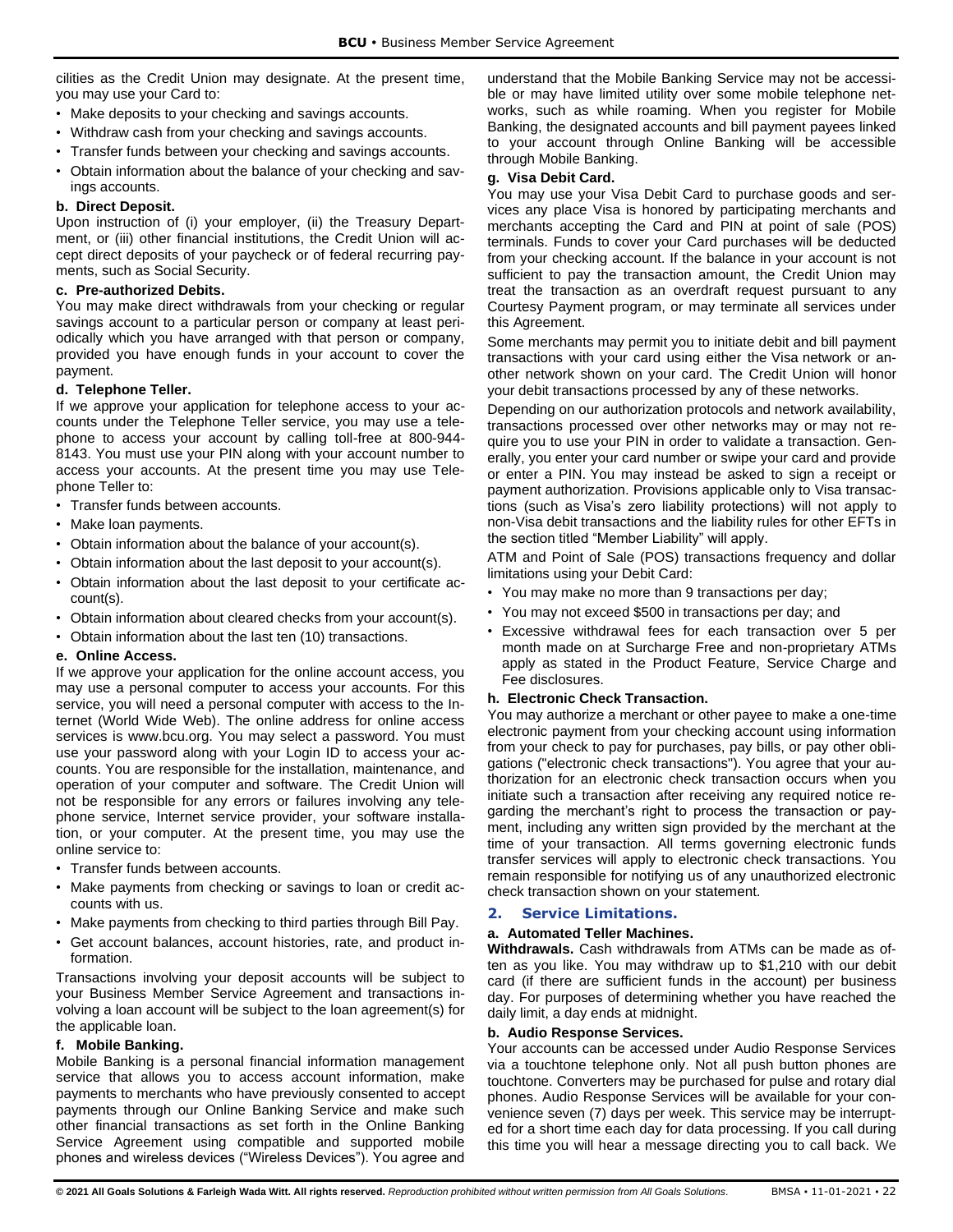cilities as the Credit Union may designate. At the present time, you may use your Card to:

- Make deposits to your checking and savings accounts.
- Withdraw cash from your checking and savings accounts.
- Transfer funds between your checking and savings accounts.
- Obtain information about the balance of your checking and savings accounts.

**b. Direct Deposit.**

Upon instruction of (i) your employer, (ii) the Treasury Department, or (iii) other financial institutions, the Credit Union will accept direct deposits of your paycheck or of federal recurring payments, such as Social Security.

**c. Pre-authorized Debits.**

You may make direct withdrawals from your checking or regular savings account to a particular person or company at least periodically which you have arranged with that person or company, provided you have enough funds in your account to cover the payment.

**d. Telephone Teller.**

If we approve your application for telephone access to your accounts under the Telephone Teller service, you may use a telephone to access your account by calling toll-free at 800-944-8143. You must use your PIN along with your account number to access your accounts. At the present time you may use Telephone Teller to:

- Transfer funds between accounts.
- Make loan payments.
- Obtain information about the balance of your account(s).
- Obtain information about the last deposit to your account(s).
- Obtain information about the last deposit to your certificate account(s).
- Obtain information about cleared checks from your account(s).
- Obtain information about the last ten (10) transactions.

**e. Online Access.**

If we approve your application for the online account access, you may use a personal computer to access your accounts. For this service, you will need a personal computer with access to the Internet (World Wide Web). The online address for online access services is www.bcu.org. You may select a password. You must use your password along with your Login ID to access your accounts. You are responsible for the installation, maintenance, and operation of your computer and software. The Credit Union will not be responsible for any errors or failures involving any telephone service, Internet service provider, your software installation, or your computer. At the present time, you may use the online service to:

- Transfer funds between accounts.
- Make payments from checking or savings to loan or credit accounts with us.
- Make payments from checking to third parties through Bill Pay.
- Get account balances, account histories, rate, and product information.

Transactions involving your deposit accounts will be subject to your Business Member Service Agreement and transactions involving a loan account will be subject to the loan agreement(s) for the applicable loan.

**f. Mobile Banking.**

Mobile Banking is a personal financial information management service that allows you to access account information, make payments to merchants who have previously consented to accept payments through our Online Banking Service and make such other financial transactions as set forth in the Online Banking Service Agreement using compatible and supported mobile phones and wireless devices ("Wireless Devices"). You agree and understand that the Mobile Banking Service may not be accessible or may have limited utility over some mobile telephone networks, such as while roaming. When you register for Mobile Banking, the designated accounts and bill payment payees linked to your account through Online Banking will be accessible through Mobile Banking.

**g. Visa Debit Card.**

You may use your Visa Debit Card to purchase goods and services any place Visa is honored by participating merchants and merchants accepting the Card and PIN at point of sale (POS) terminals. Funds to cover your Card purchases will be deducted from your checking account. If the balance in your account is not sufficient to pay the transaction amount, the Credit Union may treat the transaction as an overdraft request pursuant to any Courtesy Payment program, or may terminate all services under this Agreement.

Some merchants may permit you to initiate debit and bill payment transactions with your card using either the Visa network or another network shown on your card. The Credit Union will honor your debit transactions processed by any of these networks.

Depending on our authorization protocols and network availability, transactions processed over other networks may or may not require you to use your PIN in order to validate a transaction. Generally, you enter your card number or swipe your card and provide or enter a PIN. You may instead be asked to sign a receipt or payment authorization. Provisions applicable only to Visa transactions (such as Visa's zero liability protections) will not apply to non-Visa debit transactions and the liability rules for other EFTs in the section titled "Member Liability" will apply.

ATM and Point of Sale (POS) transactions frequency and dollar limitations using your Debit Card:

- You may make no more than 9 transactions per day;
- You may not exceed $500 in transactions per day; and
- Excessive withdrawal fees for each transaction over 5 per month made on at Surcharge Free and non-proprietary ATMs apply as stated in the Product Feature, Service Charge and Fee disclosures.

**h. Electronic Check Transaction.**

You may authorize a merchant or other payee to make a one-time electronic payment from your checking account using information from your check to pay for purchases, pay bills, or pay other obligations ("electronic check transactions"). You agree that your authorization for an electronic check transaction occurs when you initiate such a transaction after receiving any required notice regarding the merchant's right to process the transaction or payment, including any written sign provided by the merchant at the time of your transaction. All terms governing electronic funds transfer services will apply to electronic check transactions. You remain responsible for notifying us of any unauthorized electronic check transaction shown on your statement.

## 2. Service Limitations.

**a. Automated Teller Machines.**

**Withdrawals.** Cash withdrawals from ATMs can be made as often as you like. You may withdraw up to $1,210 with our debit card (if there are sufficient funds in the account) per business day. For purposes of determining whether you have reached the daily limit, a day ends at midnight.

**b. Audio Response Services.**

Your accounts can be accessed under Audio Response Services via a touchtone telephone only. Not all push button phones are touchtone. Converters may be purchased for pulse and rotary dial phones. Audio Response Services will be available for your convenience seven (7) days per week. This service may be interrupted for a short time each day for data processing. If you call during this time you will hear a message directing you to call back. We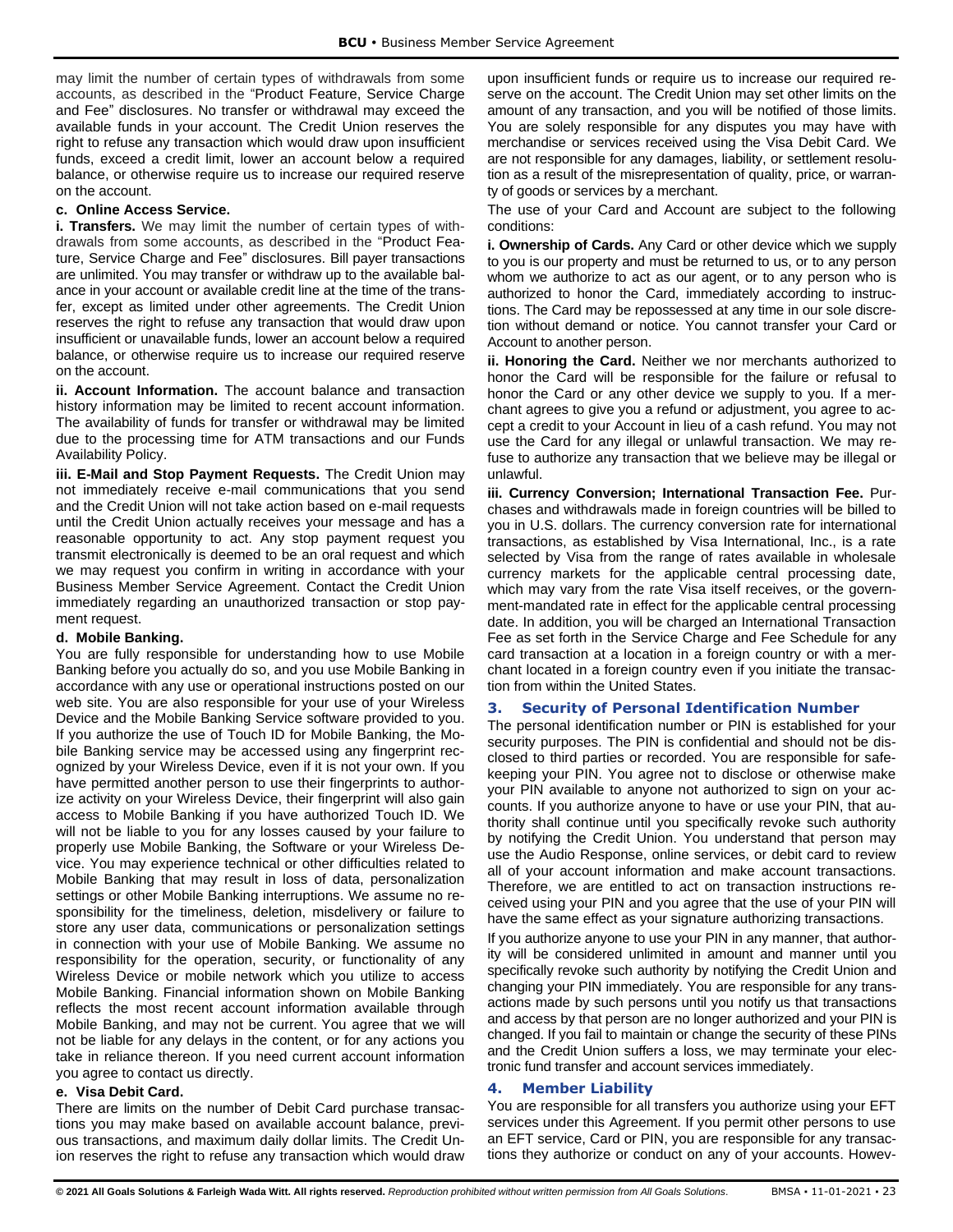may limit the number of certain types of withdrawals from some accounts, as described in the "Product Feature, Service Charge and Fee" disclosures. No transfer or withdrawal may exceed the available funds in your account. The Credit Union reserves the right to refuse any transaction which would draw upon insufficient funds, exceed a credit limit, lower an account below a required balance, or otherwise require us to increase our required reserve on the account.

**c. Online Access Service.**

**i. Transfers.** We may limit the number of certain types of withdrawals from some accounts, as described in the "Product Feature, Service Charge and Fee" disclosures. Bill payer transactions are unlimited. You may transfer or withdraw up to the available balance in your account or available credit line at the time of the transfer, except as limited under other agreements. The Credit Union reserves the right to refuse any transaction that would draw upon insufficient or unavailable funds, lower an account below a required balance, or otherwise require us to increase our required reserve on the account.

**ii. Account Information.** The account balance and transaction history information may be limited to recent account information. The availability of funds for transfer or withdrawal may be limited due to the processing time for ATM transactions and our Funds Availability Policy.

**iii. E-Mail and Stop Payment Requests.** The Credit Union may not immediately receive e-mail communications that you send and the Credit Union will not take action based on e-mail requests until the Credit Union actually receives your message and has a reasonable opportunity to act. Any stop payment request you transmit electronically is deemed to be an oral request and which we may request you confirm in writing in accordance with your Business Member Service Agreement. Contact the Credit Union immediately regarding an unauthorized transaction or stop payment request.

**d. Mobile Banking.**

You are fully responsible for understanding how to use Mobile Banking before you actually do so, and you use Mobile Banking in accordance with any use or operational instructions posted on our web site. You are also responsible for your use of your Wireless Device and the Mobile Banking Service software provided to you. If you authorize the use of Touch ID for Mobile Banking, the Mobile Banking service may be accessed using any fingerprint recognized by your Wireless Device, even if it is not your own. If you have permitted another person to use their fingerprints to authorize activity on your Wireless Device, their fingerprint will also gain access to Mobile Banking if you have authorized Touch ID. We will not be liable to you for any losses caused by your failure to properly use Mobile Banking, the Software or your Wireless Device. You may experience technical or other difficulties related to Mobile Banking that may result in loss of data, personalization settings or other Mobile Banking interruptions. We assume no responsibility for the timeliness, deletion, misdelivery or failure to store any user data, communications or personalization settings in connection with your use of Mobile Banking. We assume no responsibility for the operation, security, or functionality of any Wireless Device or mobile network which you utilize to access Mobile Banking. Financial information shown on Mobile Banking reflects the most recent account information available through Mobile Banking, and may not be current. You agree that we will not be liable for any delays in the content, or for any actions you take in reliance thereon. If you need current account information you agree to contact us directly.

**e. Visa Debit Card.**

There are limits on the number of Debit Card purchase transactions you may make based on available account balance, previous transactions, and maximum daily dollar limits. The Credit Union reserves the right to refuse any transaction which would draw upon insufficient funds or require us to increase our required reserve on the account. The Credit Union may set other limits on the amount of any transaction, and you will be notified of those limits. You are solely responsible for any disputes you may have with merchandise or services received using the Visa Debit Card. We are not responsible for any damages, liability, or settlement resolution as a result of the misrepresentation of quality, price, or warranty of goods or services by a merchant.

The use of your Card and Account are subject to the following conditions:

**i. Ownership of Cards.** Any Card or other device which we supply to you is our property and must be returned to us, or to any person whom we authorize to act as our agent, or to any person who is authorized to honor the Card, immediately according to instructions. The Card may be repossessed at any time in our sole discretion without demand or notice. You cannot transfer your Card or Account to another person.

**ii. Honoring the Card.** Neither we nor merchants authorized to honor the Card will be responsible for the failure or refusal to honor the Card or any other device we supply to you. If a merchant agrees to give you a refund or adjustment, you agree to accept a credit to your Account in lieu of a cash refund. You may not use the Card for any illegal or unlawful transaction. We may refuse to authorize any transaction that we believe may be illegal or unlawful.

**iii. Currency Conversion; International Transaction Fee.** Purchases and withdrawals made in foreign countries will be billed to you in U.S. dollars. The currency conversion rate for international transactions, as established by Visa International, Inc., is a rate selected by Visa from the range of rates available in wholesale currency markets for the applicable central processing date, which may vary from the rate Visa itself receives, or the government-mandated rate in effect for the applicable central processing date. In addition, you will be charged an International Transaction Fee as set forth in the Service Charge and Fee Schedule for any card transaction at a location in a foreign country or with a merchant located in a foreign country even if you initiate the transaction from within the United States.

## 3. Security of Personal Identification Number

The personal identification number or PIN is established for your security purposes. The PIN is confidential and should not be disclosed to third parties or recorded. You are responsible for safekeeping your PIN. You agree not to disclose or otherwise make your PIN available to anyone not authorized to sign on your accounts. If you authorize anyone to have or use your PIN, that authority shall continue until you specifically revoke such authority by notifying the Credit Union. You understand that person may use the Audio Response, online services, or debit card to review all of your account information and make account transactions. Therefore, we are entitled to act on transaction instructions received using your PIN and you agree that the use of your PIN will have the same effect as your signature authorizing transactions.

If you authorize anyone to use your PIN in any manner, that authority will be considered unlimited in amount and manner until you specifically revoke such authority by notifying the Credit Union and changing your PIN immediately. You are responsible for any transactions made by such persons until you notify us that transactions and access by that person are no longer authorized and your PIN is changed. If you fail to maintain or change the security of these PINs and the Credit Union suffers a loss, we may terminate your electronic fund transfer and account services immediately.

## 4. Member Liability

You are responsible for all transfers you authorize using your EFT services under this Agreement. If you permit other persons to use an EFT service, Card or PIN, you are responsible for any transactions they authorize or conduct on any of your accounts. Howev-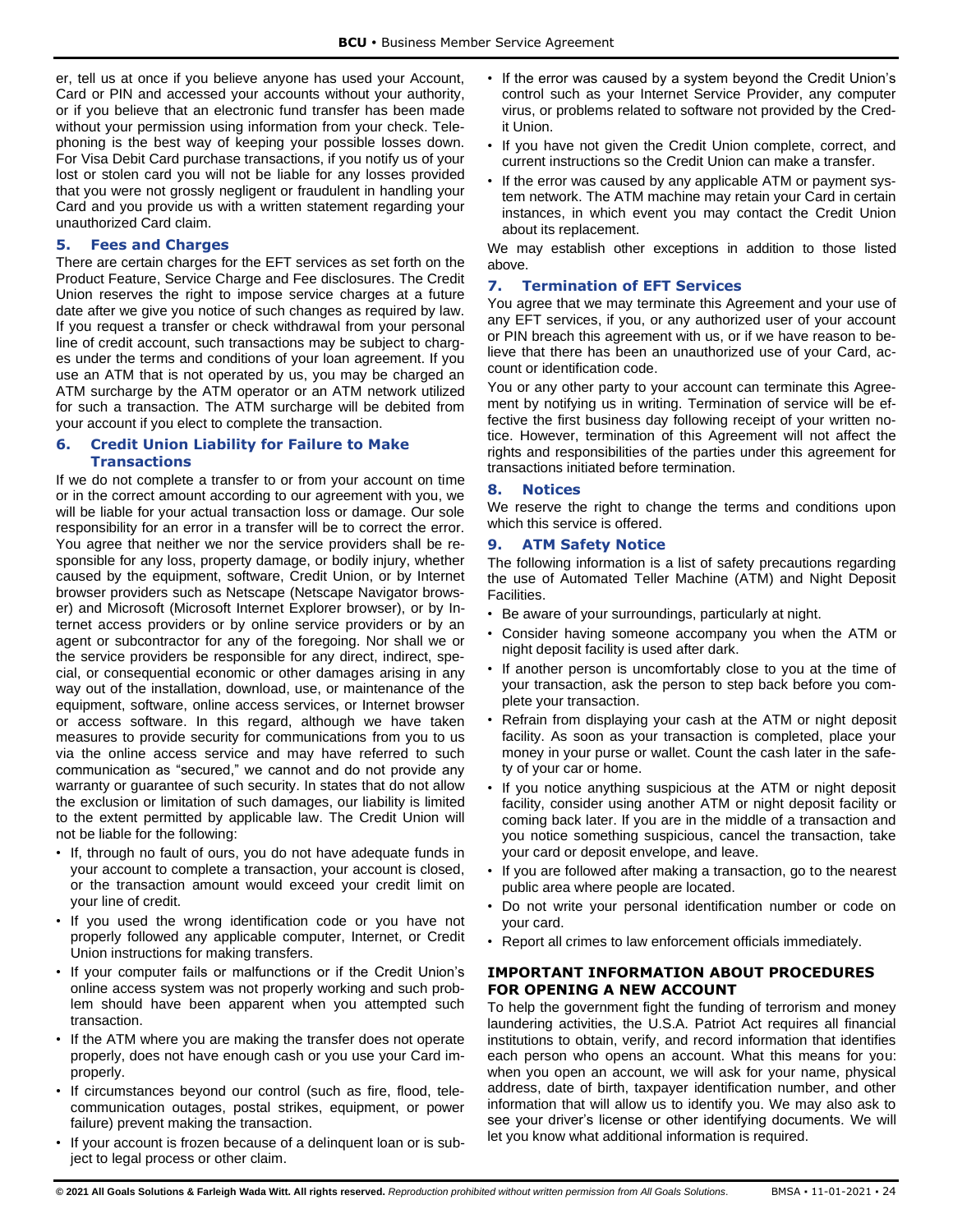er, tell us at once if you believe anyone has used your Account, Card or PIN and accessed your accounts without your authority, or if you believe that an electronic fund transfer has been made without your permission using information from your check. Telephoning is the best way of keeping your possible losses down. For Visa Debit Card purchase transactions, if you notify us of your lost or stolen card you will not be liable for any losses provided that you were not grossly negligent or fraudulent in handling your Card and you provide us with a written statement regarding your unauthorized Card claim.

### 5. Fees and Charges

There are certain charges for the EFT services as set forth on the Product Feature, Service Charge and Fee disclosures. The Credit Union reserves the right to impose service charges at a future date after we give you notice of such changes as required by law. If you request a transfer or check withdrawal from your personal line of credit account, such transactions may be subject to charges under the terms and conditions of your loan agreement. If you use an ATM that is not operated by us, you may be charged an ATM surcharge by the ATM operator or an ATM network utilized for such a transaction. The ATM surcharge will be debited from your account if you elect to complete the transaction.

### 6. Credit Union Liability for Failure to Make Transactions

If we do not complete a transfer to or from your account on time or in the correct amount according to our agreement with you, we will be liable for your actual transaction loss or damage. Our sole responsibility for an error in a transfer will be to correct the error. You agree that neither we nor the service providers shall be responsible for any loss, property damage, or bodily injury, whether caused by the equipment, software, Credit Union, or by Internet browser providers such as Netscape (Netscape Navigator browser) and Microsoft (Microsoft Internet Explorer browser), or by Internet access providers or by online service providers or by an agent or subcontractor for any of the foregoing. Nor shall we or the service providers be responsible for any direct, indirect, special, or consequential economic or other damages arising in any way out of the installation, download, use, or maintenance of the equipment, software, online access services, or Internet browser or access software. In this regard, although we have taken measures to provide security for communications from you to us via the online access service and may have referred to such communication as "secured," we cannot and do not provide any warranty or guarantee of such security. In states that do not allow the exclusion or limitation of such damages, our liability is limited to the extent permitted by applicable law. The Credit Union will not be liable for the following:

- If, through no fault of ours, you do not have adequate funds in your account to complete a transaction, your account is closed, or the transaction amount would exceed your credit limit on your line of credit.
- If you used the wrong identification code or you have not properly followed any applicable computer, Internet, or Credit Union instructions for making transfers.
- If your computer fails or malfunctions or if the Credit Union's online access system was not properly working and such problem should have been apparent when you attempted such transaction.
- If the ATM where you are making the transfer does not operate properly, does not have enough cash or you use your Card improperly.
- If circumstances beyond our control (such as fire, flood, telecommunication outages, postal strikes, equipment, or power failure) prevent making the transaction.
- If your account is frozen because of a delinquent loan or is subject to legal process or other claim.
- If the error was caused by a system beyond the Credit Union's control such as your Internet Service Provider, any computer virus, or problems related to software not provided by the Credit Union.
- If you have not given the Credit Union complete, correct, and current instructions so the Credit Union can make a transfer.
- If the error was caused by any applicable ATM or payment system network. The ATM machine may retain your Card in certain instances, in which event you may contact the Credit Union about its replacement.

We may establish other exceptions in addition to those listed above.

### 7. Termination of EFT Services

You agree that we may terminate this Agreement and your use of any EFT services, if you, or any authorized user of your account or PIN breach this agreement with us, or if we have reason to believe that there has been an unauthorized use of your Card, account or identification code.

You or any other party to your account can terminate this Agreement by notifying us in writing. Termination of service will be effective the first business day following receipt of your written notice. However, termination of this Agreement will not affect the rights and responsibilities of the parties under this agreement for transactions initiated before termination.

### 8. Notices

We reserve the right to change the terms and conditions upon which this service is offered.

### 9. ATM Safety Notice

The following information is a list of safety precautions regarding the use of Automated Teller Machine (ATM) and Night Deposit Facilities.

- Be aware of your surroundings, particularly at night.
- Consider having someone accompany you when the ATM or night deposit facility is used after dark.
- If another person is uncomfortably close to you at the time of your transaction, ask the person to step back before you complete your transaction.
- Refrain from displaying your cash at the ATM or night deposit facility. As soon as your transaction is completed, place your money in your purse or wallet. Count the cash later in the safety of your car or home.
- If you notice anything suspicious at the ATM or night deposit facility, consider using another ATM or night deposit facility or coming back later. If you are in the middle of a transaction and you notice something suspicious, cancel the transaction, take your card or deposit envelope, and leave.
- If you are followed after making a transaction, go to the nearest public area where people are located.
- Do not write your personal identification number or code on your card.
- Report all crimes to law enforcement officials immediately.

## IMPORTANT INFORMATION ABOUT PROCEDURES FOR OPENING A NEW ACCOUNT

To help the government fight the funding of terrorism and money laundering activities, the U.S.A. Patriot Act requires all financial institutions to obtain, verify, and record information that identifies each person who opens an account. What this means for you: when you open an account, we will ask for your name, physical address, date of birth, taxpayer identification number, and other information that will allow us to identify you. We may also ask to see your driver's license or other identifying documents. We will let you know what additional information is required.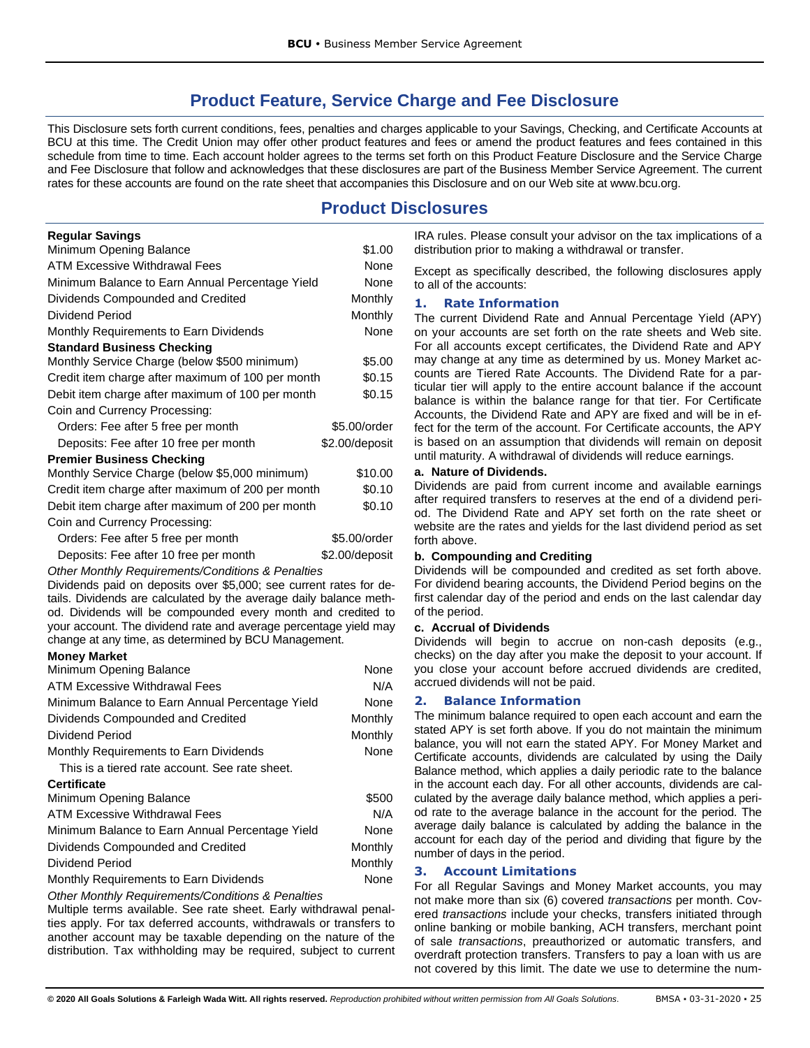# Product Feature, Service Charge and Fee Disclosure

This Disclosure sets forth current conditions, fees, penalties and charges applicable to your Savings, Checking, and Certificate Accounts at BCU at this time. The Credit Union may offer other product features and fees or amend the product features and fees contained in this schedule from time to time. Each account holder agrees to the terms set forth on this Product Feature Disclosure and the Service Charge and Fee Disclosure that follow and acknowledges that these disclosures are part of the Business Member Service Agreement. The current rates for these accounts are found on the rate sheet that accompanies this Disclosure and on our Web site at www.bcu.org.

## Product Disclosures

**Regular Savings**

| | |
|---|---|
| Minimum Opening Balance | $1.00 |
| ATM Excessive Withdrawal Fees | None |
| Minimum Balance to Earn Annual Percentage Yield | None |
| Dividends Compounded and Credited | Monthly |
| Dividend Period | Monthly |
| Monthly Requirements to Earn Dividends | None |

**Standard Business Checking**

| | |
|---|---|
| Monthly Service Charge (below $500 minimum) | $5.00 |
| Credit item charge after maximum of 100 per month | $0.15 |
| Debit item charge after maximum of 100 per month | $0.15 |
| Coin and Currency Processing: | |
| Orders: Fee after 5 free per month | $5.00/order |
| Deposits: Fee after 10 free per month | $2.00/deposit |

**Premier Business Checking**

| | |
|---|---|
| Monthly Service Charge (below $5,000 minimum) | $10.00 |
| Credit item charge after maximum of 200 per month | $0.10 |
| Debit item charge after maximum of 200 per month | $0.10 |
| Coin and Currency Processing: | |
| Orders: Fee after 5 free per month | $5.00/order |
| Deposits: Fee after 10 free per month | $2.00/deposit |

*Other Monthly Requirements/Conditions & Penalties*

Dividends paid on deposits over $5,000; see current rates for details. Dividends are calculated by the average daily balance method. Dividends will be compounded every month and credited to your account. The dividend rate and average percentage yield may change at any time, as determined by BCU Management.

**Money Market**

| | |
|---|---|
| Minimum Opening Balance | None |
| ATM Excessive Withdrawal Fees | N/A |
| Minimum Balance to Earn Annual Percentage Yield | None |
| Dividends Compounded and Credited | Monthly |
| Dividend Period | Monthly |
| Monthly Requirements to Earn Dividends | None |

This is a tiered rate account. See rate sheet.

**Certificate**

| | |
|---|---|
| Minimum Opening Balance | $500 |
| ATM Excessive Withdrawal Fees | N/A |
| Minimum Balance to Earn Annual Percentage Yield | None |
| Dividends Compounded and Credited | Monthly |
| Dividend Period | Monthly |
| Monthly Requirements to Earn Dividends | None |

*Other Monthly Requirements/Conditions & Penalties*

Multiple terms available. See rate sheet. Early withdrawal penalties apply. For tax deferred accounts, withdrawals or transfers to another account may be taxable depending on the nature of the distribution. Tax withholding may be required, subject to current IRA rules. Please consult your advisor on the tax implications of a distribution prior to making a withdrawal or transfer.

Except as specifically described, the following disclosures apply to all of the accounts:

### 1. Rate Information

The current Dividend Rate and Annual Percentage Yield (APY) on your accounts are set forth on the rate sheets and Web site. For all accounts except certificates, the Dividend Rate and APY may change at any time as determined by us. Money Market accounts are Tiered Rate Accounts. The Dividend Rate for a particular tier will apply to the entire account balance if the account balance is within the balance range for that tier. For Certificate Accounts, the Dividend Rate and APY are fixed and will be in effect for the term of the account. For Certificate accounts, the APY is based on an assumption that dividends will remain on deposit until maturity. A withdrawal of dividends will reduce earnings.

**a. Nature of Dividends.**

Dividends are paid from current income and available earnings after required transfers to reserves at the end of a dividend period. The Dividend Rate and APY set forth on the rate sheet or website are the rates and yields for the last dividend period as set forth above.

**b. Compounding and Crediting**

Dividends will be compounded and credited as set forth above. For dividend bearing accounts, the Dividend Period begins on the first calendar day of the period and ends on the last calendar day of the period.

**c. Accrual of Dividends**

Dividends will begin to accrue on non-cash deposits (e.g., checks) on the day after you make the deposit to your account. If you close your account before accrued dividends are credited, accrued dividends will not be paid.

### 2. Balance Information

The minimum balance required to open each account and earn the stated APY is set forth above. If you do not maintain the minimum balance, you will not earn the stated APY. For Money Market and Certificate accounts, dividends are calculated by using the Daily Balance method, which applies a daily periodic rate to the balance in the account each day. For all other accounts, dividends are calculated by the average daily balance method, which applies a period rate to the average balance in the account for the period. The average daily balance is calculated by adding the balance in the account for each day of the period and dividing that figure by the number of days in the period.

### 3. Account Limitations

For all Regular Savings and Money Market accounts, you may not make more than six (6) covered *transactions* per month. Covered *transactions* include your checks, transfers initiated through online banking or mobile banking, ACH transfers, merchant point of sale *transactions*, preauthorized or automatic transfers, and overdraft protection transfers. Transfers to pay a loan with us are not covered by this limit. The date we use to determine the num-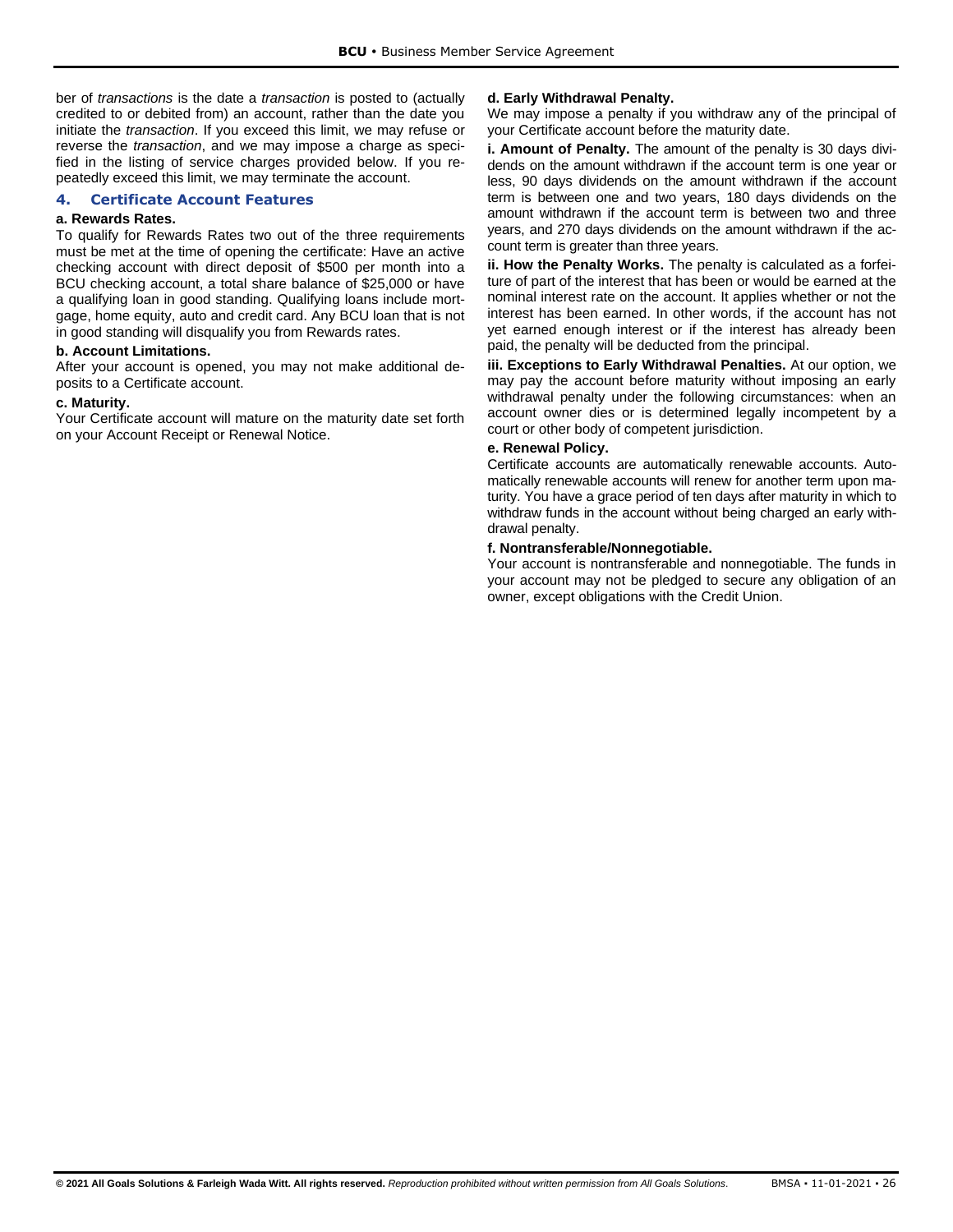ber of *transactions* is the date a *transaction* is posted to (actually credited to or debited from) an account, rather than the date you initiate the *transaction*. If you exceed this limit, we may refuse or reverse the *transaction*, and we may impose a charge as specified in the listing of service charges provided below. If you repeatedly exceed this limit, we may terminate the account.

## 4. Certificate Account Features

**a. Rewards Rates.**

To qualify for Rewards Rates two out of the three requirements must be met at the time of opening the certificate: Have an active checking account with direct deposit of $500 per month into a BCU checking account, a total share balance of $25,000 or have a qualifying loan in good standing. Qualifying loans include mortgage, home equity, auto and credit card. Any BCU loan that is not in good standing will disqualify you from Rewards rates.

**b. Account Limitations.**

After your account is opened, you may not make additional deposits to a Certificate account.

**c. Maturity.**

Your Certificate account will mature on the maturity date set forth on your Account Receipt or Renewal Notice.

**d. Early Withdrawal Penalty.**

We may impose a penalty if you withdraw any of the principal of your Certificate account before the maturity date.

**i. Amount of Penalty.** The amount of the penalty is 30 days dividends on the amount withdrawn if the account term is one year or less, 90 days dividends on the amount withdrawn if the account term is between one and two years, 180 days dividends on the amount withdrawn if the account term is between two and three years, and 270 days dividends on the amount withdrawn if the account term is greater than three years.

**ii. How the Penalty Works.** The penalty is calculated as a forfeiture of part of the interest that has been or would be earned at the nominal interest rate on the account. It applies whether or not the interest has been earned. In other words, if the account has not yet earned enough interest or if the interest has already been paid, the penalty will be deducted from the principal.

**iii. Exceptions to Early Withdrawal Penalties.** At our option, we may pay the account before maturity without imposing an early withdrawal penalty under the following circumstances: when an account owner dies or is determined legally incompetent by a court or other body of competent jurisdiction.

**e. Renewal Policy.**

Certificate accounts are automatically renewable accounts. Automatically renewable accounts will renew for another term upon maturity. You have a grace period of ten days after maturity in which to withdraw funds in the account without being charged an early withdrawal penalty.

**f. Nontransferable/Nonnegotiable.**

Your account is nontransferable and nonnegotiable. The funds in your account may not be pledged to secure any obligation of an owner, except obligations with the Credit Union.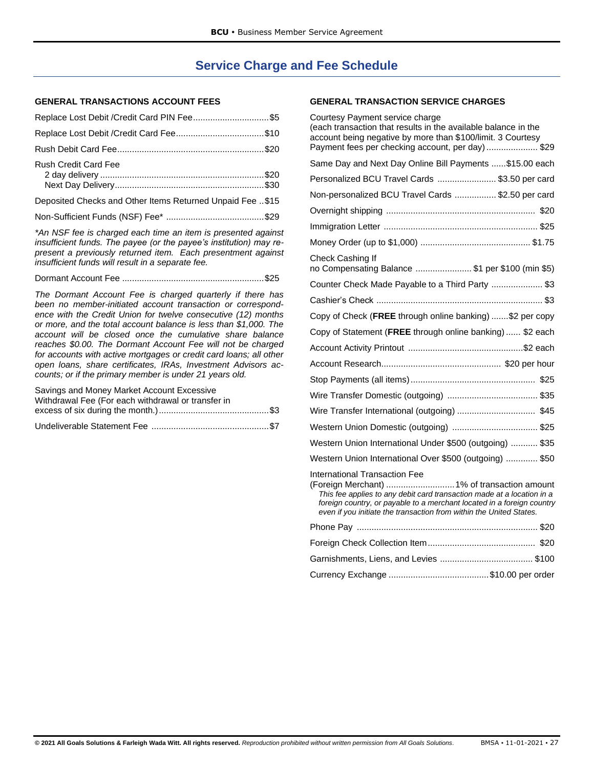## Service Charge and Fee Schedule

### GENERAL TRANSACTIONS ACCOUNT FEES

Replace Lost Debit /Credit Card PIN Fee...............................$5

Replace Lost Debit /Credit Card Fee....................................$10

Rush Debit Card Fee............................................................$20

Rush Credit Card Fee
2 day delivery ...................................................................$20
Next Day Delivery.............................................................$30

Deposited Checks and Other Items Returned Unpaid Fee ..$15

Non-Sufficient Funds (NSF) Fee* ........................................$29

*\*An NSF fee is charged each time an item is presented against insufficient funds. The payee (or the payee's institution) may re-present a previously returned item. Each presentment against insufficient funds will result in a separate fee.*

Dormant Account Fee ..........................................................$25

*The Dormant Account Fee is charged quarterly if there has been no member-initiated account transaction or correspondence with the Credit Union for twelve consecutive (12) months or more, and the total account balance is less than $1,000. The account will be closed once the cumulative share balance reaches $0.00. The Dormant Account Fee will not be charged for accounts with active mortgages or credit card loans; all other open loans, share certificates, IRAs, Investment Advisors accounts; or if the primary member is under 21 years old.*

Savings and Money Market Account Excessive Withdrawal Fee (For each withdrawal or transfer in excess of six during the month.).............................................$3

Undeliverable Statement Fee ................................................$7

### GENERAL TRANSACTION SERVICE CHARGES

Courtesy Payment service charge
(each transaction that results in the available balance in the account being negative by more than $100/limit. 3 Courtesy Payment fees per checking account, per day)..................... $29

Same Day and Next Day Online Bill Payments ......$15.00 each

Personalized BCU Travel Cards ........................ $3.50 per card

Non-personalized BCU Travel Cards ................. $2.50 per card

Overnight shipping ............................................................ $20

Immigration Letter ............................................................... $25

Money Order (up to $1,000) ............................................. $1.75

Check Cashing If no Compensating Balance ....................... $1 per $100 (min $5)

Counter Check Made Payable to a Third Party ..................... $3

Cashier's Check .................................................................... $3

Copy of Check (**FREE** through online banking) .......$2 per copy

Copy of Statement (**FREE** through online banking)...... $2 each

Account Activity Printout ...............................................$2 each

Account Research................................................. $20 per hour

Stop Payments (all items).................................................. $25

Wire Transfer Domestic (outgoing) ..................................... $35

Wire Transfer International (outgoing) ................................ $45

Western Union Domestic (outgoing) ................................... $25

Western Union International Under $500 (outgoing) ........... $35

Western Union International Over $500 (outgoing) ............. $50

International Transaction Fee
(Foreign Merchant) ............................1% of transaction amount
*This fee applies to any debit card transaction made at a location in a foreign country, or payable to a merchant located in a foreign country even if you initiate the transaction from within the United States.*

Phone Pay .......................................................................... $20

Foreign Check Collection Item............................................ $20

Garnishments, Liens, and Levies ...................................... $100

Currency Exchange .........................................$10.00 per order

**© 2021 All Goals Solutions & Farleigh Wada Witt. All rights reserved.** *Reproduction prohibited without written permission from All Goals Solutions.*